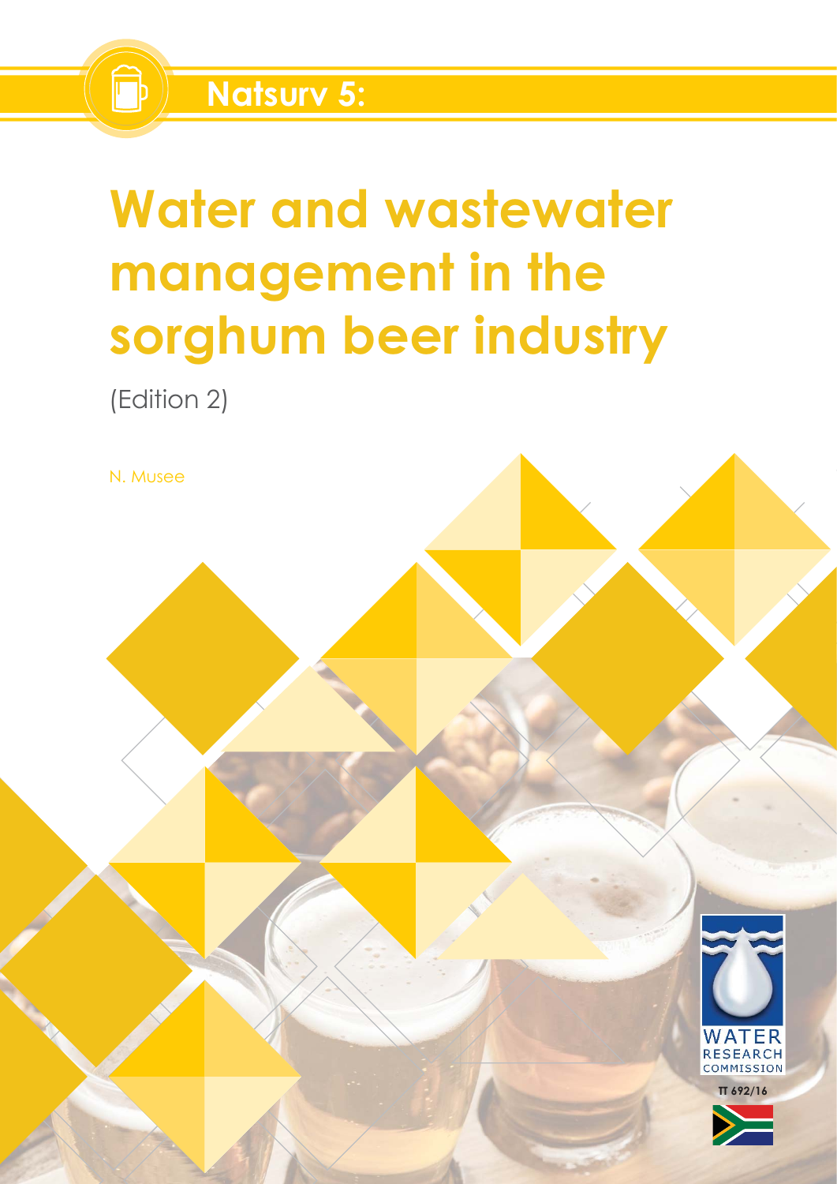# Natsurv 5:

# Water and wastewater management in the sorghum beer industry

(Edition 2)

N. Musee

WATER RESEARCH COMMISSION

TT 692/16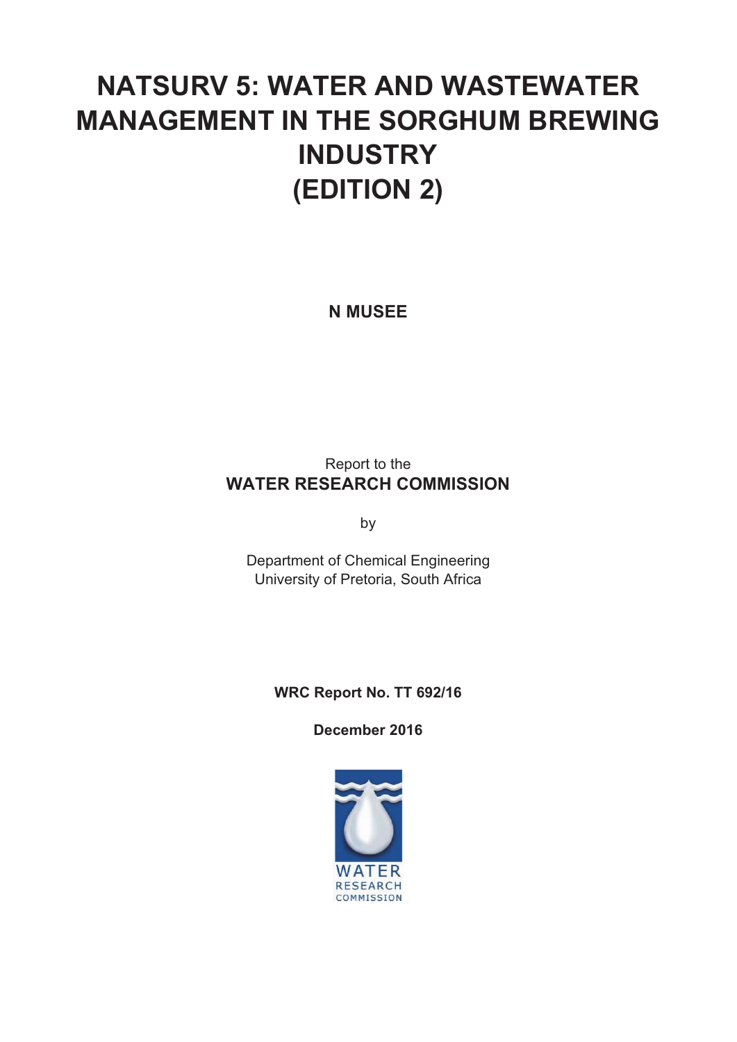# NATSURV 5: WATER AND WASTEWATER MANAGEMENT IN THE SORGHUM BREWING INDUSTRY (EDITION 2)

**N MUSEE**

Report to the
**WATER RESEARCH COMMISSION**

by

Department of Chemical Engineering
University of Pretoria, South Africa

**WRC Report No. TT 692/16**

**December 2016**

WATER
RESEARCH
COMMISSION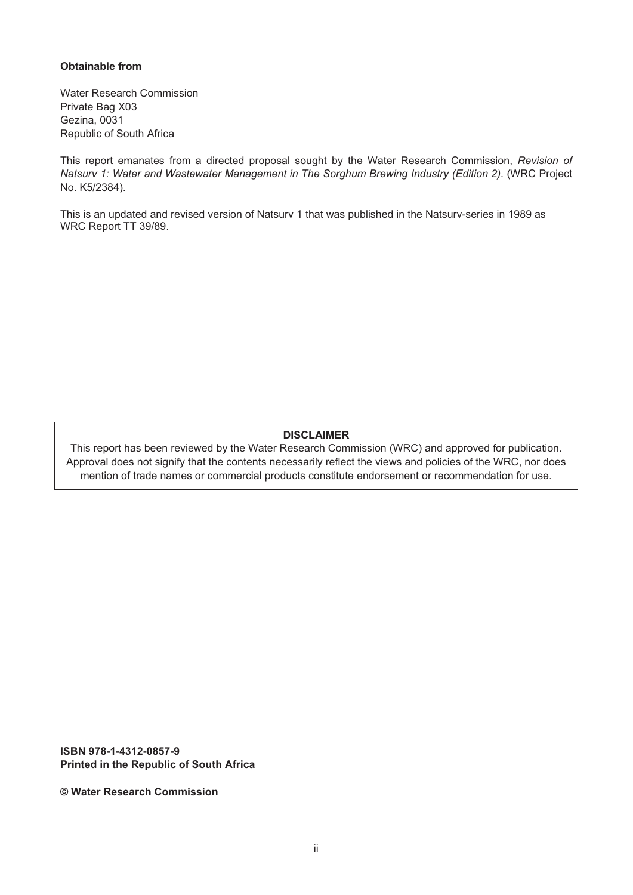**Obtainable from**

Water Research Commission
Private Bag X03
Gezina, 0031
Republic of South Africa

This report emanates from a directed proposal sought by the Water Research Commission, *Revision of Natsurv 1: Water and Wastewater Management in The Sorghum Brewing Industry (Edition 2)*. (WRC Project No. K5/2384).

This is an updated and revised version of Natsurv 1 that was published in the Natsurv-series in 1989 as WRC Report TT 39/89.

**DISCLAIMER**

This report has been reviewed by the Water Research Commission (WRC) and approved for publication. Approval does not signify that the contents necessarily reflect the views and policies of the WRC, nor does mention of trade names or commercial products constitute endorsement or recommendation for use.

**ISBN 978-1-4312-0857-9**
**Printed in the Republic of South Africa**

**© Water Research Commission**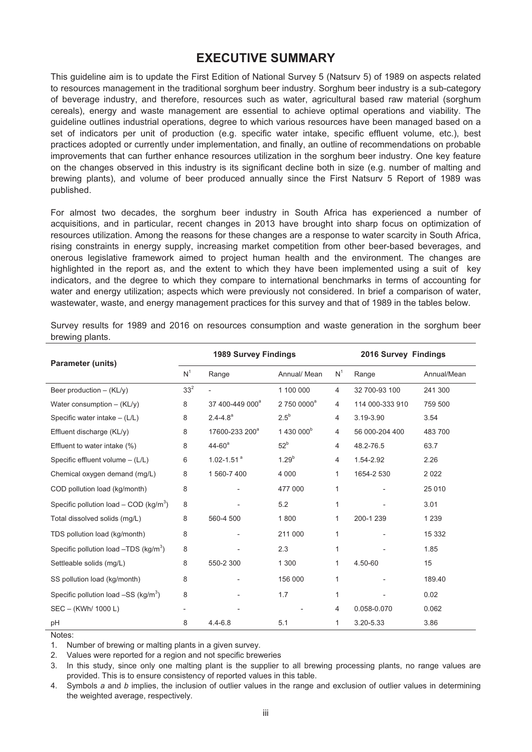# EXECUTIVE SUMMARY

This guideline aim is to update the First Edition of National Survey 5 (Natsurv 5) of 1989 on aspects related to resources management in the traditional sorghum beer industry. Sorghum beer industry is a sub-category of beverage industry, and therefore, resources such as water, agricultural based raw material (sorghum cereals), energy and waste management are essential to achieve optimal operations and viability. The guideline outlines industrial operations, degree to which various resources have been managed based on a set of indicators per unit of production (e.g. specific water intake, specific effluent volume, etc.), best practices adopted or currently under implementation, and finally, an outline of recommendations on probable improvements that can further enhance resources utilization in the sorghum beer industry. One key feature on the changes observed in this industry is its significant decline both in size (e.g. number of malting and brewing plants), and volume of beer produced annually since the First Natsurv 5 Report of 1989 was published.

For almost two decades, the sorghum beer industry in South Africa has experienced a number of acquisitions, and in particular, recent changes in 2013 have brought into sharp focus on optimization of resources utilization. Among the reasons for these changes are a response to water scarcity in South Africa, rising constraints in energy supply, increasing market competition from other beer-based beverages, and onerous legislative framework aimed to project human health and the environment. The changes are highlighted in the report as, and the extent to which they have been implemented using a suit of key indicators, and the degree to which they compare to international benchmarks in terms of accounting for water and energy utilization; aspects which were previously not considered. In brief a comparison of water, wastewater, waste, and energy management practices for this survey and that of 1989 in the tables below.

Survey results for 1989 and 2016 on resources consumption and waste generation in the sorghum beer brewing plants.

| Parameter (units) | 1989 Survey Findings | | | 2016 Survey Findings | | |
|---|---|---|---|---|---|---|
| | N[1] | Range | Annual/ Mean | N[1] | Range | Annual/Mean |
| Beer production – (KL/y) | 33[2] | - | 1 100 000 | 4 | 32 700-93 100 | 241 300 |
| Water consumption – (KL/y) | 8 | 37 400-449 000[a] | 2 750 0000[a] | 4 | 114 000-333 910 | 759 500 |
| Specific water intake – (L/L) | 8 | 2.4-4.8[a] | 2.5[b] | 4 | 3.19-3.90 | 3.54 |
| Effluent discharge (KL/y) | 8 | 17600-233 200[a] | 1 430 000[b] | 4 | 56 000-204 400 | 483 700 |
| Effluent to water intake (%) | 8 | 44-60[a] | 52[b] | 4 | 48.2-76.5 | 63.7 |
| Specific effluent volume – (L/L) | 6 | 1.02-1.51[a] | 1.29[b] | 4 | 1.54-2.92 | 2.26 |
| Chemical oxygen demand (mg/L) | 8 | 1 560-7 400 | 4 000 | 1 | 1654-2 530 | 2 022 |
| COD pollution load (kg/month) | 8 | - | 477 000 | 1 | - | 25 010 |
| Specific pollution load – COD (kg/m$^3$) | 8 | - | 5.2 | 1 | - | 3.01 |
| Total dissolved solids (mg/L) | 8 | 560-4 500 | 1 800 | 1 | 200-1 239 | 1 239 |
| TDS pollution load (kg/month) | 8 | - | 211 000 | 1 | - | 15 332 |
| Specific pollution load –TDS (kg/m$^3$) | 8 | - | 2.3 | 1 | - | 1.85 |
| Settleable solids (mg/L) | 8 | 550-2 300 | 1 300 | 1 | 4.50-60 | 15 |
| SS pollution load (kg/month) | 8 | - | 156 000 | 1 | - | 189.40 |
| Specific pollution load –SS (kg/m$^3$) | 8 | - | 1.7 | 1 | - | 0.02 |
| SEC – (KWh/ 1000 L) | - | - | - | 4 | 0.058-0.070 | 0.062 |
| pH | 8 | 4.4-6.8 | 5.1 | 1 | 3.20-5.33 | 3.86 |

Notes:

1. Number of brewing or malting plants in a given survey.
2. Values were reported for a region and not specific breweries
3. In this study, since only one malting plant is the supplier to all brewing processing plants, no range values are provided. This is to ensure consistency of reported values in this table.
4. Symbols *a* and *b* implies, the inclusion of outlier values in the range and exclusion of outlier values in determining the weighted average, respectively.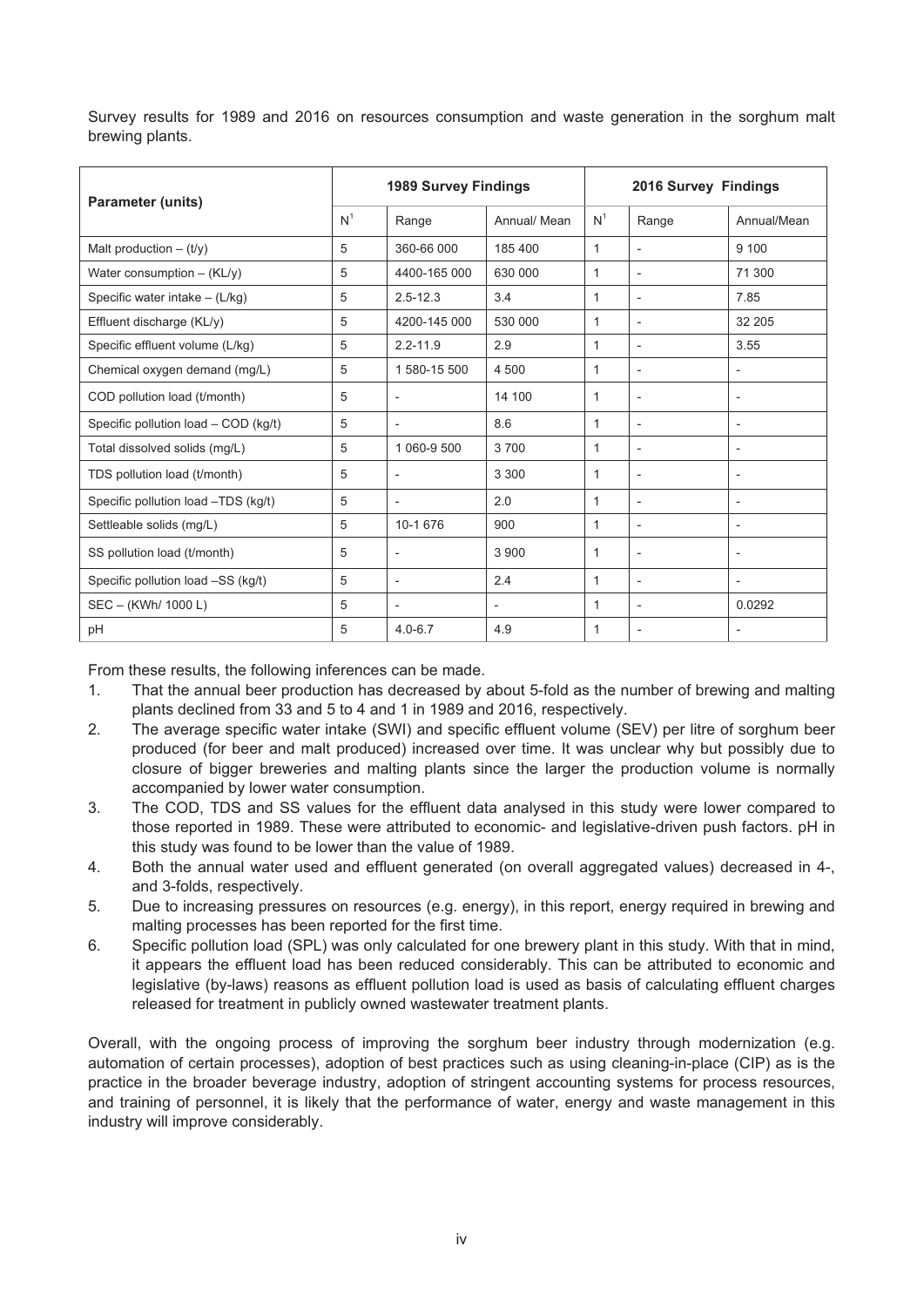Survey results for 1989 and 2016 on resources consumption and waste generation in the sorghum malt brewing plants.

| Parameter (units) | 1989 Survey Findings | | | 2016 Survey Findings | | |
|---|---|---|---|---|---|---|
| | N[1] | Range | Annual/ Mean | N[1] | Range | Annual/Mean |
| Malt production – (t/y) | 5 | 360-66 000 | 185 400 | 1 | - | 9 100 |
| Water consumption – (KL/y) | 5 | 4400-165 000 | 630 000 | 1 | - | 71 300 |
| Specific water intake – (L/kg) | 5 | 2.5-12.3 | 3.4 | 1 | - | 7.85 |
| Effluent discharge (KL/y) | 5 | 4200-145 000 | 530 000 | 1 | - | 32 205 |
| Specific effluent volume (L/kg) | 5 | 2.2-11.9 | 2.9 | 1 | - | 3.55 |
| Chemical oxygen demand (mg/L) | 5 | 1 580-15 500 | 4 500 | 1 | - | - |
| COD pollution load (t/month) | 5 | - | 14 100 | 1 | - | - |
| Specific pollution load – COD (kg/t) | 5 | - | 8.6 | 1 | - | - |
| Total dissolved solids (mg/L) | 5 | 1 060-9 500 | 3 700 | 1 | - | - |
| TDS pollution load (t/month) | 5 | - | 3 300 | 1 | - | - |
| Specific pollution load –TDS (kg/t) | 5 | - | 2.0 | 1 | - | - |
| Settleable solids (mg/L) | 5 | 10-1 676 | 900 | 1 | - | - |
| SS pollution load (t/month) | 5 | - | 3 900 | 1 | - | - |
| Specific pollution load –SS (kg/t) | 5 | - | 2.4 | 1 | - | - |
| SEC – (KWh/ 1000 L) | 5 | - | - | 1 | - | 0.0292 |
| pH | 5 | 4.0-6.7 | 4.9 | 1 | - | - |

From these results, the following inferences can be made.

1. That the annual beer production has decreased by about 5-fold as the number of brewing and malting plants declined from 33 and 5 to 4 and 1 in 1989 and 2016, respectively.
2. The average specific water intake (SWI) and specific effluent volume (SEV) per litre of sorghum beer produced (for beer and malt produced) increased over time. It was unclear why but possibly due to closure of bigger breweries and malting plants since the larger the production volume is normally accompanied by lower water consumption.
3. The COD, TDS and SS values for the effluent data analysed in this study were lower compared to those reported in 1989. These were attributed to economic- and legislative-driven push factors. pH in this study was found to be lower than the value of 1989.
4. Both the annual water used and effluent generated (on overall aggregated values) decreased in 4-, and 3-folds, respectively.
5. Due to increasing pressures on resources (e.g. energy), in this report, energy required in brewing and malting processes has been reported for the first time.
6. Specific pollution load (SPL) was only calculated for one brewery plant in this study. With that in mind, it appears the effluent load has been reduced considerably. This can be attributed to economic and legislative (by-laws) reasons as effluent pollution load is used as basis of calculating effluent charges released for treatment in publicly owned wastewater treatment plants.

Overall, with the ongoing process of improving the sorghum beer industry through modernization (e.g. automation of certain processes), adoption of best practices such as using cleaning-in-place (CIP) as is the practice in the broader beverage industry, adoption of stringent accounting systems for process resources, and training of personnel, it is likely that the performance of water, energy and waste management in this industry will improve considerably.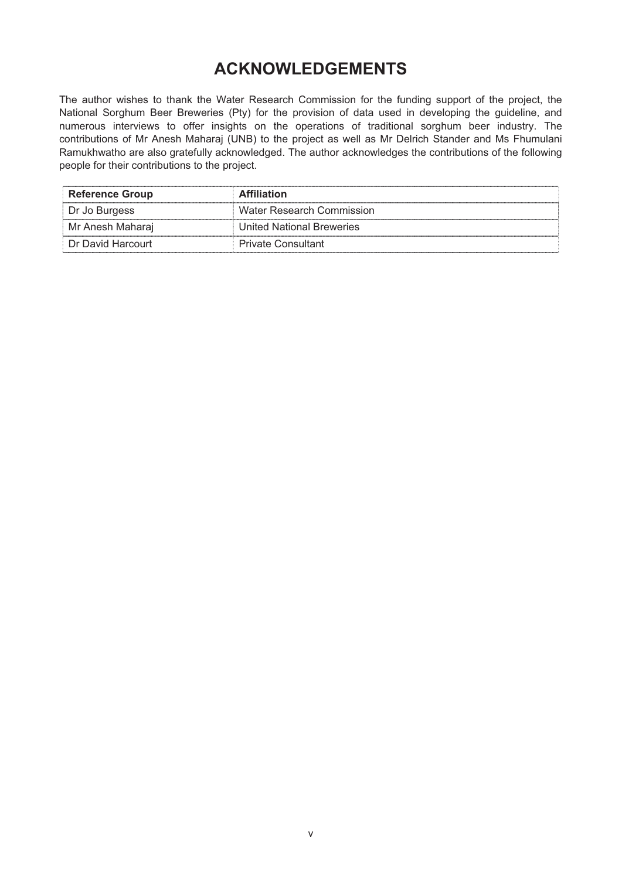# ACKNOWLEDGEMENTS

The author wishes to thank the Water Research Commission for the funding support of the project, the National Sorghum Beer Breweries (Pty) for the provision of data used in developing the guideline, and numerous interviews to offer insights on the operations of traditional sorghum beer industry. The contributions of Mr Anesh Maharaj (UNB) to the project as well as Mr Delrich Stander and Ms Fhumulani Ramukhwatho are also gratefully acknowledged. The author acknowledges the contributions of the following people for their contributions to the project.

| Reference Group | Affiliation |
|---|---|
| Dr Jo Burgess | Water Research Commission |
| Mr Anesh Maharaj | United National Breweries |
| Dr David Harcourt | Private Consultant |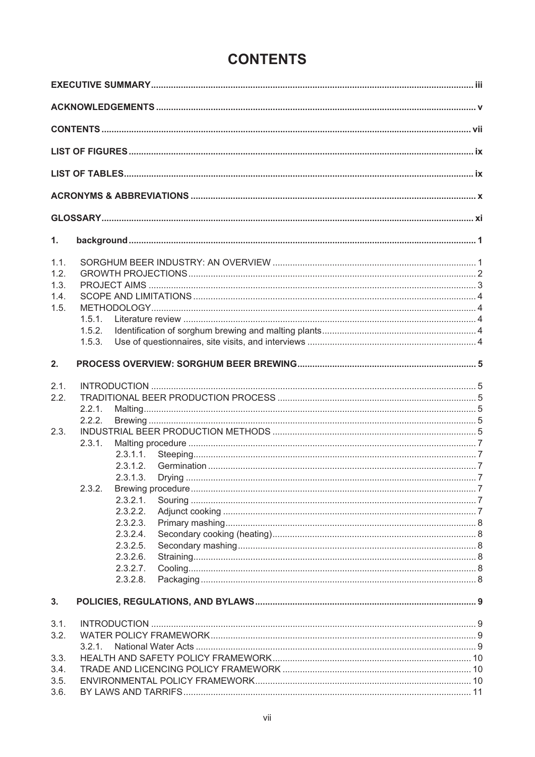# CONTENTS

**EXECUTIVE SUMMARY** ... iii

**ACKNOWLEDGEMENTS** ... v

**CONTENTS** ... vii

**LIST OF FIGURES** ... ix

**LIST OF TABLES** ... ix

**ACRONYMS & ABBREVIATIONS** ... x

**GLOSSARY** ... xi

**1. background** ... 1

- 1.1. SORGHUM BEER INDUSTRY: AN OVERVIEW ... 1
- 1.2. GROWTH PROJECTIONS ... 2
- 1.3. PROJECT AIMS ... 3
- 1.4. SCOPE AND LIMITATIONS ... 4
- 1.5. METHODOLOGY ... 4
  - 1.5.1. Literature review ... 4
  - 1.5.2. Identification of sorghum brewing and malting plants ... 4
  - 1.5.3. Use of questionnaires, site visits, and interviews ... 4

**2. PROCESS OVERVIEW: SORGHUM BEER BREWING** ... 5

- 2.1. INTRODUCTION ... 5
- 2.2. TRADITIONAL BEER PRODUCTION PROCESS ... 5
  - 2.2.1. Malting ... 5
  - 2.2.2. Brewing ... 5
- 2.3. INDUSTRIAL BEER PRODUCTION METHODS ... 5
  - 2.3.1. Malting procedure ... 7
    - 2.3.1.1. Steeping ... 7
    - 2.3.1.2. Germination ... 7
    - 2.3.1.3. Drying ... 7
  - 2.3.2. Brewing procedure ... 7
    - 2.3.2.1. Souring ... 7
    - 2.3.2.2. Adjunct cooking ... 7
    - 2.3.2.3. Primary mashing ... 8
    - 2.3.2.4. Secondary cooking (heating) ... 8
    - 2.3.2.5. Secondary mashing ... 8
    - 2.3.2.6. Straining ... 8
    - 2.3.2.7. Cooling ... 8
    - 2.3.2.8. Packaging ... 8

**3. POLICIES, REGULATIONS, AND BYLAWS** ... 9

- 3.1. INTRODUCTION ... 9
- 3.2. WATER POLICY FRAMEWORK ... 9
  - 3.2.1. National Water Acts ... 9
- 3.3. HEALTH AND SAFETY POLICY FRAMEWORK ... 10
- 3.4. TRADE AND LICENCING POLICY FRAMEWORK ... 10
- 3.5. ENVIRONMENTAL POLICY FRAMEWORK ... 10
- 3.6. BY LAWS AND TARRIFS ... 11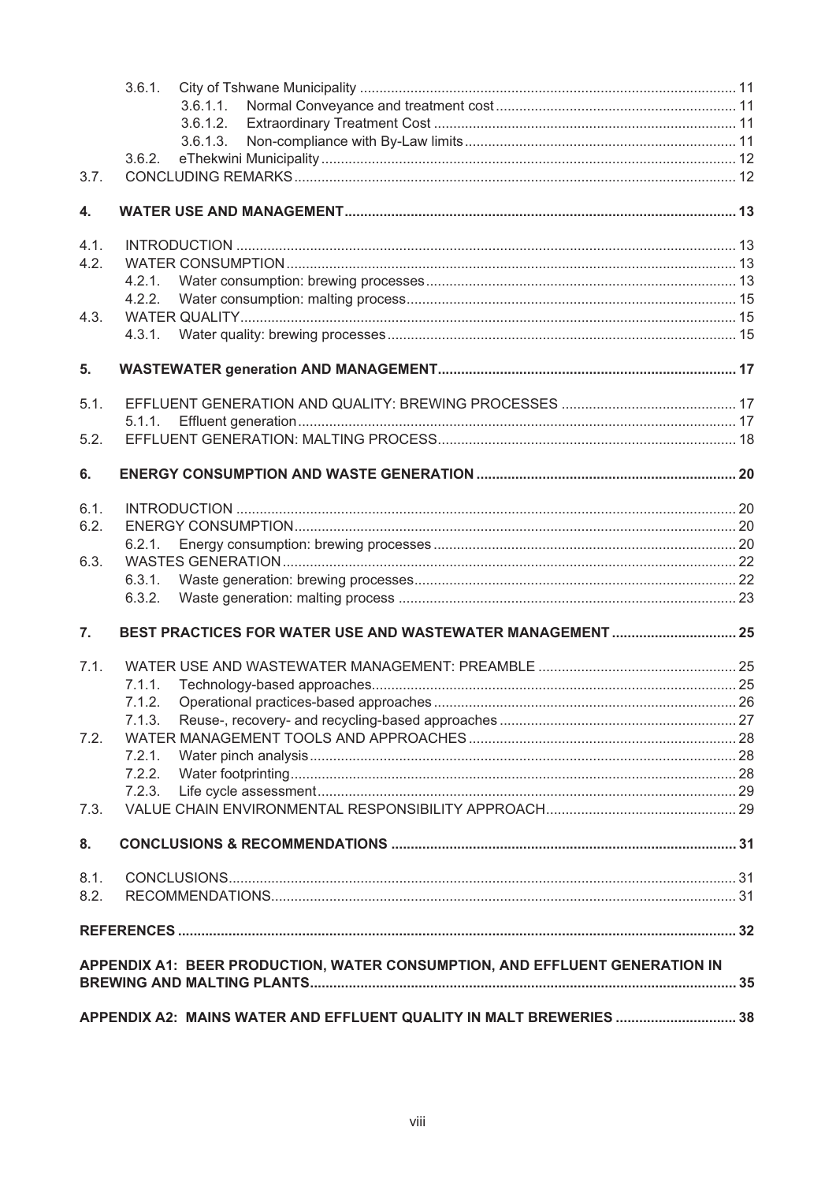3.6.1. City of Tshwane Municipality ................................................................................................ 11
3.6.1.1. Normal Conveyance and treatment cost .............................................................. 11
3.6.1.2. Extraordinary Treatment Cost .............................................................................. 11
3.6.1.3. Non-compliance with By-Law limits ...................................................................... 11
3.6.2. eThekwini Municipality ........................................................................................................... 12
3.7. CONCLUDING REMARKS ................................................................................................................. 12

**4. WATER USE AND MANAGEMENT ................................................................................................... 13**

4.1. INTRODUCTION ................................................................................................................................ 13
4.2. WATER CONSUMPTION ................................................................................................................... 13
4.2.1. Water consumption: brewing processes ................................................................................ 13
4.2.2. Water consumption: malting process ..................................................................................... 15
4.3. WATER QUALITY ............................................................................................................................... 15
4.3.1. Water quality: brewing processes .......................................................................................... 15

**5. WASTEWATER generation AND MANAGEMENT ............................................................................ 17**

5.1. EFFLUENT GENERATION AND QUALITY: BREWING PROCESSES ............................................. 17
5.1.1. Effluent generation ................................................................................................................. 17
5.2. EFFLUENT GENERATION: MALTING PROCESS ............................................................................. 18

**6. ENERGY CONSUMPTION AND WASTE GENERATION .................................................................. 20**

6.1. INTRODUCTION ................................................................................................................................ 20
6.2. ENERGY CONSUMPTION ................................................................................................................. 20
6.2.1. Energy consumption: brewing processes .............................................................................. 20
6.3. WASTES GENERATION .................................................................................................................... 22
6.3.1. Waste generation: brewing processes ................................................................................... 22
6.3.2. Waste generation: malting process ....................................................................................... 23

**7. BEST PRACTICES FOR WATER USE AND WASTEWATER MANAGEMENT ................................ 25**

7.1. WATER USE AND WASTEWATER MANAGEMENT: PREAMBLE ................................................... 25
7.1.1. Technology-based approaches .............................................................................................. 25
7.1.2. Operational practices-based approaches .............................................................................. 26
7.1.3. Reuse-, recovery- and recycling-based approaches ............................................................. 27
7.2. WATER MANAGEMENT TOOLS AND APPROACHES ..................................................................... 28
7.2.1. Water pinch analysis .............................................................................................................. 28
7.2.2. Water footprinting ................................................................................................................... 28
7.2.3. Life cycle assessment ............................................................................................................ 29
7.3. VALUE CHAIN ENVIRONMENTAL RESPONSIBILITY APPROACH ................................................. 29

**8. CONCLUSIONS & RECOMMENDATIONS ........................................................................................ 31**

8.1. CONCLUSIONS .................................................................................................................................. 31
8.2. RECOMMENDATIONS ....................................................................................................................... 31

**REFERENCES ............................................................................................................................................. 32**

**APPENDIX A1: BEER PRODUCTION, WATER CONSUMPTION, AND EFFLUENT GENERATION IN BREWING AND MALTING PLANTS ............................................................................................................ 35**

**APPENDIX A2: MAINS WATER AND EFFLUENT QUALITY IN MALT BREWERIES ............................... 38**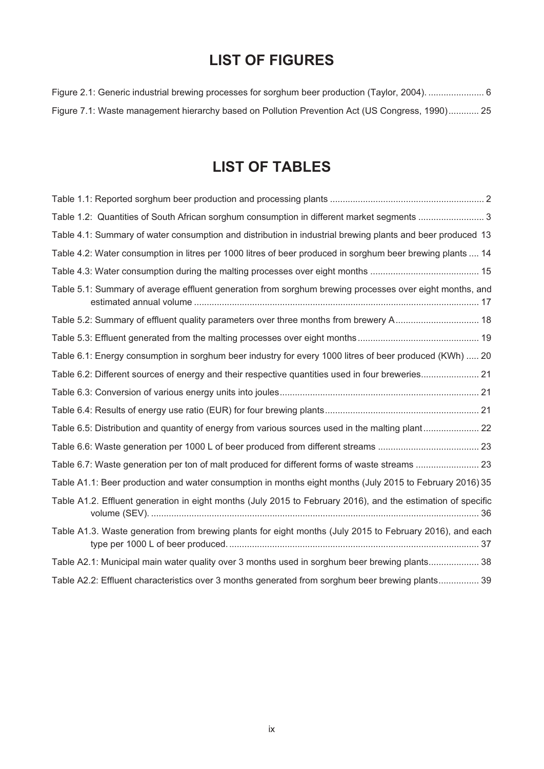# LIST OF FIGURES

Figure 2.1: Generic industrial brewing processes for sorghum beer production (Taylor, 2004). ...................... 6

Figure 7.1: Waste management hierarchy based on Pollution Prevention Act (US Congress, 1990)............ 25

# LIST OF TABLES

Table 1.1: Reported sorghum beer production and processing plants ............................................................ 2

Table 1.2: Quantities of South African sorghum consumption in different market segments .......................... 3

Table 4.1: Summary of water consumption and distribution in industrial brewing plants and beer produced 13

Table 4.2: Water consumption in litres per 1000 litres of beer produced in sorghum beer brewing plants .... 14

Table 4.3: Water consumption during the malting processes over eight months ........................................... 15

Table 5.1: Summary of average effluent generation from sorghum brewing processes over eight months, and estimated annual volume ................................................................................................................ 17

Table 5.2: Summary of effluent quality parameters over three months from brewery A................................. 18

Table 5.3: Effluent generated from the malting processes over eight months................................................ 19

Table 6.1: Energy consumption in sorghum beer industry for every 1000 litres of beer produced (KWh) ..... 20

Table 6.2: Different sources of energy and their respective quantities used in four breweries....................... 21

Table 6.3: Conversion of various energy units into joules.............................................................................. 21

Table 6.4: Results of energy use ratio (EUR) for four brewing plants............................................................ 21

Table 6.5: Distribution and quantity of energy from various sources used in the malting plant...................... 22

Table 6.6: Waste generation per 1000 L of beer produced from different streams ........................................ 23

Table 6.7: Waste generation per ton of malt produced for different forms of waste streams ......................... 23

Table A1.1: Beer production and water consumption in months eight months (July 2015 to February 2016) 35

Table A1.2. Effluent generation in eight months (July 2015 to February 2016), and the estimation of specific volume (SEV). ................................................................................................................................. 36

Table A1.3. Waste generation from brewing plants for eight months (July 2015 to February 2016), and each type per 1000 L of beer produced. .................................................................................................. 37

Table A2.1: Municipal main water quality over 3 months used in sorghum beer brewing plants.................... 38

Table A2.2: Effluent characteristics over 3 months generated from sorghum beer brewing plants................ 39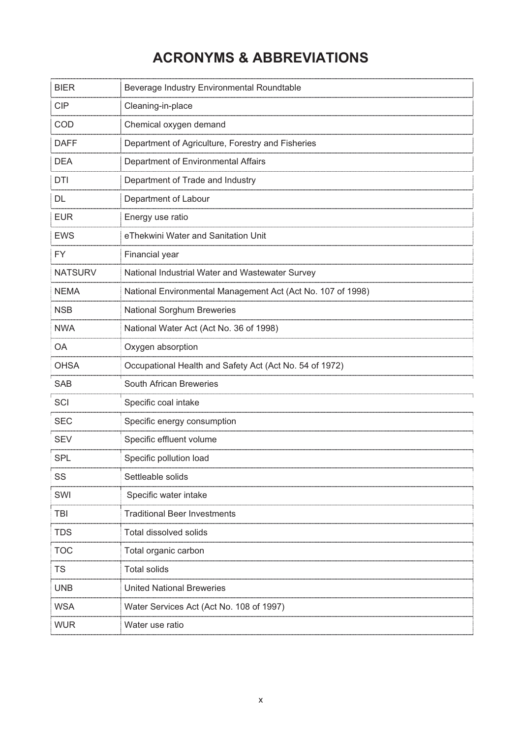# ACRONYMS & ABBREVIATIONS

| | |
|---|---|
| BIER | Beverage Industry Environmental Roundtable |
| CIP | Cleaning-in-place |
| COD | Chemical oxygen demand |
| DAFF | Department of Agriculture, Forestry and Fisheries |
| DEA | Department of Environmental Affairs |
| DTI | Department of Trade and Industry |
| DL | Department of Labour |
| EUR | Energy use ratio |
| EWS | eThekwini Water and Sanitation Unit |
| FY | Financial year |
| NATSURV | National Industrial Water and Wastewater Survey |
| NEMA | National Environmental Management Act (Act No. 107 of 1998) |
| NSB | National Sorghum Breweries |
| NWA | National Water Act (Act No. 36 of 1998) |
| OA | Oxygen absorption |
| OHSA | Occupational Health and Safety Act (Act No. 54 of 1972) |
| SAB | South African Breweries |
| SCI | Specific coal intake |
| SEC | Specific energy consumption |
| SEV | Specific effluent volume |
| SPL | Specific pollution load |
| SS | Settleable solids |
| SWI | Specific water intake |
| TBI | Traditional Beer Investments |
| TDS | Total dissolved solids |
| TOC | Total organic carbon |
| TS | Total solids |
| UNB | United National Breweries |
| WSA | Water Services Act (Act No. 108 of 1997) |
| WUR | Water use ratio |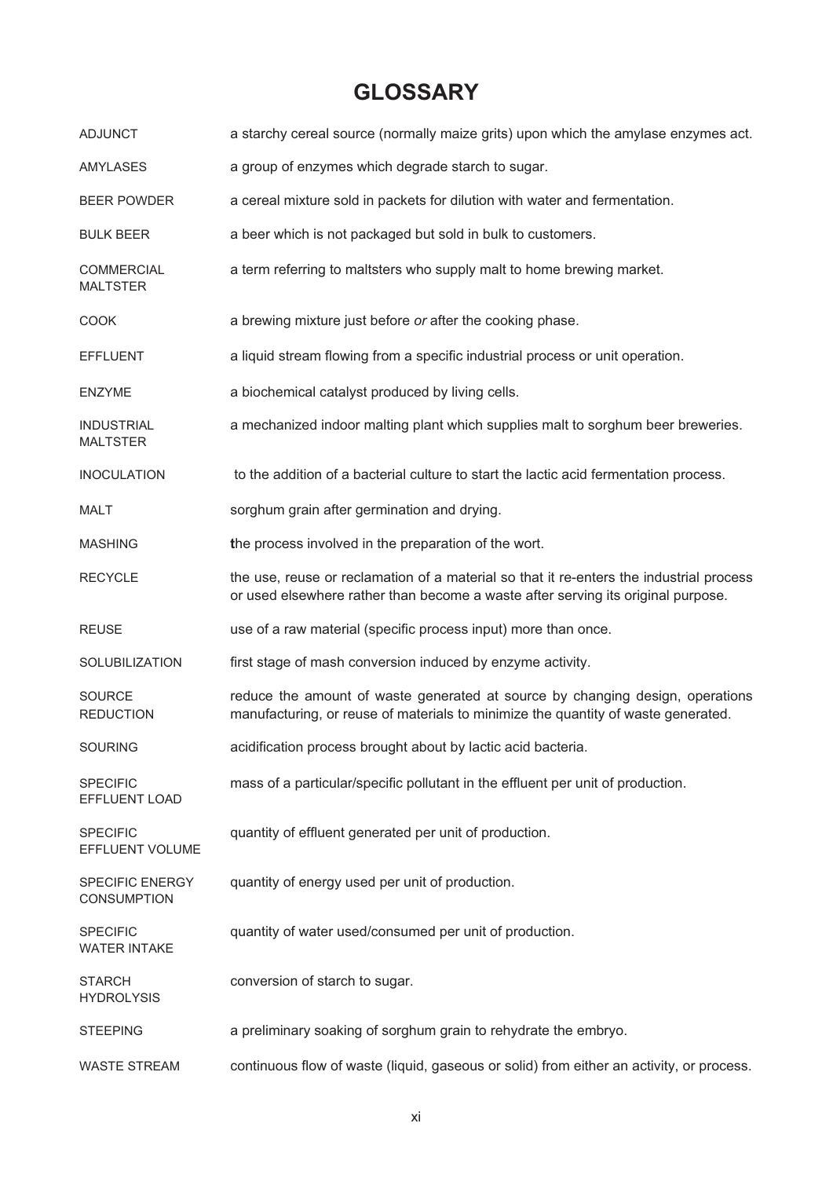# GLOSSARY

| | |
|---|---|
| ADJUNCT | a starchy cereal source (normally maize grits) upon which the amylase enzymes act. |
| AMYLASES | a group of enzymes which degrade starch to sugar. |
| BEER POWDER | a cereal mixture sold in packets for dilution with water and fermentation. |
| BULK BEER | a beer which is not packaged but sold in bulk to customers. |
| COMMERCIAL MALTSTER | a term referring to maltsters who supply malt to home brewing market. |
| COOK | a brewing mixture just before *or* after the cooking phase. |
| EFFLUENT | a liquid stream flowing from a specific industrial process or unit operation. |
| ENZYME | a biochemical catalyst produced by living cells. |
| INDUSTRIAL MALTSTER | a mechanized indoor malting plant which supplies malt to sorghum beer breweries. |
| INOCULATION | to the addition of a bacterial culture to start the lactic acid fermentation process. |
| MALT | sorghum grain after germination and drying. |
| MASHING | the process involved in the preparation of the wort. |
| RECYCLE | the use, reuse or reclamation of a material so that it re-enters the industrial process or used elsewhere rather than become a waste after serving its original purpose. |
| REUSE | use of a raw material (specific process input) more than once. |
| SOLUBILIZATION | first stage of mash conversion induced by enzyme activity. |
| SOURCE REDUCTION | reduce the amount of waste generated at source by changing design, operations manufacturing, or reuse of materials to minimize the quantity of waste generated. |
| SOURING | acidification process brought about by lactic acid bacteria. |
| SPECIFIC EFFLUENT LOAD | mass of a particular/specific pollutant in the effluent per unit of production. |
| SPECIFIC EFFLUENT VOLUME | quantity of effluent generated per unit of production. |
| SPECIFIC ENERGY CONSUMPTION | quantity of energy used per unit of production. |
| SPECIFIC WATER INTAKE | quantity of water used/consumed per unit of production. |
| STARCH HYDROLYSIS | conversion of starch to sugar. |
| STEEPING | a preliminary soaking of sorghum grain to rehydrate the embryo. |
| WASTE STREAM | continuous flow of waste (liquid, gaseous or solid) from either an activity, or process. |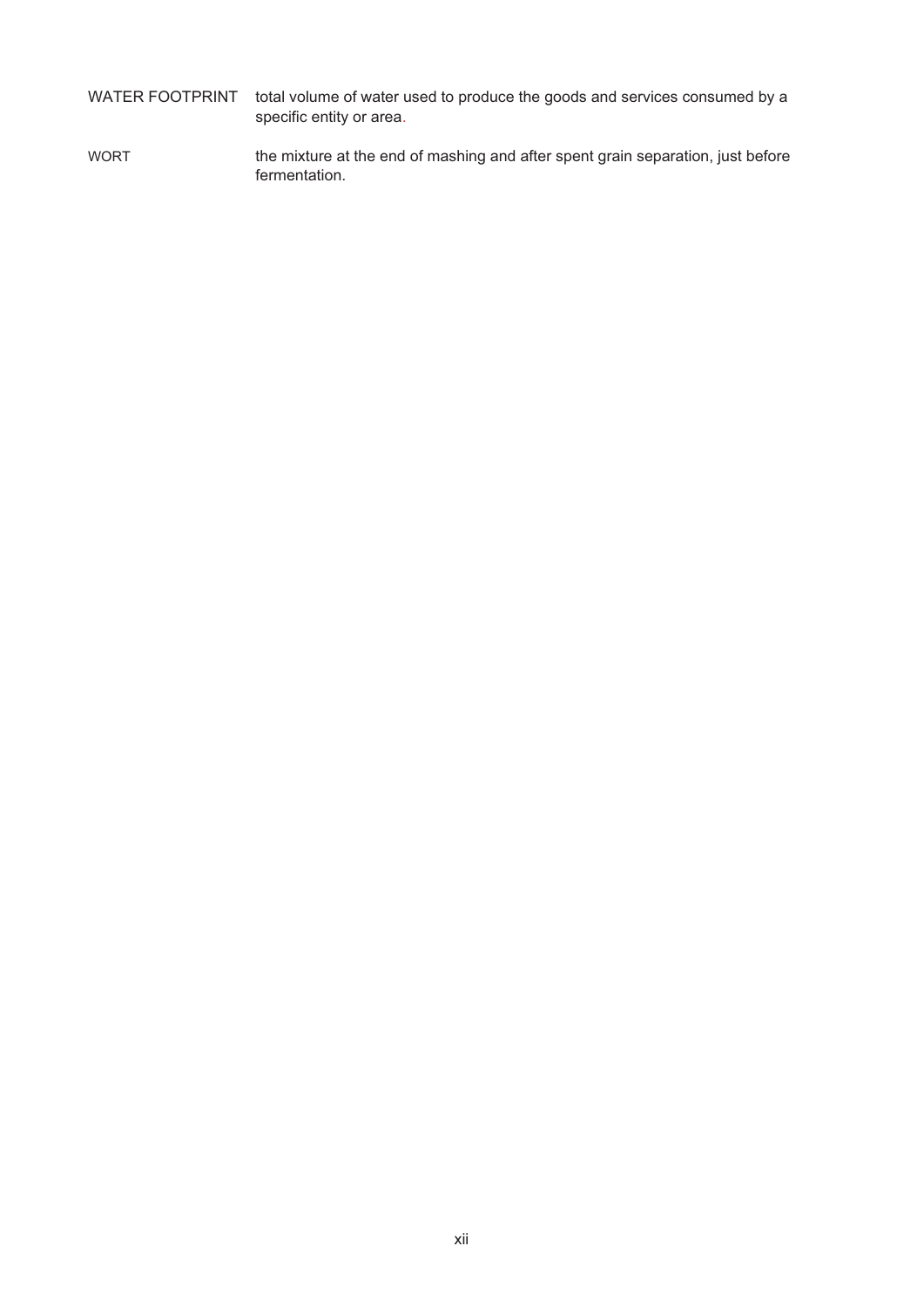| | |
|---|---|
| WATER FOOTPRINT | total volume of water used to produce the goods and services consumed by a specific entity or area. |
| WORT | the mixture at the end of mashing and after spent grain separation, just before fermentation. |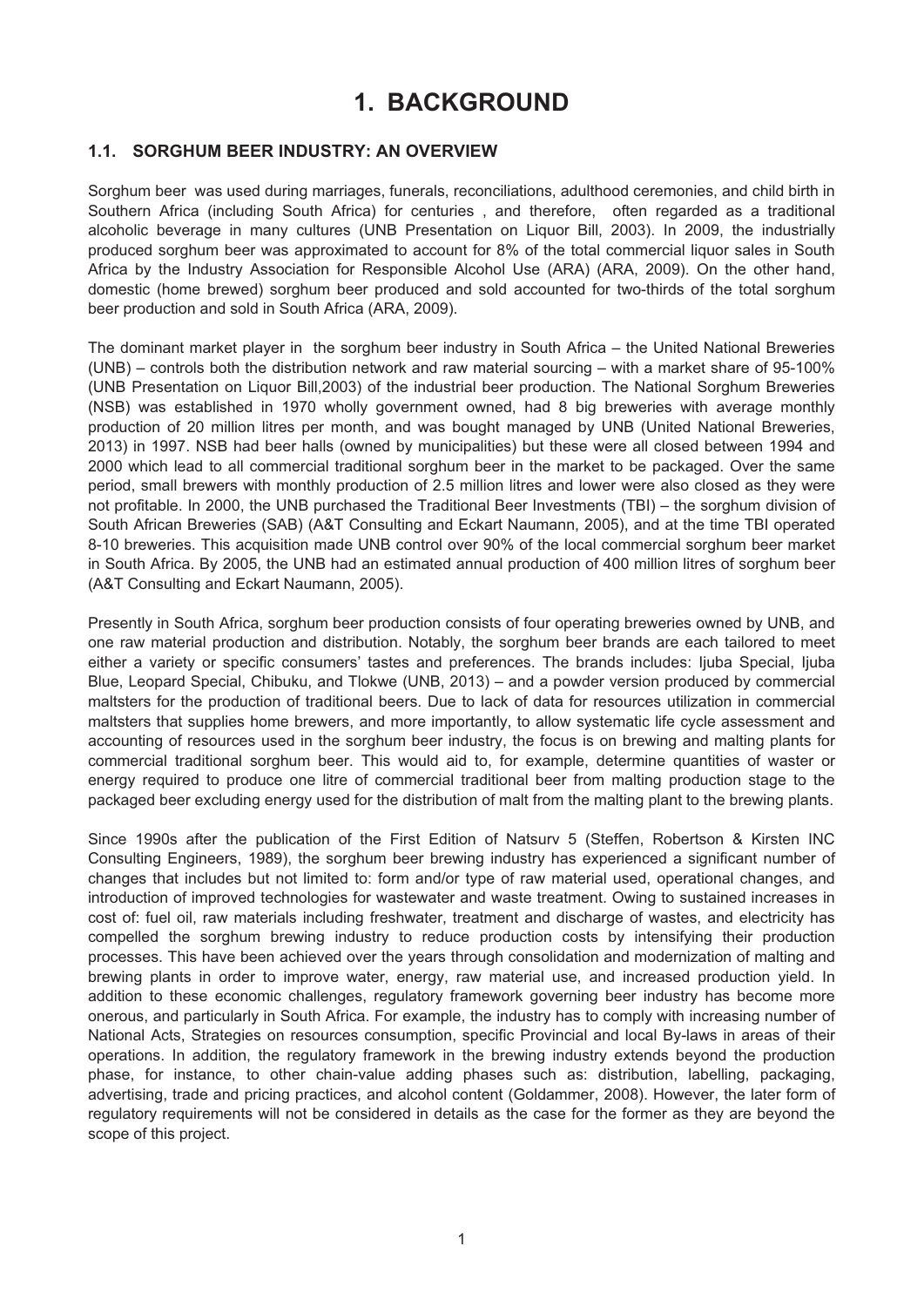# 1. BACKGROUND

## 1.1. SORGHUM BEER INDUSTRY: AN OVERVIEW

Sorghum beer was used during marriages, funerals, reconciliations, adulthood ceremonies, and child birth in Southern Africa (including South Africa) for centuries , and therefore, often regarded as a traditional alcoholic beverage in many cultures (UNB Presentation on Liquor Bill, 2003). In 2009, the industrially produced sorghum beer was approximated to account for 8% of the total commercial liquor sales in South Africa by the Industry Association for Responsible Alcohol Use (ARA) (ARA, 2009). On the other hand, domestic (home brewed) sorghum beer produced and sold accounted for two-thirds of the total sorghum beer production and sold in South Africa (ARA, 2009).

The dominant market player in the sorghum beer industry in South Africa – the United National Breweries (UNB) – controls both the distribution network and raw material sourcing – with a market share of 95-100% (UNB Presentation on Liquor Bill,2003) of the industrial beer production. The National Sorghum Breweries (NSB) was established in 1970 wholly government owned, had 8 big breweries with average monthly production of 20 million litres per month, and was bought managed by UNB (United National Breweries, 2013) in 1997. NSB had beer halls (owned by municipalities) but these were all closed between 1994 and 2000 which lead to all commercial traditional sorghum beer in the market to be packaged. Over the same period, small brewers with monthly production of 2.5 million litres and lower were also closed as they were not profitable. In 2000, the UNB purchased the Traditional Beer Investments (TBI) – the sorghum division of South African Breweries (SAB) (A&T Consulting and Eckart Naumann, 2005), and at the time TBI operated 8-10 breweries. This acquisition made UNB control over 90% of the local commercial sorghum beer market in South Africa. By 2005, the UNB had an estimated annual production of 400 million litres of sorghum beer (A&T Consulting and Eckart Naumann, 2005).

Presently in South Africa, sorghum beer production consists of four operating breweries owned by UNB, and one raw material production and distribution. Notably, the sorghum beer brands are each tailored to meet either a variety or specific consumers' tastes and preferences. The brands includes: Ijuba Special, Ijuba Blue, Leopard Special, Chibuku, and Tlokwe (UNB, 2013) – and a powder version produced by commercial maltsters for the production of traditional beers. Due to lack of data for resources utilization in commercial maltsters that supplies home brewers, and more importantly, to allow systematic life cycle assessment and accounting of resources used in the sorghum beer industry, the focus is on brewing and malting plants for commercial traditional sorghum beer. This would aid to, for example, determine quantities of waster or energy required to produce one litre of commercial traditional beer from malting production stage to the packaged beer excluding energy used for the distribution of malt from the malting plant to the brewing plants.

Since 1990s after the publication of the First Edition of Natsurv 5 (Steffen, Robertson & Kirsten INC Consulting Engineers, 1989), the sorghum beer brewing industry has experienced a significant number of changes that includes but not limited to: form and/or type of raw material used, operational changes, and introduction of improved technologies for wastewater and waste treatment. Owing to sustained increases in cost of: fuel oil, raw materials including freshwater, treatment and discharge of wastes, and electricity has compelled the sorghum brewing industry to reduce production costs by intensifying their production processes. This have been achieved over the years through consolidation and modernization of malting and brewing plants in order to improve water, energy, raw material use, and increased production yield. In addition to these economic challenges, regulatory framework governing beer industry has become more onerous, and particularly in South Africa. For example, the industry has to comply with increasing number of National Acts, Strategies on resources consumption, specific Provincial and local By-laws in areas of their operations. In addition, the regulatory framework in the brewing industry extends beyond the production phase, for instance, to other chain-value adding phases such as: distribution, labelling, packaging, advertising, trade and pricing practices, and alcohol content (Goldammer, 2008). However, the later form of regulatory requirements will not be considered in details as the case for the former as they are beyond the scope of this project.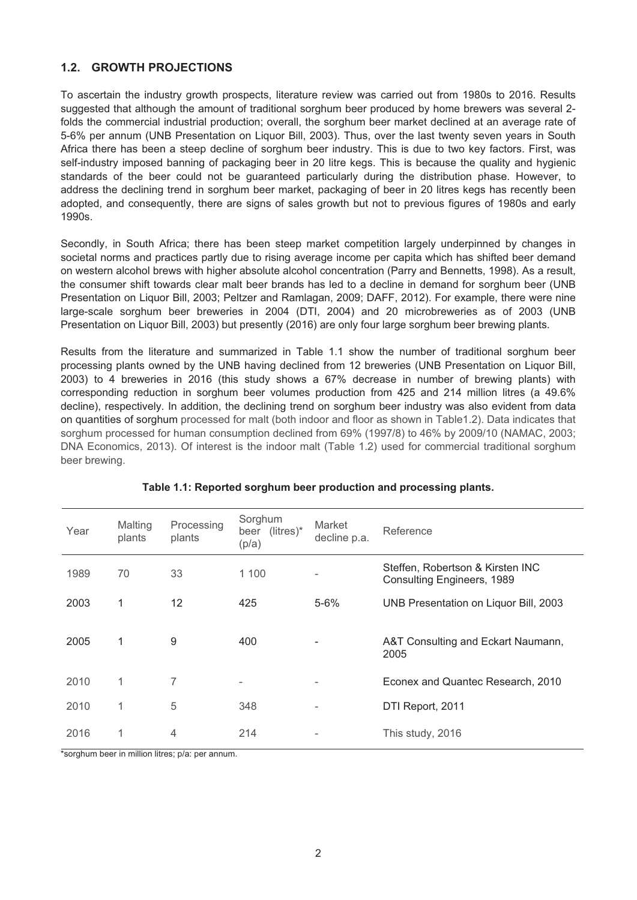## 1.2. GROWTH PROJECTIONS

To ascertain the industry growth prospects, literature review was carried out from 1980s to 2016. Results suggested that although the amount of traditional sorghum beer produced by home brewers was several 2-folds the commercial industrial production; overall, the sorghum beer market declined at an average rate of 5-6% per annum (UNB Presentation on Liquor Bill, 2003). Thus, over the last twenty seven years in South Africa there has been a steep decline of sorghum beer industry. This is due to two key factors. First, was self-industry imposed banning of packaging beer in 20 litre kegs. This is because the quality and hygienic standards of the beer could not be guaranteed particularly during the distribution phase. However, to address the declining trend in sorghum beer market, packaging of beer in 20 litres kegs has recently been adopted, and consequently, there are signs of sales growth but not to previous figures of 1980s and early 1990s.

Secondly, in South Africa; there has been steep market competition largely underpinned by changes in societal norms and practices partly due to rising average income per capita which has shifted beer demand on western alcohol brews with higher absolute alcohol concentration (Parry and Bennetts, 1998). As a result, the consumer shift towards clear malt beer brands has led to a decline in demand for sorghum beer (UNB Presentation on Liquor Bill, 2003; Peltzer and Ramlagan, 2009; DAFF, 2012). For example, there were nine large-scale sorghum beer breweries in 2004 (DTI, 2004) and 20 microbreweries as of 2003 (UNB Presentation on Liquor Bill, 2003) but presently (2016) are only four large sorghum beer brewing plants.

Results from the literature and summarized in Table 1.1 show the number of traditional sorghum beer processing plants owned by the UNB having declined from 12 breweries (UNB Presentation on Liquor Bill, 2003) to 4 breweries in 2016 (this study shows a 67% decrease in number of brewing plants) with corresponding reduction in sorghum beer volumes production from 425 and 214 million litres (a 49.6% decline), respectively. In addition, the declining trend on sorghum beer industry was also evident from data on quantities of sorghum processed for malt (both indoor and floor as shown in Table1.2). Data indicates that sorghum processed for human consumption declined from 69% (1997/8) to 46% by 2009/10 (NAMAC, 2003; DNA Economics, 2013). Of interest is the indoor malt (Table 1.2) used for commercial traditional sorghum beer brewing.

**Table 1.1: Reported sorghum beer production and processing plants.**

| Year | Malting plants | Processing plants | Sorghum beer (litres)* (p/a) | Market decline p.a. | Reference |
|---|---|---|---|---|---|
| 1989 | 70 | 33 | 1 100 | - | Steffen, Robertson & Kirsten INC Consulting Engineers, 1989 |
| 2003 | 1 | 12 | 425 | 5-6% | UNB Presentation on Liquor Bill, 2003 |
| 2005 | 1 | 9 | 400 | - | A&T Consulting and Eckart Naumann, 2005 |
| 2010 | 1 | 7 | - | - | Econex and Quantec Research, 2010 |
| 2010 | 1 | 5 | 348 | - | DTI Report, 2011 |
| 2016 | 1 | 4 | 214 | - | This study, 2016 |

*sorghum beer in million litres; p/a: per annum.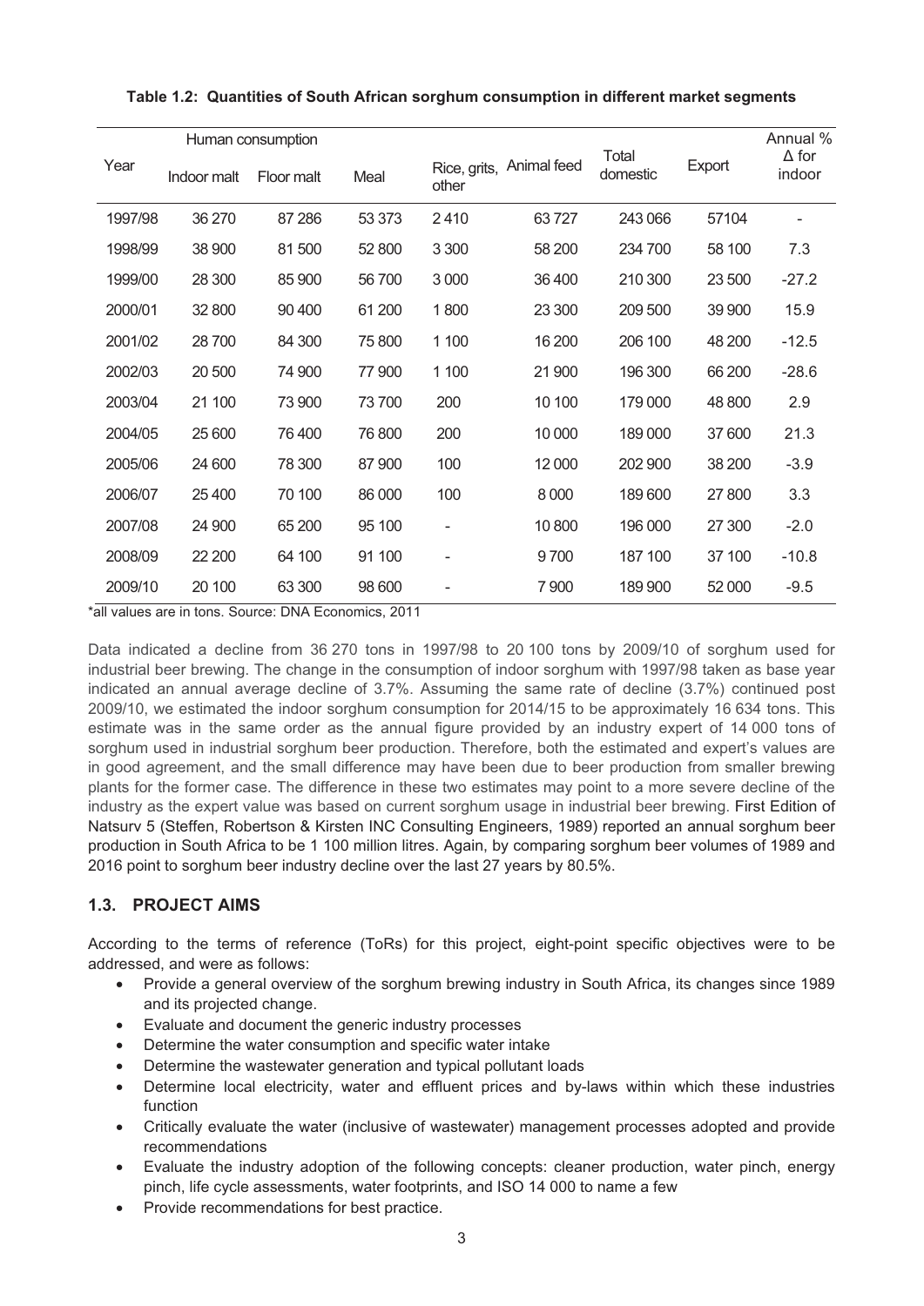**Table 1.2: Quantities of South African sorghum consumption in different market segments**

| Year | Human consumption | | | | | | | |
|---|---|---|---|---|---|---|---|---|
| | Indoor malt | Floor malt | Meal | Rice, grits, other | Animal feed | Total domestic | Export | Annual % Δ for indoor |
| 1997/98 | 36 270 | 87 286 | 53 373 | 2 410 | 63 727 | 243 066 | 57104 | - |
| 1998/99 | 38 900 | 81 500 | 52 800 | 3 300 | 58 200 | 234 700 | 58 100 | 7.3 |
| 1999/00 | 28 300 | 85 900 | 56 700 | 3 000 | 36 400 | 210 300 | 23 500 | -27.2 |
| 2000/01 | 32 800 | 90 400 | 61 200 | 1 800 | 23 300 | 209 500 | 39 900 | 15.9 |
| 2001/02 | 28 700 | 84 300 | 75 800 | 1 100 | 16 200 | 206 100 | 48 200 | -12.5 |
| 2002/03 | 20 500 | 74 900 | 77 900 | 1 100 | 21 900 | 196 300 | 66 200 | -28.6 |
| 2003/04 | 21 100 | 73 900 | 73 700 | 200 | 10 100 | 179 000 | 48 800 | 2.9 |
| 2004/05 | 25 600 | 76 400 | 76 800 | 200 | 10 000 | 189 000 | 37 600 | 21.3 |
| 2005/06 | 24 600 | 78 300 | 87 900 | 100 | 12 000 | 202 900 | 38 200 | -3.9 |
| 2006/07 | 25 400 | 70 100 | 86 000 | 100 | 8 000 | 189 600 | 27 800 | 3.3 |
| 2007/08 | 24 900 | 65 200 | 95 100 | - | 10 800 | 196 000 | 27 300 | -2.0 |
| 2008/09 | 22 200 | 64 100 | 91 100 | - | 9 700 | 187 100 | 37 100 | -10.8 |
| 2009/10 | 20 100 | 63 300 | 98 600 | - | 7 900 | 189 900 | 52 000 | -9.5 |

*all values are in tons. Source: DNA Economics, 2011

Data indicated a decline from 36 270 tons in 1997/98 to 20 100 tons by 2009/10 of sorghum used for industrial beer brewing. The change in the consumption of indoor sorghum with 1997/98 taken as base year indicated an annual average decline of 3.7%. Assuming the same rate of decline (3.7%) continued post 2009/10, we estimated the indoor sorghum consumption for 2014/15 to be approximately 16 634 tons. This estimate was in the same order as the annual figure provided by an industry expert of 14 000 tons of sorghum used in industrial sorghum beer production. Therefore, both the estimated and expert's values are in good agreement, and the small difference may have been due to beer production from smaller brewing plants for the former case. The difference in these two estimates may point to a more severe decline of the industry as the expert value was based on current sorghum usage in industrial beer brewing. First Edition of Natsurv 5 (Steffen, Robertson & Kirsten INC Consulting Engineers, 1989) reported an annual sorghum beer production in South Africa to be 1 100 million litres. Again, by comparing sorghum beer volumes of 1989 and 2016 point to sorghum beer industry decline over the last 27 years by 80.5%.

## 1.3. PROJECT AIMS

According to the terms of reference (ToRs) for this project, eight-point specific objectives were to be addressed, and were as follows:

- Provide a general overview of the sorghum brewing industry in South Africa, its changes since 1989 and its projected change.
- Evaluate and document the generic industry processes
- Determine the water consumption and specific water intake
- Determine the wastewater generation and typical pollutant loads
- Determine local electricity, water and effluent prices and by-laws within which these industries function
- Critically evaluate the water (inclusive of wastewater) management processes adopted and provide recommendations
- Evaluate the industry adoption of the following concepts: cleaner production, water pinch, energy pinch, life cycle assessments, water footprints, and ISO 14 000 to name a few
- Provide recommendations for best practice.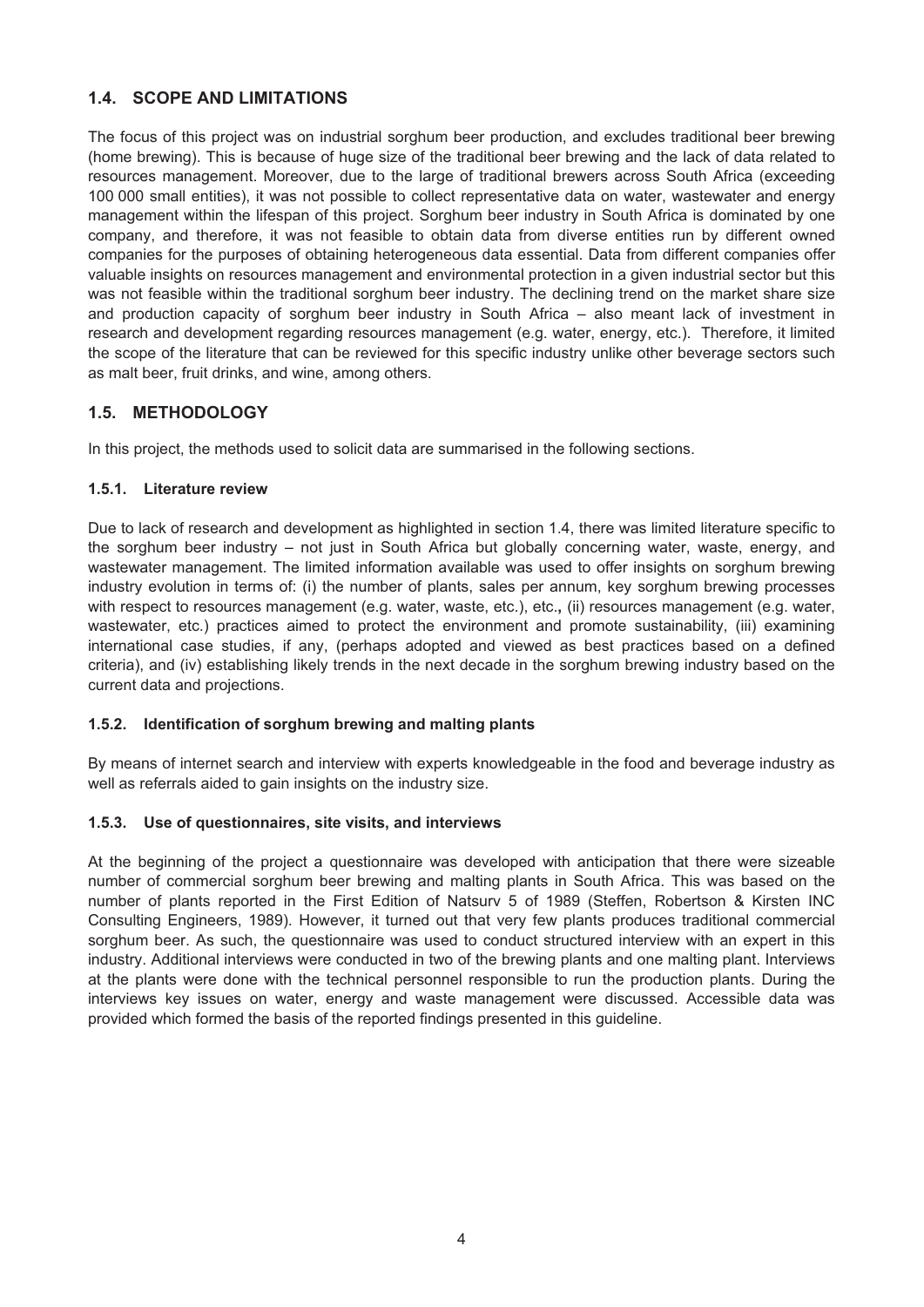## 1.4. SCOPE AND LIMITATIONS

The focus of this project was on industrial sorghum beer production, and excludes traditional beer brewing (home brewing). This is because of huge size of the traditional beer brewing and the lack of data related to resources management. Moreover, due to the large of traditional brewers across South Africa (exceeding 100 000 small entities), it was not possible to collect representative data on water, wastewater and energy management within the lifespan of this project. Sorghum beer industry in South Africa is dominated by one company, and therefore, it was not feasible to obtain data from diverse entities run by different owned companies for the purposes of obtaining heterogeneous data essential. Data from different companies offer valuable insights on resources management and environmental protection in a given industrial sector but this was not feasible within the traditional sorghum beer industry. The declining trend on the market share size and production capacity of sorghum beer industry in South Africa – also meant lack of investment in research and development regarding resources management (e.g. water, energy, etc.). Therefore, it limited the scope of the literature that can be reviewed for this specific industry unlike other beverage sectors such as malt beer, fruit drinks, and wine, among others.

## 1.5. METHODOLOGY

In this project, the methods used to solicit data are summarised in the following sections.

### 1.5.1. Literature review

Due to lack of research and development as highlighted in section 1.4, there was limited literature specific to the sorghum beer industry – not just in South Africa but globally concerning water, waste, energy, and wastewater management. The limited information available was used to offer insights on sorghum brewing industry evolution in terms of: (i) the number of plants, sales per annum, key sorghum brewing processes with respect to resources management (e.g. water, waste, etc.), etc.**,** (ii) resources management (e.g. water, wastewater, etc.) practices aimed to protect the environment and promote sustainability, (iii) examining international case studies, if any, (perhaps adopted and viewed as best practices based on a defined criteria), and (iv) establishing likely trends in the next decade in the sorghum brewing industry based on the current data and projections.

### 1.5.2. Identification of sorghum brewing and malting plants

By means of internet search and interview with experts knowledgeable in the food and beverage industry as well as referrals aided to gain insights on the industry size.

### 1.5.3. Use of questionnaires, site visits, and interviews

At the beginning of the project a questionnaire was developed with anticipation that there were sizeable number of commercial sorghum beer brewing and malting plants in South Africa. This was based on the number of plants reported in the First Edition of Natsurv 5 of 1989 (Steffen, Robertson & Kirsten INC Consulting Engineers, 1989). However, it turned out that very few plants produces traditional commercial sorghum beer. As such, the questionnaire was used to conduct structured interview with an expert in this industry. Additional interviews were conducted in two of the brewing plants and one malting plant. Interviews at the plants were done with the technical personnel responsible to run the production plants. During the interviews key issues on water, energy and waste management were discussed. Accessible data was provided which formed the basis of the reported findings presented in this guideline.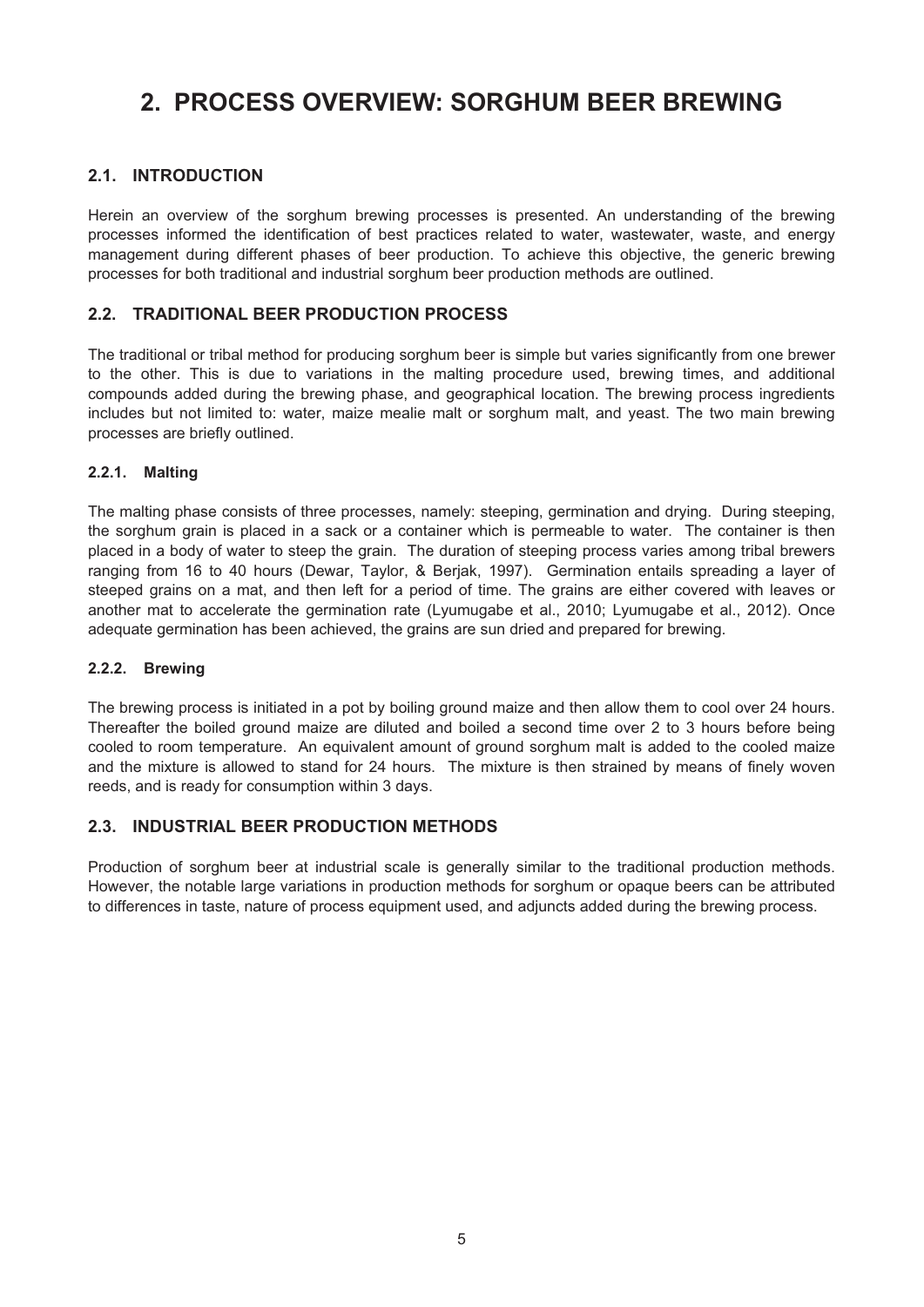# 2. PROCESS OVERVIEW: SORGHUM BEER BREWING

## 2.1. INTRODUCTION

Herein an overview of the sorghum brewing processes is presented. An understanding of the brewing processes informed the identification of best practices related to water, wastewater, waste, and energy management during different phases of beer production. To achieve this objective, the generic brewing processes for both traditional and industrial sorghum beer production methods are outlined.

## 2.2. TRADITIONAL BEER PRODUCTION PROCESS

The traditional or tribal method for producing sorghum beer is simple but varies significantly from one brewer to the other. This is due to variations in the malting procedure used, brewing times, and additional compounds added during the brewing phase, and geographical location. The brewing process ingredients includes but not limited to: water, maize mealie malt or sorghum malt, and yeast. The two main brewing processes are briefly outlined.

### 2.2.1. Malting

The malting phase consists of three processes, namely: steeping, germination and drying. During steeping, the sorghum grain is placed in a sack or a container which is permeable to water. The container is then placed in a body of water to steep the grain. The duration of steeping process varies among tribal brewers ranging from 16 to 40 hours (Dewar, Taylor, & Berjak, 1997). Germination entails spreading a layer of steeped grains on a mat, and then left for a period of time. The grains are either covered with leaves or another mat to accelerate the germination rate (Lyumugabe et al., 2010; Lyumugabe et al., 2012). Once adequate germination has been achieved, the grains are sun dried and prepared for brewing.

### 2.2.2. Brewing

The brewing process is initiated in a pot by boiling ground maize and then allow them to cool over 24 hours. Thereafter the boiled ground maize are diluted and boiled a second time over 2 to 3 hours before being cooled to room temperature. An equivalent amount of ground sorghum malt is added to the cooled maize and the mixture is allowed to stand for 24 hours. The mixture is then strained by means of finely woven reeds, and is ready for consumption within 3 days.

## 2.3. INDUSTRIAL BEER PRODUCTION METHODS

Production of sorghum beer at industrial scale is generally similar to the traditional production methods. However, the notable large variations in production methods for sorghum or opaque beers can be attributed to differences in taste, nature of process equipment used, and adjuncts added during the brewing process.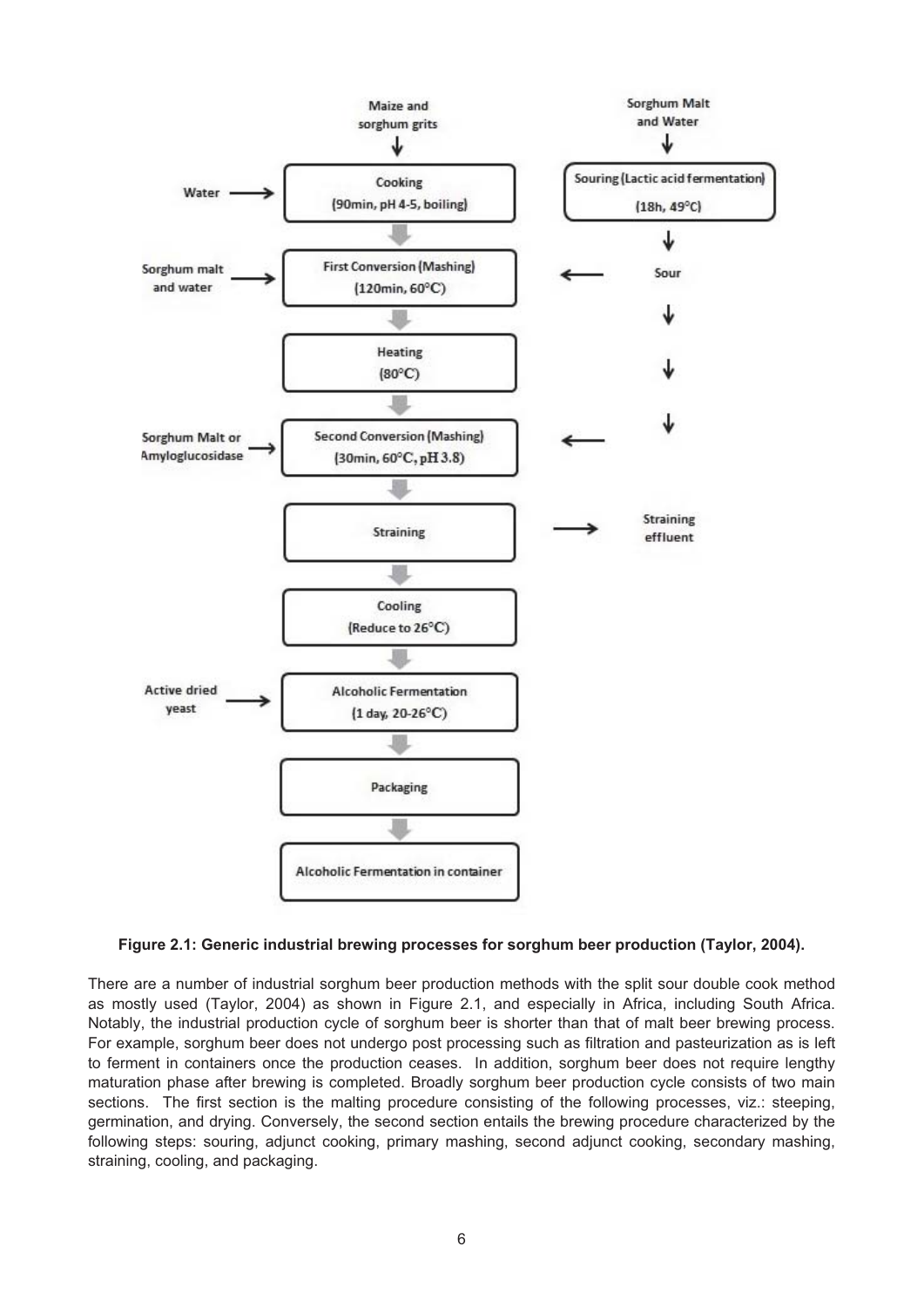Maize and sorghum grits → **Cooking** (90min, pH 4-5, boiling) ← Water

↓

**First Conversion (Mashing)** (120min, 60°C) ← Sorghum malt and water; ← Sour

↓

**Heating** (80°C)

↓

**Second Conversion (Mashing)** (30min, 60°C, pH 3.8) ← Sorghum Malt or Amyloglucosidase; ← Sour

↓

**Straining** → Straining effluent

↓

**Cooling** (Reduce to 26°C)

↓

**Alcoholic Fermentation** (1 day, 20-26°C) ← Active dried yeast

↓

**Packaging**

↓

**Alcoholic Fermentation in container**

Sorghum Malt and Water → **Souring (Lactic acid fermentation)** (18h, 49°C) → Sour

**Figure 2.1: Generic industrial brewing processes for sorghum beer production (Taylor, 2004).**

There are a number of industrial sorghum beer production methods with the split sour double cook method as mostly used (Taylor, 2004) as shown in Figure 2.1, and especially in Africa, including South Africa. Notably, the industrial production cycle of sorghum beer is shorter than that of malt beer brewing process. For example, sorghum beer does not undergo post processing such as filtration and pasteurization as is left to ferment in containers once the production ceases. In addition, sorghum beer does not require lengthy maturation phase after brewing is completed. Broadly sorghum beer production cycle consists of two main sections. The first section is the malting procedure consisting of the following processes, viz.: steeping, germination, and drying. Conversely, the second section entails the brewing procedure characterized by the following steps: souring, adjunct cooking, primary mashing, second adjunct cooking, secondary mashing, straining, cooling, and packaging.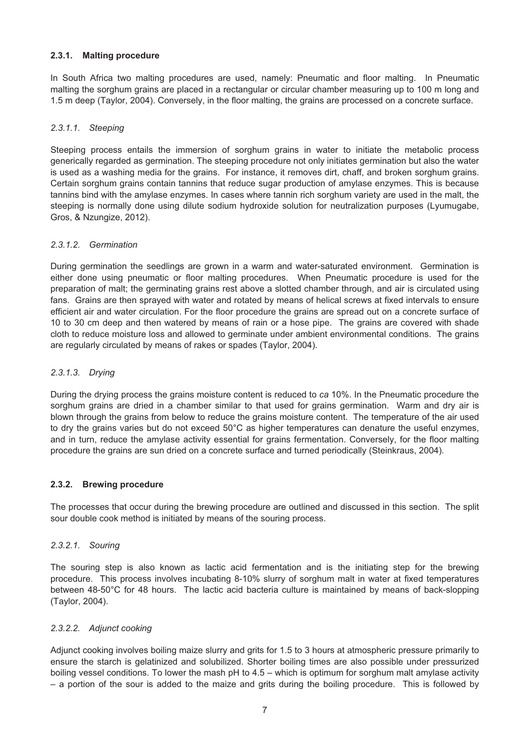### 2.3.1. Malting procedure

In South Africa two malting procedures are used, namely: Pneumatic and floor malting. In Pneumatic malting the sorghum grains are placed in a rectangular or circular chamber measuring up to 100 m long and 1.5 m deep (Taylor, 2004). Conversely, in the floor malting, the grains are processed on a concrete surface.

#### *2.3.1.1. Steeping*

Steeping process entails the immersion of sorghum grains in water to initiate the metabolic process generically regarded as germination. The steeping procedure not only initiates germination but also the water is used as a washing media for the grains. For instance, it removes dirt, chaff, and broken sorghum grains. Certain sorghum grains contain tannins that reduce sugar production of amylase enzymes. This is because tannins bind with the amylase enzymes. In cases where tannin rich sorghum variety are used in the malt, the steeping is normally done using dilute sodium hydroxide solution for neutralization purposes (Lyumugabe, Gros, & Nzungize, 2012).

#### *2.3.1.2. Germination*

During germination the seedlings are grown in a warm and water-saturated environment. Germination is either done using pneumatic or floor malting procedures. When Pneumatic procedure is used for the preparation of malt; the germinating grains rest above a slotted chamber through, and air is circulated using fans. Grains are then sprayed with water and rotated by means of helical screws at fixed intervals to ensure efficient air and water circulation. For the floor procedure the grains are spread out on a concrete surface of 10 to 30 cm deep and then watered by means of rain or a hose pipe. The grains are covered with shade cloth to reduce moisture loss and allowed to germinate under ambient environmental conditions. The grains are regularly circulated by means of rakes or spades (Taylor, 2004).

#### *2.3.1.3. Drying*

During the drying process the grains moisture content is reduced to *ca* 10%. In the Pneumatic procedure the sorghum grains are dried in a chamber similar to that used for grains germination. Warm and dry air is blown through the grains from below to reduce the grains moisture content. The temperature of the air used to dry the grains varies but do not exceed 50°C as higher temperatures can denature the useful enzymes, and in turn, reduce the amylase activity essential for grains fermentation. Conversely, for the floor malting procedure the grains are sun dried on a concrete surface and turned periodically (Steinkraus, 2004).

### 2.3.2. Brewing procedure

The processes that occur during the brewing procedure are outlined and discussed in this section. The split sour double cook method is initiated by means of the souring process.

#### *2.3.2.1. Souring*

The souring step is also known as lactic acid fermentation and is the initiating step for the brewing procedure. This process involves incubating 8-10% slurry of sorghum malt in water at fixed temperatures between 48-50°C for 48 hours. The lactic acid bacteria culture is maintained by means of back-slopping (Taylor, 2004).

#### *2.3.2.2. Adjunct cooking*

Adjunct cooking involves boiling maize slurry and grits for 1.5 to 3 hours at atmospheric pressure primarily to ensure the starch is gelatinized and solubilized. Shorter boiling times are also possible under pressurized boiling vessel conditions. To lower the mash pH to 4.5 – which is optimum for sorghum malt amylase activity – a portion of the sour is added to the maize and grits during the boiling procedure. This is followed by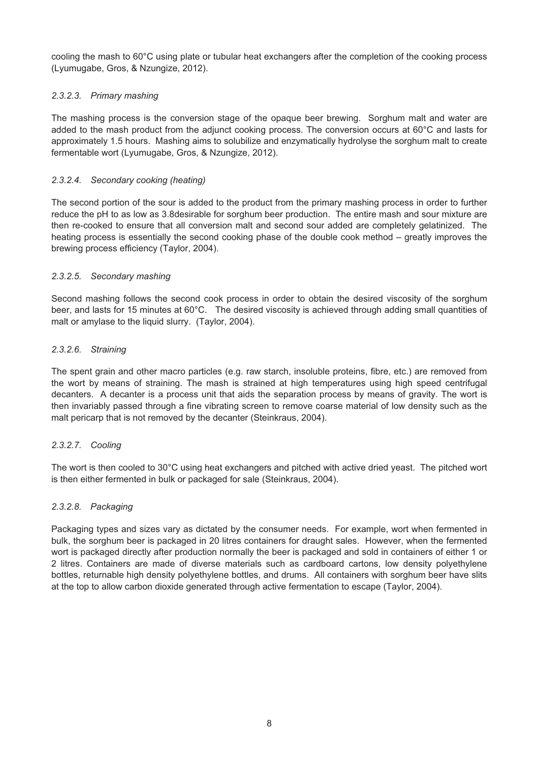cooling the mash to 60°C using plate or tubular heat exchangers after the completion of the cooking process (Lyumugabe, Gros, & Nzungize, 2012).

#### *2.3.2.3. Primary mashing*

The mashing process is the conversion stage of the opaque beer brewing. Sorghum malt and water are added to the mash product from the adjunct cooking process. The conversion occurs at 60°C and lasts for approximately 1.5 hours. Mashing aims to solubilize and enzymatically hydrolyse the sorghum malt to create fermentable wort (Lyumugabe, Gros, & Nzungize, 2012).

#### *2.3.2.4. Secondary cooking (heating)*

The second portion of the sour is added to the product from the primary mashing process in order to further reduce the pH to as low as 3.8desirable for sorghum beer production. The entire mash and sour mixture are then re-cooked to ensure that all conversion malt and second sour added are completely gelatinized. The heating process is essentially the second cooking phase of the double cook method – greatly improves the brewing process efficiency (Taylor, 2004).

#### *2.3.2.5. Secondary mashing*

Second mashing follows the second cook process in order to obtain the desired viscosity of the sorghum beer, and lasts for 15 minutes at 60°C. The desired viscosity is achieved through adding small quantities of malt or amylase to the liquid slurry. (Taylor, 2004).

#### *2.3.2.6. Straining*

The spent grain and other macro particles (e.g. raw starch, insoluble proteins, fibre, etc.) are removed from the wort by means of straining. The mash is strained at high temperatures using high speed centrifugal decanters. A decanter is a process unit that aids the separation process by means of gravity. The wort is then invariably passed through a fine vibrating screen to remove coarse material of low density such as the malt pericarp that is not removed by the decanter (Steinkraus, 2004).

#### *2.3.2.7. Cooling*

The wort is then cooled to 30°C using heat exchangers and pitched with active dried yeast. The pitched wort is then either fermented in bulk or packaged for sale (Steinkraus, 2004).

#### *2.3.2.8. Packaging*

Packaging types and sizes vary as dictated by the consumer needs. For example, wort when fermented in bulk, the sorghum beer is packaged in 20 litres containers for draught sales. However, when the fermented wort is packaged directly after production normally the beer is packaged and sold in containers of either 1 or 2 litres. Containers are made of diverse materials such as cardboard cartons, low density polyethylene bottles, returnable high density polyethylene bottles, and drums. All containers with sorghum beer have slits at the top to allow carbon dioxide generated through active fermentation to escape (Taylor, 2004).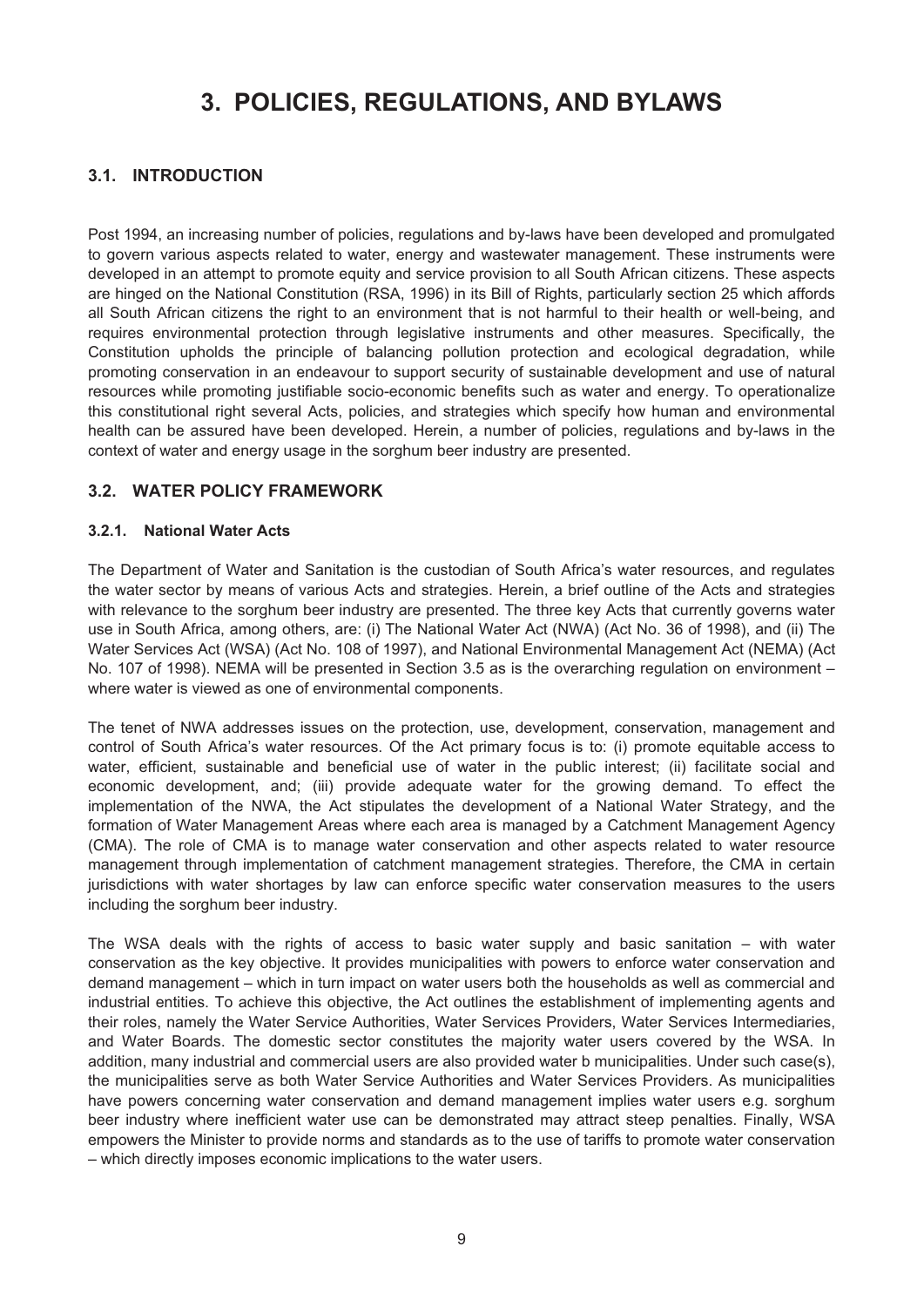# 3. POLICIES, REGULATIONS, AND BYLAWS

## 3.1. INTRODUCTION

Post 1994, an increasing number of policies, regulations and by-laws have been developed and promulgated to govern various aspects related to water, energy and wastewater management. These instruments were developed in an attempt to promote equity and service provision to all South African citizens. These aspects are hinged on the National Constitution (RSA, 1996) in its Bill of Rights, particularly section 25 which affords all South African citizens the right to an environment that is not harmful to their health or well-being, and requires environmental protection through legislative instruments and other measures. Specifically, the Constitution upholds the principle of balancing pollution protection and ecological degradation, while promoting conservation in an endeavour to support security of sustainable development and use of natural resources while promoting justifiable socio-economic benefits such as water and energy. To operationalize this constitutional right several Acts, policies, and strategies which specify how human and environmental health can be assured have been developed. Herein, a number of policies, regulations and by-laws in the context of water and energy usage in the sorghum beer industry are presented.

## 3.2. WATER POLICY FRAMEWORK

### 3.2.1. National Water Acts

The Department of Water and Sanitation is the custodian of South Africa's water resources, and regulates the water sector by means of various Acts and strategies. Herein, a brief outline of the Acts and strategies with relevance to the sorghum beer industry are presented. The three key Acts that currently governs water use in South Africa, among others, are: (i) The National Water Act (NWA) (Act No. 36 of 1998), and (ii) The Water Services Act (WSA) (Act No. 108 of 1997), and National Environmental Management Act (NEMA) (Act No. 107 of 1998). NEMA will be presented in Section 3.5 as is the overarching regulation on environment – where water is viewed as one of environmental components.

The tenet of NWA addresses issues on the protection, use, development, conservation, management and control of South Africa's water resources. Of the Act primary focus is to: (i) promote equitable access to water, efficient, sustainable and beneficial use of water in the public interest; (ii) facilitate social and economic development, and; (iii) provide adequate water for the growing demand. To effect the implementation of the NWA, the Act stipulates the development of a National Water Strategy, and the formation of Water Management Areas where each area is managed by a Catchment Management Agency (CMA). The role of CMA is to manage water conservation and other aspects related to water resource management through implementation of catchment management strategies. Therefore, the CMA in certain jurisdictions with water shortages by law can enforce specific water conservation measures to the users including the sorghum beer industry.

The WSA deals with the rights of access to basic water supply and basic sanitation – with water conservation as the key objective. It provides municipalities with powers to enforce water conservation and demand management – which in turn impact on water users both the households as well as commercial and industrial entities. To achieve this objective, the Act outlines the establishment of implementing agents and their roles, namely the Water Service Authorities, Water Services Providers, Water Services Intermediaries, and Water Boards. The domestic sector constitutes the majority water users covered by the WSA. In addition, many industrial and commercial users are also provided water b municipalities. Under such case(s), the municipalities serve as both Water Service Authorities and Water Services Providers. As municipalities have powers concerning water conservation and demand management implies water users e.g. sorghum beer industry where inefficient water use can be demonstrated may attract steep penalties. Finally, WSA empowers the Minister to provide norms and standards as to the use of tariffs to promote water conservation – which directly imposes economic implications to the water users.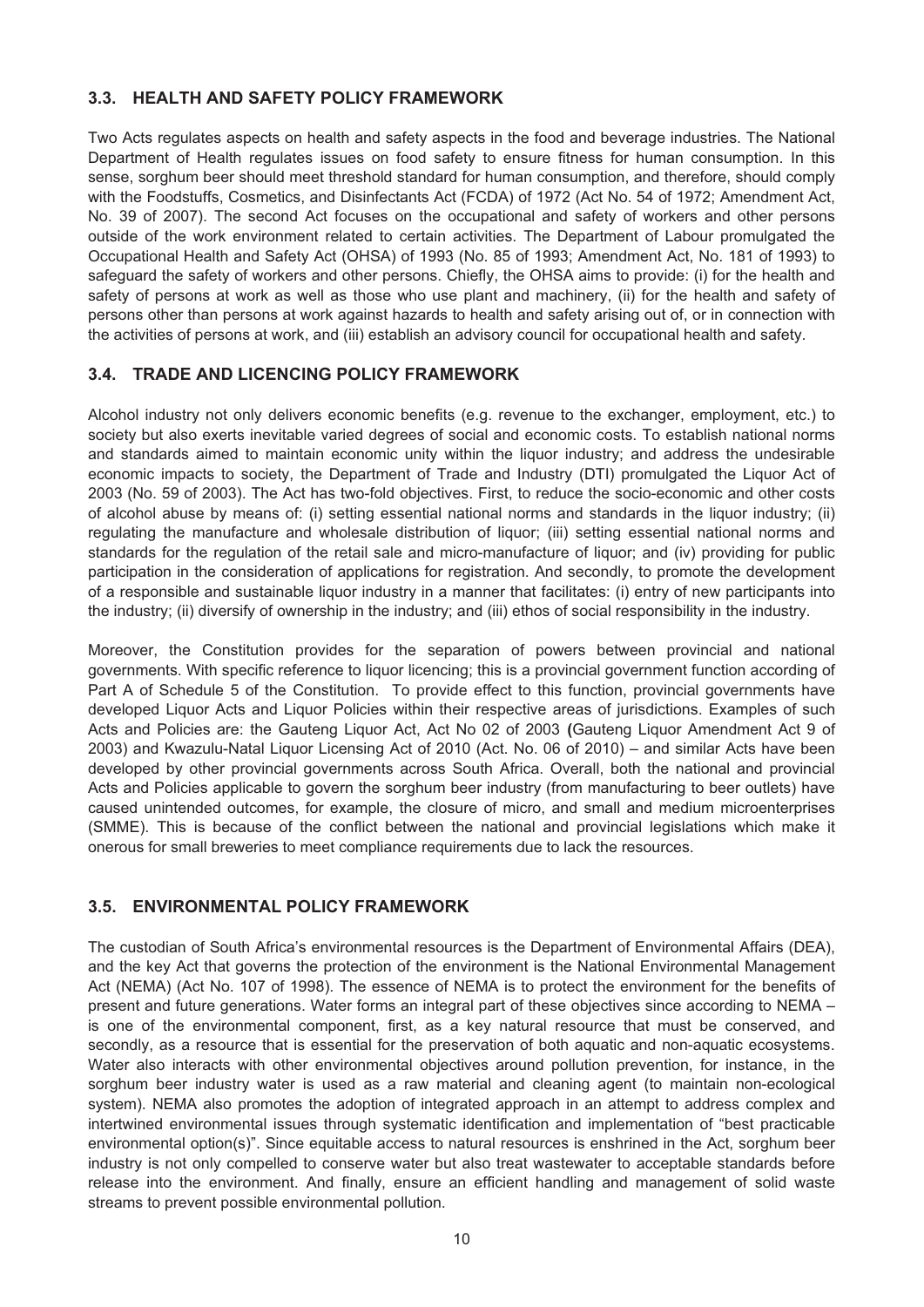### 3.3. HEALTH AND SAFETY POLICY FRAMEWORK

Two Acts regulates aspects on health and safety aspects in the food and beverage industries. The National Department of Health regulates issues on food safety to ensure fitness for human consumption. In this sense, sorghum beer should meet threshold standard for human consumption, and therefore, should comply with the Foodstuffs, Cosmetics, and Disinfectants Act (FCDA) of 1972 (Act No. 54 of 1972; Amendment Act, No. 39 of 2007). The second Act focuses on the occupational and safety of workers and other persons outside of the work environment related to certain activities. The Department of Labour promulgated the Occupational Health and Safety Act (OHSA) of 1993 (No. 85 of 1993; Amendment Act, No. 181 of 1993) to safeguard the safety of workers and other persons. Chiefly, the OHSA aims to provide: (i) for the health and safety of persons at work as well as those who use plant and machinery, (ii) for the health and safety of persons other than persons at work against hazards to health and safety arising out of, or in connection with the activities of persons at work, and (iii) establish an advisory council for occupational health and safety.

### 3.4. TRADE AND LICENCING POLICY FRAMEWORK

Alcohol industry not only delivers economic benefits (e.g. revenue to the exchanger, employment, etc.) to society but also exerts inevitable varied degrees of social and economic costs. To establish national norms and standards aimed to maintain economic unity within the liquor industry; and address the undesirable economic impacts to society, the Department of Trade and Industry (DTI) promulgated the Liquor Act of 2003 (No. 59 of 2003). The Act has two-fold objectives. First, to reduce the socio-economic and other costs of alcohol abuse by means of: (i) setting essential national norms and standards in the liquor industry; (ii) regulating the manufacture and wholesale distribution of liquor; (iii) setting essential national norms and standards for the regulation of the retail sale and micro-manufacture of liquor; and (iv) providing for public participation in the consideration of applications for registration. And secondly, to promote the development of a responsible and sustainable liquor industry in a manner that facilitates: (i) entry of new participants into the industry; (ii) diversify of ownership in the industry; and (iii) ethos of social responsibility in the industry.

Moreover, the Constitution provides for the separation of powers between provincial and national governments. With specific reference to liquor licencing; this is a provincial government function according of Part A of Schedule 5 of the Constitution. To provide effect to this function, provincial governments have developed Liquor Acts and Liquor Policies within their respective areas of jurisdictions. Examples of such Acts and Policies are: the Gauteng Liquor Act, Act No 02 of 2003 **(**Gauteng Liquor Amendment Act 9 of 2003) and Kwazulu-Natal Liquor Licensing Act of 2010 (Act. No. 06 of 2010) – and similar Acts have been developed by other provincial governments across South Africa. Overall, both the national and provincial Acts and Policies applicable to govern the sorghum beer industry (from manufacturing to beer outlets) have caused unintended outcomes, for example, the closure of micro, and small and medium microenterprises (SMME). This is because of the conflict between the national and provincial legislations which make it onerous for small breweries to meet compliance requirements due to lack the resources.

### 3.5. ENVIRONMENTAL POLICY FRAMEWORK

The custodian of South Africa's environmental resources is the Department of Environmental Affairs (DEA), and the key Act that governs the protection of the environment is the National Environmental Management Act (NEMA) (Act No. 107 of 1998). The essence of NEMA is to protect the environment for the benefits of present and future generations. Water forms an integral part of these objectives since according to NEMA – is one of the environmental component, first, as a key natural resource that must be conserved, and secondly, as a resource that is essential for the preservation of both aquatic and non-aquatic ecosystems. Water also interacts with other environmental objectives around pollution prevention, for instance, in the sorghum beer industry water is used as a raw material and cleaning agent (to maintain non-ecological system). NEMA also promotes the adoption of integrated approach in an attempt to address complex and intertwined environmental issues through systematic identification and implementation of "best practicable environmental option(s)". Since equitable access to natural resources is enshrined in the Act, sorghum beer industry is not only compelled to conserve water but also treat wastewater to acceptable standards before release into the environment. And finally, ensure an efficient handling and management of solid waste streams to prevent possible environmental pollution.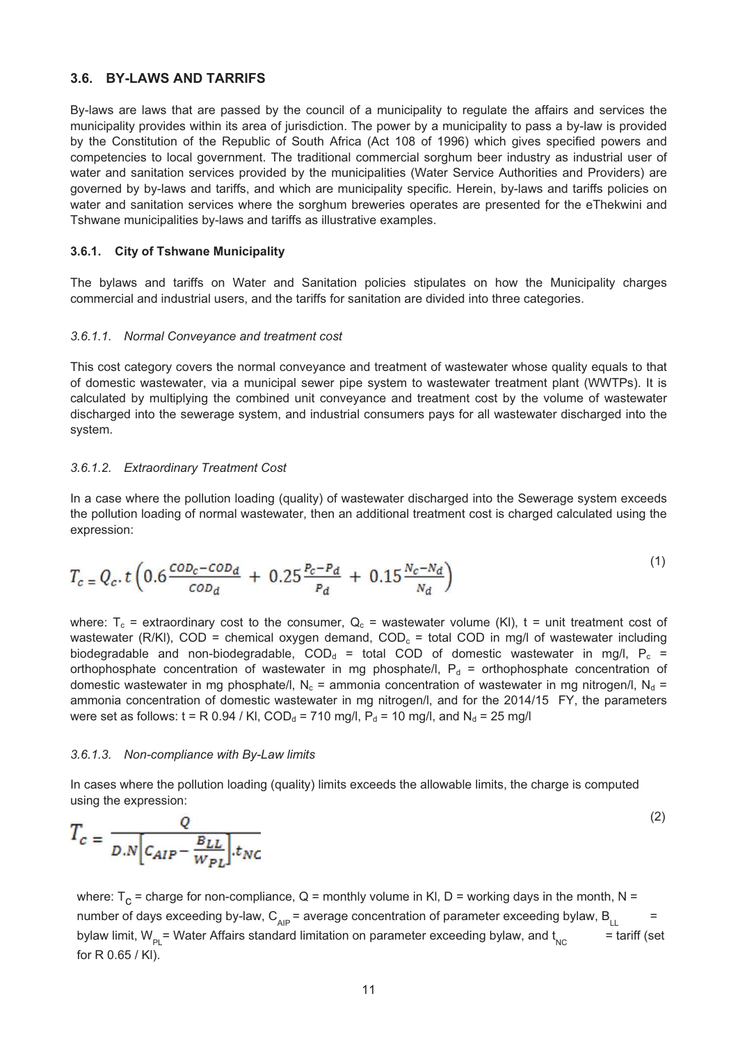## 3.6. BY-LAWS AND TARRIFS

By-laws are laws that are passed by the council of a municipality to regulate the affairs and services the municipality provides within its area of jurisdiction. The power by a municipality to pass a by-law is provided by the Constitution of the Republic of South Africa (Act 108 of 1996) which gives specified powers and competencies to local government. The traditional commercial sorghum beer industry as industrial user of water and sanitation services provided by the municipalities (Water Service Authorities and Providers) are governed by by-laws and tariffs, and which are municipality specific. Herein, by-laws and tariffs policies on water and sanitation services where the sorghum breweries operates are presented for the eThekwini and Tshwane municipalities by-laws and tariffs as illustrative examples.

### 3.6.1. City of Tshwane Municipality

The bylaws and tariffs on Water and Sanitation policies stipulates on how the Municipality charges commercial and industrial users, and the tariffs for sanitation are divided into three categories.

#### *3.6.1.1. Normal Conveyance and treatment cost*

This cost category covers the normal conveyance and treatment of wastewater whose quality equals to that of domestic wastewater, via a municipal sewer pipe system to wastewater treatment plant (WWTPs). It is calculated by multiplying the combined unit conveyance and treatment cost by the volume of wastewater discharged into the sewerage system, and industrial consumers pays for all wastewater discharged into the system.

#### *3.6.1.2. Extraordinary Treatment Cost*

In a case where the pollution loading (quality) of wastewater discharged into the Sewerage system exceeds the pollution loading of normal wastewater, then an additional treatment cost is charged calculated using the expression:

$$T_c = Q_c . t\left(0.6\frac{COD_c - COD_d}{COD_d} + 0.25\frac{P_c - P_d}{P_d} + 0.15\frac{N_c - N_d}{N_d}\right) \tag{1}$$

where: $T_c$ = extraordinary cost to the consumer, $Q_c$ = wastewater volume (Kl), t = unit treatment cost of wastewater (R/Kl), COD = chemical oxygen demand, $COD_c$ = total COD in mg/l of wastewater including biodegradable and non-biodegradable, $COD_d$ = total COD of domestic wastewater in mg/l, $P_c$ = orthophosphate concentration of wastewater in mg phosphate/l, $P_d$ = orthophosphate concentration of domestic wastewater in mg phosphate/l, $N_c$ = ammonia concentration of wastewater in mg nitrogen/l, $N_d$ = ammonia concentration of domestic wastewater in mg nitrogen/l, and for the 2014/15 FY, the parameters were set as follows: t = R 0.94 / Kl, $COD_d$ = 710 mg/l, $P_d$ = 10 mg/l, and $N_d$ = 25 mg/l

#### *3.6.1.3. Non-compliance with By-Law limits*

In cases where the pollution loading (quality) limits exceeds the allowable limits, the charge is computed using the expression:

$$T_c = \frac{Q}{D.N\left[C_{AIP} - \frac{B_{LL}}{W_{PL}}\right].t_{NC}} \tag{2}$$

where: $T_C$ = charge for non-compliance, Q = monthly volume in Kl, D = working days in the month, N = number of days exceeding by-law, $C_{AIP}$ = average concentration of parameter exceeding bylaw, $B_{LL}$ = bylaw limit, $W_{PL}$ = Water Affairs standard limitation on parameter exceeding bylaw, and $t_{NC}$ = tariff (set for R 0.65 / Kl).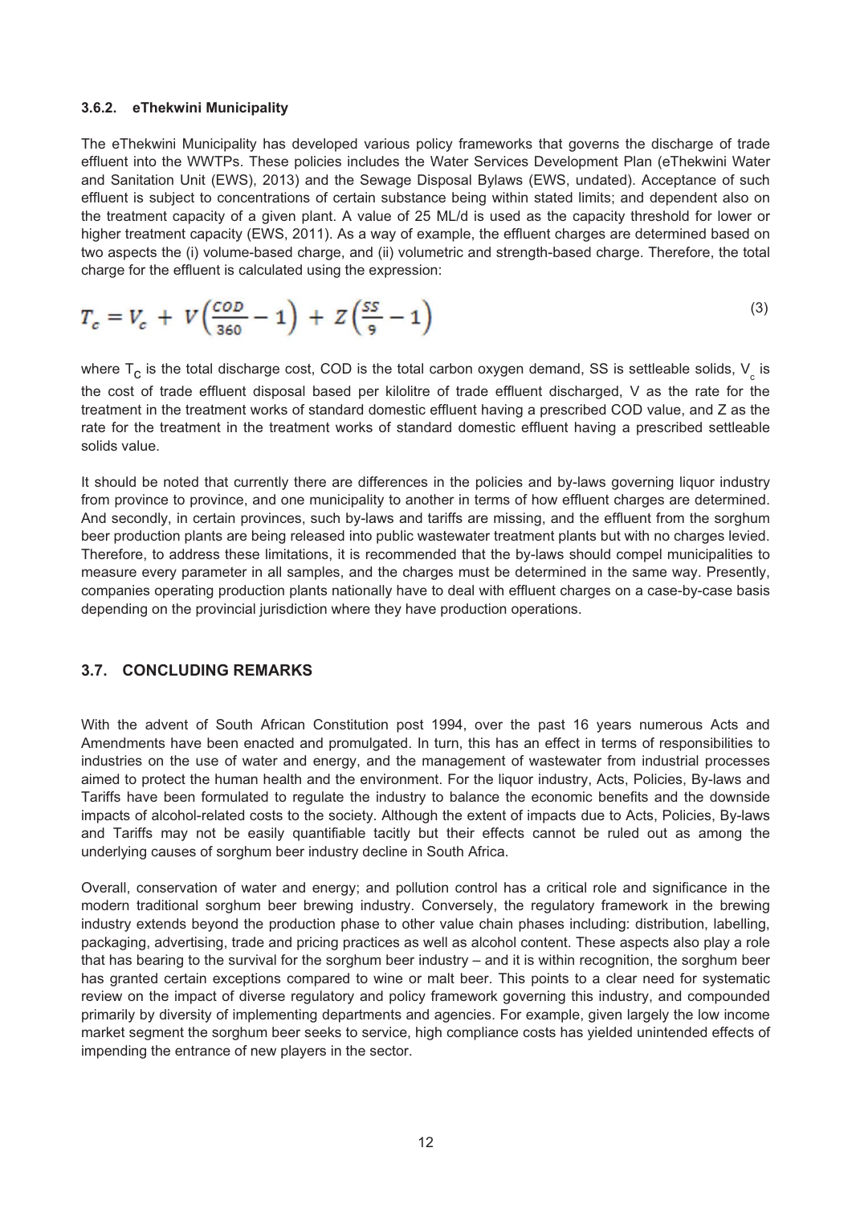#### 3.6.2. eThekwini Municipality

The eThekwini Municipality has developed various policy frameworks that governs the discharge of trade effluent into the WWTPs. These policies includes the Water Services Development Plan (eThekwini Water and Sanitation Unit (EWS), 2013) and the Sewage Disposal Bylaws (EWS, undated). Acceptance of such effluent is subject to concentrations of certain substance being within stated limits; and dependent also on the treatment capacity of a given plant. A value of 25 ML/d is used as the capacity threshold for lower or higher treatment capacity (EWS, 2011). As a way of example, the effluent charges are determined based on two aspects the (i) volume-based charge, and (ii) volumetric and strength-based charge. Therefore, the total charge for the effluent is calculated using the expression:

$$T_c = V_c + V\left(\frac{COD}{360} - 1\right) + Z\left(\frac{SS}{9} - 1\right) \tag{3}$$

where $T_C$ is the total discharge cost, COD is the total carbon oxygen demand, SS is settleable solids, $V_c$ is the cost of trade effluent disposal based per kilolitre of trade effluent discharged, V as the rate for the treatment in the treatment works of standard domestic effluent having a prescribed COD value, and Z as the rate for the treatment in the treatment works of standard domestic effluent having a prescribed settleable solids value.

It should be noted that currently there are differences in the policies and by-laws governing liquor industry from province to province, and one municipality to another in terms of how effluent charges are determined. And secondly, in certain provinces, such by-laws and tariffs are missing, and the effluent from the sorghum beer production plants are being released into public wastewater treatment plants but with no charges levied. Therefore, to address these limitations, it is recommended that the by-laws should compel municipalities to measure every parameter in all samples, and the charges must be determined in the same way. Presently, companies operating production plants nationally have to deal with effluent charges on a case-by-case basis depending on the provincial jurisdiction where they have production operations.

### 3.7. CONCLUDING REMARKS

With the advent of South African Constitution post 1994, over the past 16 years numerous Acts and Amendments have been enacted and promulgated. In turn, this has an effect in terms of responsibilities to industries on the use of water and energy, and the management of wastewater from industrial processes aimed to protect the human health and the environment. For the liquor industry, Acts, Policies, By-laws and Tariffs have been formulated to regulate the industry to balance the economic benefits and the downside impacts of alcohol-related costs to the society. Although the extent of impacts due to Acts, Policies, By-laws and Tariffs may not be easily quantifiable tacitly but their effects cannot be ruled out as among the underlying causes of sorghum beer industry decline in South Africa.

Overall, conservation of water and energy; and pollution control has a critical role and significance in the modern traditional sorghum beer brewing industry. Conversely, the regulatory framework in the brewing industry extends beyond the production phase to other value chain phases including: distribution, labelling, packaging, advertising, trade and pricing practices as well as alcohol content. These aspects also play a role that has bearing to the survival for the sorghum beer industry – and it is within recognition, the sorghum beer has granted certain exceptions compared to wine or malt beer. This points to a clear need for systematic review on the impact of diverse regulatory and policy framework governing this industry, and compounded primarily by diversity of implementing departments and agencies. For example, given largely the low income market segment the sorghum beer seeks to service, high compliance costs has yielded unintended effects of impending the entrance of new players in the sector.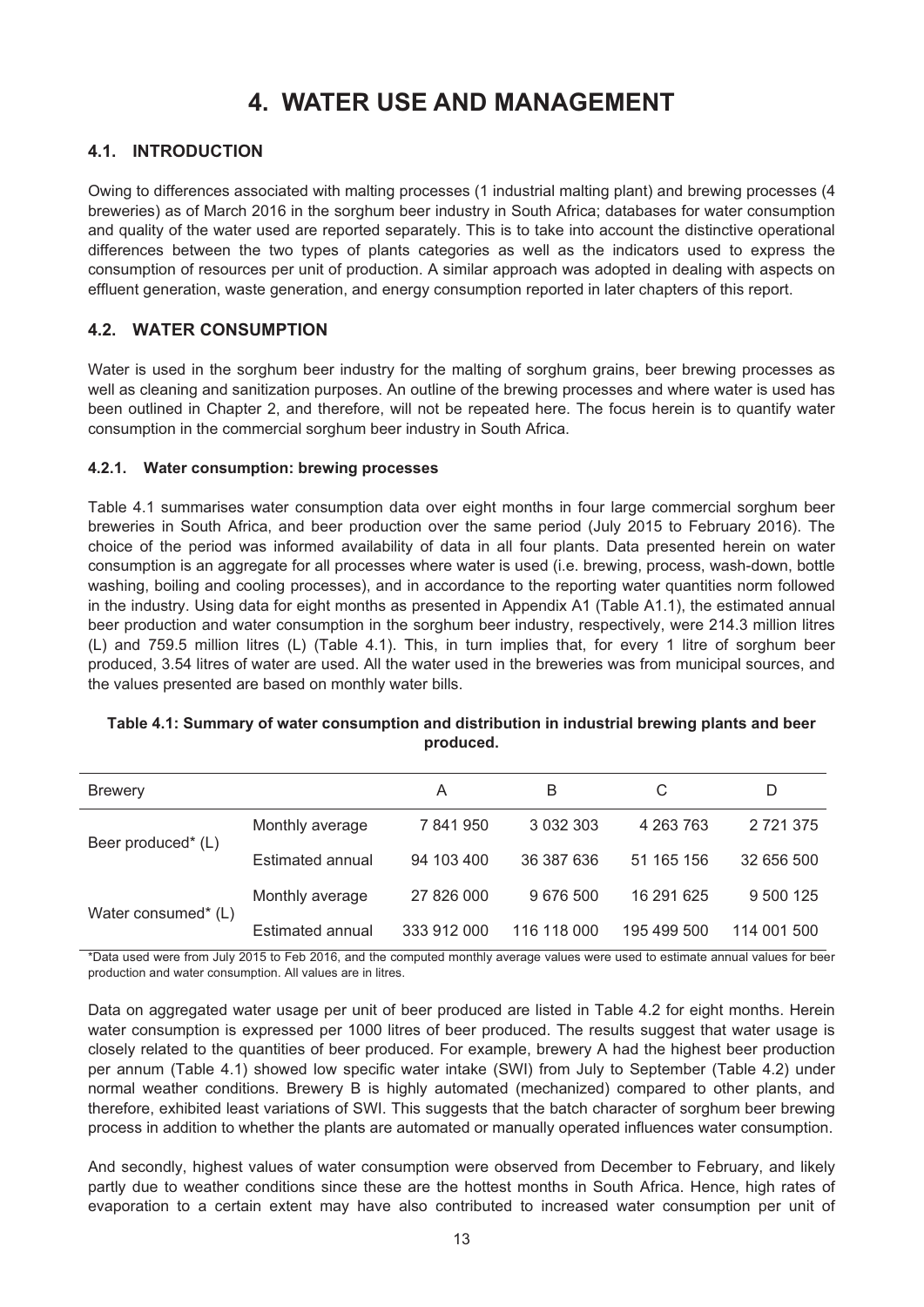# 4. WATER USE AND MANAGEMENT

## 4.1. INTRODUCTION

Owing to differences associated with malting processes (1 industrial malting plant) and brewing processes (4 breweries) as of March 2016 in the sorghum beer industry in South Africa; databases for water consumption and quality of the water used are reported separately. This is to take into account the distinctive operational differences between the two types of plants categories as well as the indicators used to express the consumption of resources per unit of production. A similar approach was adopted in dealing with aspects on effluent generation, waste generation, and energy consumption reported in later chapters of this report.

## 4.2. WATER CONSUMPTION

Water is used in the sorghum beer industry for the malting of sorghum grains, beer brewing processes as well as cleaning and sanitization purposes. An outline of the brewing processes and where water is used has been outlined in Chapter 2, and therefore, will not be repeated here. The focus herein is to quantify water consumption in the commercial sorghum beer industry in South Africa.

### 4.2.1. Water consumption: brewing processes

Table 4.1 summarises water consumption data over eight months in four large commercial sorghum beer breweries in South Africa, and beer production over the same period (July 2015 to February 2016). The choice of the period was informed availability of data in all four plants. Data presented herein on water consumption is an aggregate for all processes where water is used (i.e. brewing, process, wash-down, bottle washing, boiling and cooling processes), and in accordance to the reporting water quantities norm followed in the industry. Using data for eight months as presented in Appendix A1 (Table A1.1), the estimated annual beer production and water consumption in the sorghum beer industry, respectively, were 214.3 million litres (L) and 759.5 million litres (L) (Table 4.1). This, in turn implies that, for every 1 litre of sorghum beer produced, 3.54 litres of water are used. All the water used in the breweries was from municipal sources, and the values presented are based on monthly water bills.

**Table 4.1: Summary of water consumption and distribution in industrial brewing plants and beer produced.**

| Brewery | | A | B | C | D |
|---|---|---|---|---|---|
| Beer produced* (L) | Monthly average | 7 841 950 | 3 032 303 | 4 263 763 | 2 721 375 |
| | Estimated annual | 94 103 400 | 36 387 636 | 51 165 156 | 32 656 500 |
| Water consumed* (L) | Monthly average | 27 826 000 | 9 676 500 | 16 291 625 | 9 500 125 |
| | Estimated annual | 333 912 000 | 116 118 000 | 195 499 500 | 114 001 500 |

*Data used were from July 2015 to Feb 2016, and the computed monthly average values were used to estimate annual values for beer production and water consumption. All values are in litres.

Data on aggregated water usage per unit of beer produced are listed in Table 4.2 for eight months. Herein water consumption is expressed per 1000 litres of beer produced. The results suggest that water usage is closely related to the quantities of beer produced. For example, brewery A had the highest beer production per annum (Table 4.1) showed low specific water intake (SWI) from July to September (Table 4.2) under normal weather conditions. Brewery B is highly automated (mechanized) compared to other plants, and therefore, exhibited least variations of SWI. This suggests that the batch character of sorghum beer brewing process in addition to whether the plants are automated or manually operated influences water consumption.

And secondly, highest values of water consumption were observed from December to February, and likely partly due to weather conditions since these are the hottest months in South Africa. Hence, high rates of evaporation to a certain extent may have also contributed to increased water consumption per unit of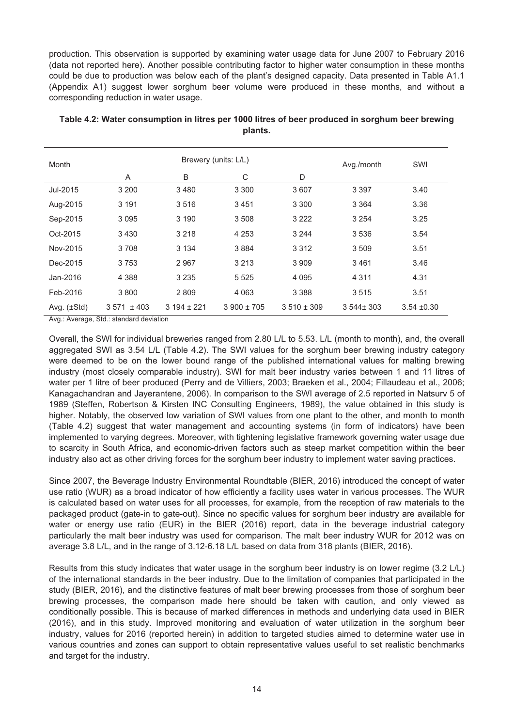production. This observation is supported by examining water usage data for June 2007 to February 2016 (data not reported here). Another possible contributing factor to higher water consumption in these months could be due to production was below each of the plant's designed capacity. Data presented in Table A1.1 (Appendix A1) suggest lower sorghum beer volume were produced in these months, and without a corresponding reduction in water usage.

**Table 4.2: Water consumption in litres per 1000 litres of beer produced in sorghum beer brewing plants.**

| Month | Brewery (units: L/L) | | | | Avg./month | SWI |
|---|---|---|---|---|---|---|
| | A | B | C | D | | |
| Jul-2015 | 3 200 | 3 480 | 3 300 | 3 607 | 3 397 | 3.40 |
| Aug-2015 | 3 191 | 3 516 | 3 451 | 3 300 | 3 364 | 3.36 |
| Sep-2015 | 3 095 | 3 190 | 3 508 | 3 222 | 3 254 | 3.25 |
| Oct-2015 | 3 430 | 3 218 | 4 253 | 3 244 | 3 536 | 3.54 |
| Nov-2015 | 3 708 | 3 134 | 3 884 | 3 312 | 3 509 | 3.51 |
| Dec-2015 | 3 753 | 2 967 | 3 213 | 3 909 | 3 461 | 3.46 |
| Jan-2016 | 4 388 | 3 235 | 5 525 | 4 095 | 4 311 | 4.31 |
| Feb-2016 | 3 800 | 2 809 | 4 063 | 3 388 | 3 515 | 3.51 |
| Avg. (±Std) | 3 571 ± 403 | 3 194 ± 221 | 3 900 ± 705 | 3 510 ± 309 | 3 544± 303 | 3.54 ±0.30 |

Avg.: Average, Std.: standard deviation

Overall, the SWI for individual breweries ranged from 2.80 L/L to 5.53. L/L (month to month), and, the overall aggregated SWI as 3.54 L/L (Table 4.2). The SWI values for the sorghum beer brewing industry category were deemed to be on the lower bound range of the published international values for malting brewing industry (most closely comparable industry). SWI for malt beer industry varies between 1 and 11 litres of water per 1 litre of beer produced (Perry and de Villiers, 2003; Braeken et al., 2004; Fillaudeau et al., 2006; Kanagachandran and Jayerantene, 2006). In comparison to the SWI average of 2.5 reported in Natsurv 5 of 1989 (Steffen, Robertson & Kirsten INC Consulting Engineers, 1989), the value obtained in this study is higher. Notably, the observed low variation of SWI values from one plant to the other, and month to month (Table 4.2) suggest that water management and accounting systems (in form of indicators) have been implemented to varying degrees. Moreover, with tightening legislative framework governing water usage due to scarcity in South Africa, and economic-driven factors such as steep market competition within the beer industry also act as other driving forces for the sorghum beer industry to implement water saving practices.

Since 2007, the Beverage Industry Environmental Roundtable (BIER, 2016) introduced the concept of water use ratio (WUR) as a broad indicator of how efficiently a facility uses water in various processes. The WUR is calculated based on water uses for all processes, for example, from the reception of raw materials to the packaged product (gate-in to gate-out). Since no specific values for sorghum beer industry are available for water or energy use ratio (EUR) in the BIER (2016) report, data in the beverage industrial category particularly the malt beer industry was used for comparison. The malt beer industry WUR for 2012 was on average 3.8 L/L, and in the range of 3.12-6.18 L/L based on data from 318 plants (BIER, 2016).

Results from this study indicates that water usage in the sorghum beer industry is on lower regime (3.2 L/L) of the international standards in the beer industry. Due to the limitation of companies that participated in the study (BIER, 2016), and the distinctive features of malt beer brewing processes from those of sorghum beer brewing processes, the comparison made here should be taken with caution, and only viewed as conditionally possible. This is because of marked differences in methods and underlying data used in BIER (2016), and in this study. Improved monitoring and evaluation of water utilization in the sorghum beer industry, values for 2016 (reported herein) in addition to targeted studies aimed to determine water use in various countries and zones can support to obtain representative values useful to set realistic benchmarks and target for the industry.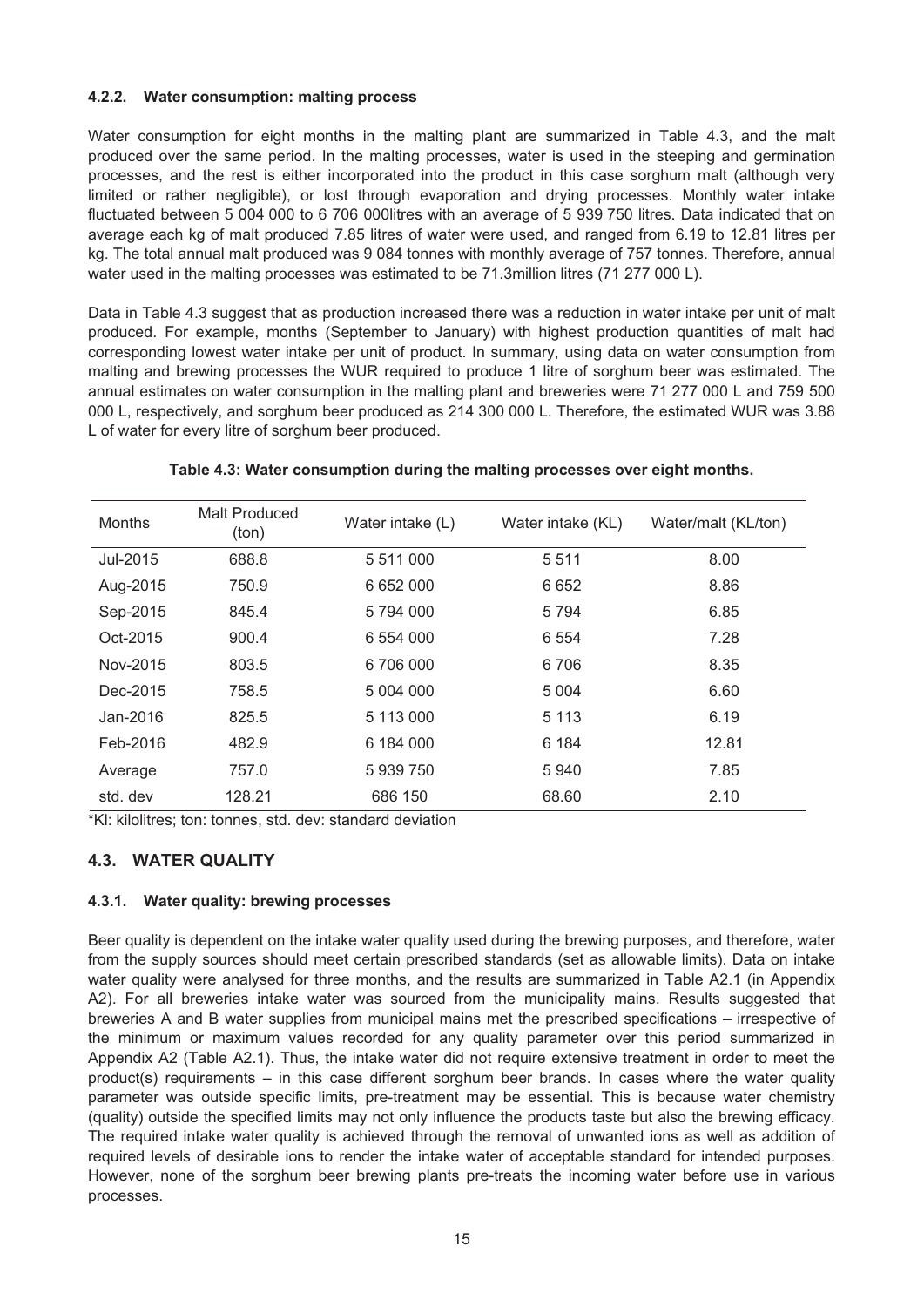#### 4.2.2. Water consumption: malting process

Water consumption for eight months in the malting plant are summarized in Table 4.3, and the malt produced over the same period. In the malting processes, water is used in the steeping and germination processes, and the rest is either incorporated into the product in this case sorghum malt (although very limited or rather negligible), or lost through evaporation and drying processes. Monthly water intake fluctuated between 5 004 000 to 6 706 000litres with an average of 5 939 750 litres. Data indicated that on average each kg of malt produced 7.85 litres of water were used, and ranged from 6.19 to 12.81 litres per kg. The total annual malt produced was 9 084 tonnes with monthly average of 757 tonnes. Therefore, annual water used in the malting processes was estimated to be 71.3million litres (71 277 000 L).

Data in Table 4.3 suggest that as production increased there was a reduction in water intake per unit of malt produced. For example, months (September to January) with highest production quantities of malt had corresponding lowest water intake per unit of product. In summary, using data on water consumption from malting and brewing processes the WUR required to produce 1 litre of sorghum beer was estimated. The annual estimates on water consumption in the malting plant and breweries were 71 277 000 L and 759 500 000 L, respectively, and sorghum beer produced as 214 300 000 L. Therefore, the estimated WUR was 3.88 L of water for every litre of sorghum beer produced.

**Table 4.3: Water consumption during the malting processes over eight months.**

| Months | Malt Produced (ton) | Water intake (L) | Water intake (KL) | Water/malt (KL/ton) |
|---|---|---|---|---|
| Jul-2015 | 688.8 | 5 511 000 | 5 511 | 8.00 |
| Aug-2015 | 750.9 | 6 652 000 | 6 652 | 8.86 |
| Sep-2015 | 845.4 | 5 794 000 | 5 794 | 6.85 |
| Oct-2015 | 900.4 | 6 554 000 | 6 554 | 7.28 |
| Nov-2015 | 803.5 | 6 706 000 | 6 706 | 8.35 |
| Dec-2015 | 758.5 | 5 004 000 | 5 004 | 6.60 |
| Jan-2016 | 825.5 | 5 113 000 | 5 113 | 6.19 |
| Feb-2016 | 482.9 | 6 184 000 | 6 184 | 12.81 |
| Average | 757.0 | 5 939 750 | 5 940 | 7.85 |
| std. dev | 128.21 | 686 150 | 68.60 | 2.10 |

*Kl: kilolitres; ton: tonnes, std. dev: standard deviation

### 4.3. WATER QUALITY

#### 4.3.1. Water quality: brewing processes

Beer quality is dependent on the intake water quality used during the brewing purposes, and therefore, water from the supply sources should meet certain prescribed standards (set as allowable limits). Data on intake water quality were analysed for three months, and the results are summarized in Table A2.1 (in Appendix A2). For all breweries intake water was sourced from the municipality mains. Results suggested that breweries A and B water supplies from municipal mains met the prescribed specifications – irrespective of the minimum or maximum values recorded for any quality parameter over this period summarized in Appendix A2 (Table A2.1). Thus, the intake water did not require extensive treatment in order to meet the product(s) requirements – in this case different sorghum beer brands. In cases where the water quality parameter was outside specific limits, pre-treatment may be essential. This is because water chemistry (quality) outside the specified limits may not only influence the products taste but also the brewing efficacy. The required intake water quality is achieved through the removal of unwanted ions as well as addition of required levels of desirable ions to render the intake water of acceptable standard for intended purposes. However, none of the sorghum beer brewing plants pre-treats the incoming water before use in various processes.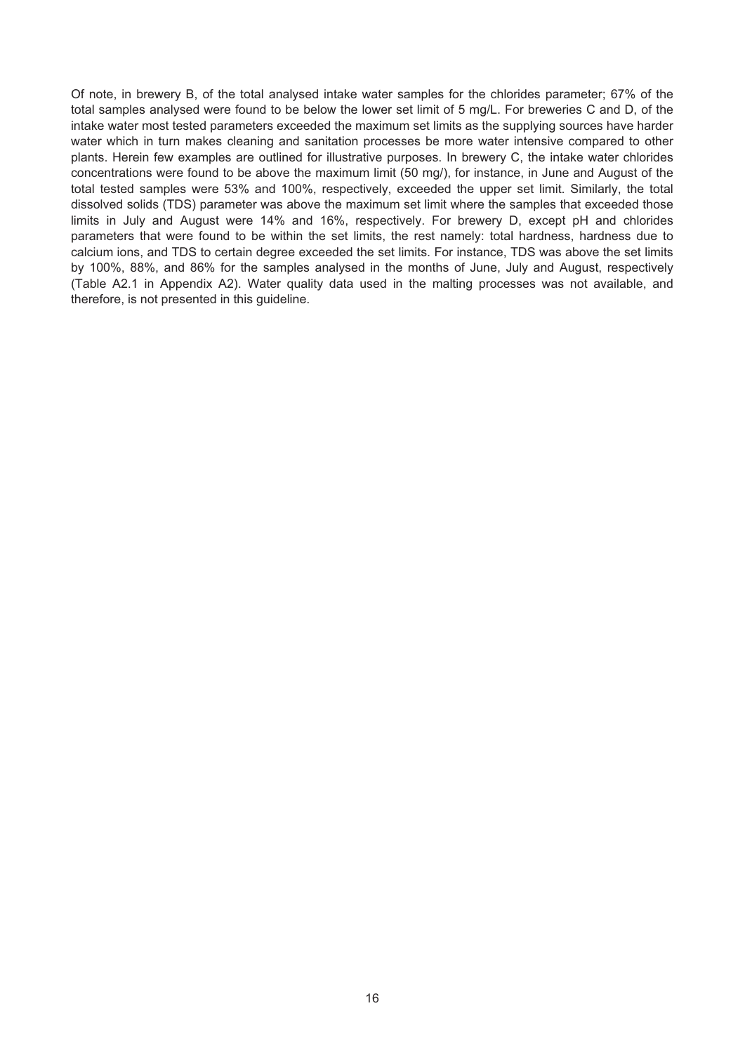Of note, in brewery B, of the total analysed intake water samples for the chlorides parameter; 67% of the total samples analysed were found to be below the lower set limit of 5 mg/L. For breweries C and D, of the intake water most tested parameters exceeded the maximum set limits as the supplying sources have harder water which in turn makes cleaning and sanitation processes be more water intensive compared to other plants. Herein few examples are outlined for illustrative purposes. In brewery C, the intake water chlorides concentrations were found to be above the maximum limit (50 mg/), for instance, in June and August of the total tested samples were 53% and 100%, respectively, exceeded the upper set limit. Similarly, the total dissolved solids (TDS) parameter was above the maximum set limit where the samples that exceeded those limits in July and August were 14% and 16%, respectively. For brewery D, except pH and chlorides parameters that were found to be within the set limits, the rest namely: total hardness, hardness due to calcium ions, and TDS to certain degree exceeded the set limits. For instance, TDS was above the set limits by 100%, 88%, and 86% for the samples analysed in the months of June, July and August, respectively (Table A2.1 in Appendix A2). Water quality data used in the malting processes was not available, and therefore, is not presented in this guideline.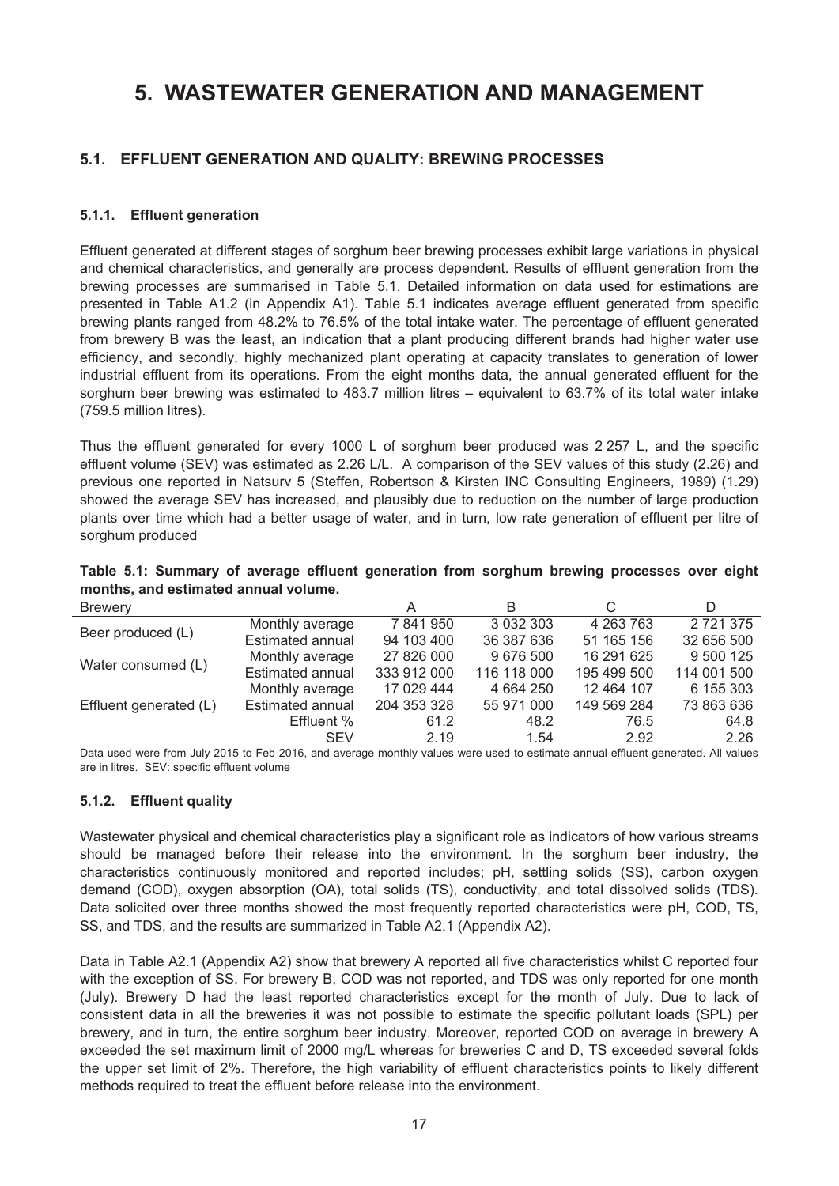# 5. WASTEWATER GENERATION AND MANAGEMENT

## 5.1. EFFLUENT GENERATION AND QUALITY: BREWING PROCESSES

### 5.1.1. Effluent generation

Effluent generated at different stages of sorghum beer brewing processes exhibit large variations in physical and chemical characteristics, and generally are process dependent. Results of effluent generation from the brewing processes are summarised in Table 5.1. Detailed information on data used for estimations are presented in Table A1.2 (in Appendix A1). Table 5.1 indicates average effluent generated from specific brewing plants ranged from 48.2% to 76.5% of the total intake water. The percentage of effluent generated from brewery B was the least, an indication that a plant producing different brands had higher water use efficiency, and secondly, highly mechanized plant operating at capacity translates to generation of lower industrial effluent from its operations. From the eight months data, the annual generated effluent for the sorghum beer brewing was estimated to 483.7 million litres – equivalent to 63.7% of its total water intake (759.5 million litres).

Thus the effluent generated for every 1000 L of sorghum beer produced was 2 257 L, and the specific effluent volume (SEV) was estimated as 2.26 L/L. A comparison of the SEV values of this study (2.26) and previous one reported in Natsurv 5 (Steffen, Robertson & Kirsten INC Consulting Engineers, 1989) (1.29) showed the average SEV has increased, and plausibly due to reduction on the number of large production plants over time which had a better usage of water, and in turn, low rate generation of effluent per litre of sorghum produced

**Table 5.1: Summary of average effluent generation from sorghum brewing processes over eight months, and estimated annual volume.**

| Brewery | | A | B | C | D |
|---|---|---|---|---|---|
| Beer produced (L) | Monthly average | 7 841 950 | 3 032 303 | 4 263 763 | 2 721 375 |
| | Estimated annual | 94 103 400 | 36 387 636 | 51 165 156 | 32 656 500 |
| Water consumed (L) | Monthly average | 27 826 000 | 9 676 500 | 16 291 625 | 9 500 125 |
| | Estimated annual | 333 912 000 | 116 118 000 | 195 499 500 | 114 001 500 |
| Effluent generated (L) | Monthly average | 17 029 444 | 4 664 250 | 12 464 107 | 6 155 303 |
| | Estimated annual | 204 353 328 | 55 971 000 | 149 569 284 | 73 863 636 |
| | Effluent % | 61.2 | 48.2 | 76.5 | 64.8 |
| | SEV | 2.19 | 1.54 | 2.92 | 2.26 |

Data used were from July 2015 to Feb 2016, and average monthly values were used to estimate annual effluent generated. All values are in litres. SEV: specific effluent volume

### 5.1.2. Effluent quality

Wastewater physical and chemical characteristics play a significant role as indicators of how various streams should be managed before their release into the environment. In the sorghum beer industry, the characteristics continuously monitored and reported includes; pH, settling solids (SS), carbon oxygen demand (COD), oxygen absorption (OA), total solids (TS), conductivity, and total dissolved solids (TDS). Data solicited over three months showed the most frequently reported characteristics were pH, COD, TS, SS, and TDS, and the results are summarized in Table A2.1 (Appendix A2).

Data in Table A2.1 (Appendix A2) show that brewery A reported all five characteristics whilst C reported four with the exception of SS. For brewery B, COD was not reported, and TDS was only reported for one month (July). Brewery D had the least reported characteristics except for the month of July. Due to lack of consistent data in all the breweries it was not possible to estimate the specific pollutant loads (SPL) per brewery, and in turn, the entire sorghum beer industry. Moreover, reported COD on average in brewery A exceeded the set maximum limit of 2000 mg/L whereas for breweries C and D, TS exceeded several folds the upper set limit of 2%. Therefore, the high variability of effluent characteristics points to likely different methods required to treat the effluent before release into the environment.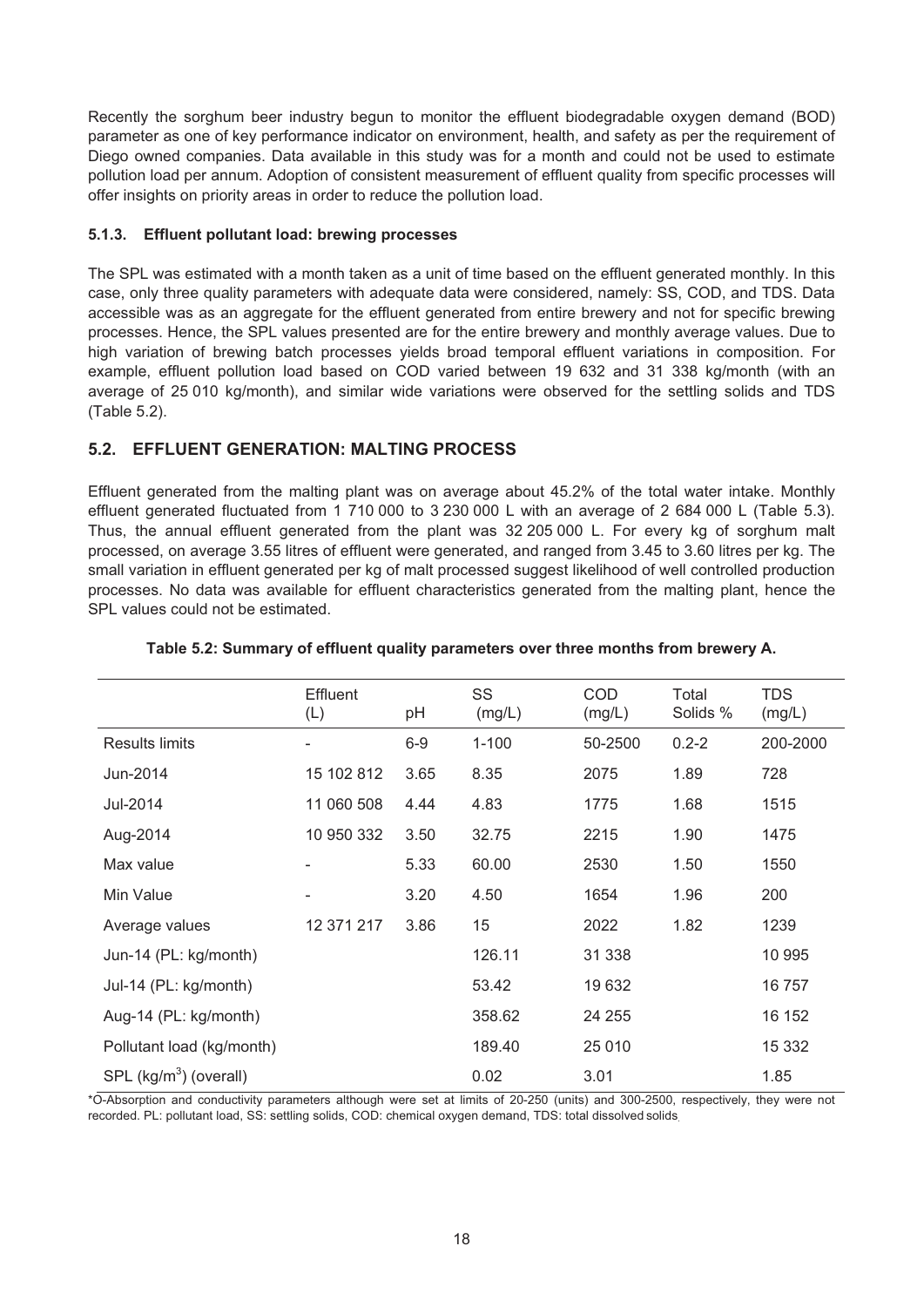Recently the sorghum beer industry begun to monitor the effluent biodegradable oxygen demand (BOD) parameter as one of key performance indicator on environment, health, and safety as per the requirement of Diego owned companies. Data available in this study was for a month and could not be used to estimate pollution load per annum. Adoption of consistent measurement of effluent quality from specific processes will offer insights on priority areas in order to reduce the pollution load.

### 5.1.3. Effluent pollutant load: brewing processes

The SPL was estimated with a month taken as a unit of time based on the effluent generated monthly. In this case, only three quality parameters with adequate data were considered, namely: SS, COD, and TDS. Data accessible was as an aggregate for the effluent generated from entire brewery and not for specific brewing processes. Hence, the SPL values presented are for the entire brewery and monthly average values. Due to high variation of brewing batch processes yields broad temporal effluent variations in composition. For example, effluent pollution load based on COD varied between 19 632 and 31 338 kg/month (with an average of 25 010 kg/month), and similar wide variations were observed for the settling solids and TDS (Table 5.2).

## 5.2. EFFLUENT GENERATION: MALTING PROCESS

Effluent generated from the malting plant was on average about 45.2% of the total water intake. Monthly effluent generated fluctuated from 1 710 000 to 3 230 000 L with an average of 2 684 000 L (Table 5.3). Thus, the annual effluent generated from the plant was 32 205 000 L. For every kg of sorghum malt processed, on average 3.55 litres of effluent were generated, and ranged from 3.45 to 3.60 litres per kg. The small variation in effluent generated per kg of malt processed suggest likelihood of well controlled production processes. No data was available for effluent characteristics generated from the malting plant, hence the SPL values could not be estimated.

**Table 5.2: Summary of effluent quality parameters over three months from brewery A.**

| | Effluent (L) | pH | SS (mg/L) | COD (mg/L) | Total Solids % | TDS (mg/L) |
|---|---|---|---|---|---|---|
| Results limits | - | 6-9 | 1-100 | 50-2500 | 0.2-2 | 200-2000 |
| Jun-2014 | 15 102 812 | 3.65 | 8.35 | 2075 | 1.89 | 728 |
| Jul-2014 | 11 060 508 | 4.44 | 4.83 | 1775 | 1.68 | 1515 |
| Aug-2014 | 10 950 332 | 3.50 | 32.75 | 2215 | 1.90 | 1475 |
| Max value | - | 5.33 | 60.00 | 2530 | 1.50 | 1550 |
| Min Value | - | 3.20 | 4.50 | 1654 | 1.96 | 200 |
| Average values | 12 371 217 | 3.86 | 15 | 2022 | 1.82 | 1239 |
| Jun-14 (PL: kg/month) | | | 126.11 | 31 338 | | 10 995 |
| Jul-14 (PL: kg/month) | | | 53.42 | 19 632 | | 16 757 |
| Aug-14 (PL: kg/month) | | | 358.62 | 24 255 | | 16 152 |
| Pollutant load (kg/month) | | | 189.40 | 25 010 | | 15 332 |
| SPL ($kg/m^3$) (overall) | | | 0.02 | 3.01 | | 1.85 |

*O-Absorption and conductivity parameters although were set at limits of 20-250 (units) and 300-2500, respectively, they were not recorded. PL: pollutant load, SS: settling solids, COD: chemical oxygen demand, TDS: total dissolved solids.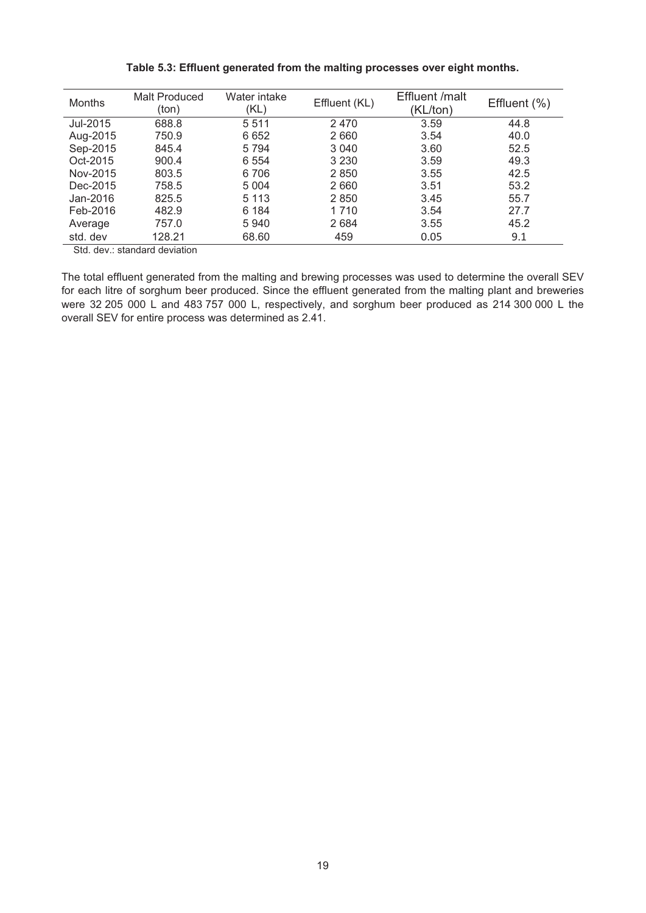**Table 5.3: Effluent generated from the malting processes over eight months.**

| Months | Malt Produced (ton) | Water intake (KL) | Effluent (KL) | Effluent /malt (KL/ton) | Effluent (%) |
|---|---|---|---|---|---|
| Jul-2015 | 688.8 | 5 511 | 2 470 | 3.59 | 44.8 |
| Aug-2015 | 750.9 | 6 652 | 2 660 | 3.54 | 40.0 |
| Sep-2015 | 845.4 | 5 794 | 3 040 | 3.60 | 52.5 |
| Oct-2015 | 900.4 | 6 554 | 3 230 | 3.59 | 49.3 |
| Nov-2015 | 803.5 | 6 706 | 2 850 | 3.55 | 42.5 |
| Dec-2015 | 758.5 | 5 004 | 2 660 | 3.51 | 53.2 |
| Jan-2016 | 825.5 | 5 113 | 2 850 | 3.45 | 55.7 |
| Feb-2016 | 482.9 | 6 184 | 1 710 | 3.54 | 27.7 |
| Average | 757.0 | 5 940 | 2 684 | 3.55 | 45.2 |
| std. dev | 128.21 | 68.60 | 459 | 0.05 | 9.1 |

Std. dev.: standard deviation

The total effluent generated from the malting and brewing processes was used to determine the overall SEV for each litre of sorghum beer produced. Since the effluent generated from the malting plant and breweries were 32 205 000 L and 483 757 000 L, respectively, and sorghum beer produced as 214 300 000 L the overall SEV for entire process was determined as 2.41.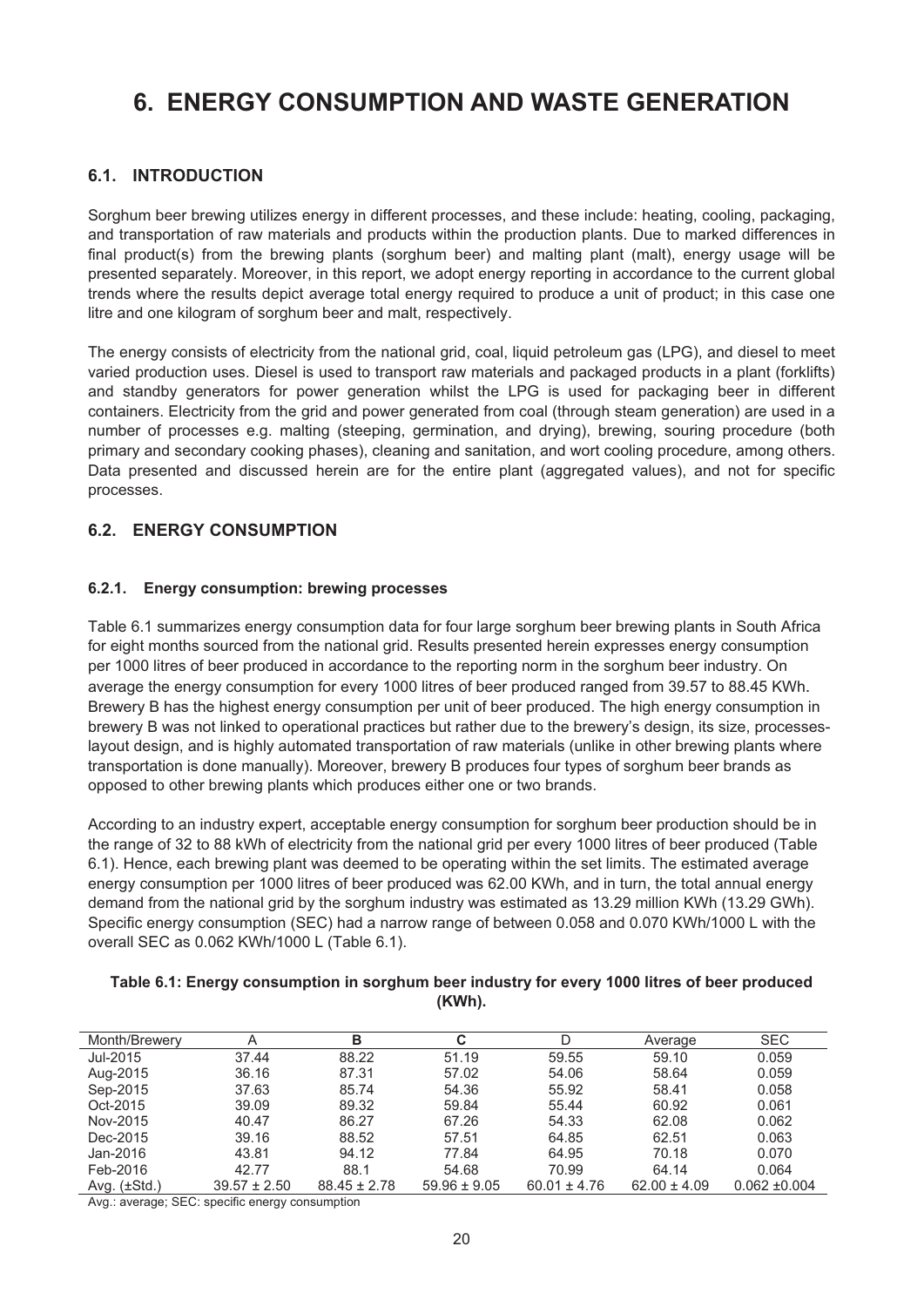# 6. ENERGY CONSUMPTION AND WASTE GENERATION

## 6.1. INTRODUCTION

Sorghum beer brewing utilizes energy in different processes, and these include: heating, cooling, packaging, and transportation of raw materials and products within the production plants. Due to marked differences in final product(s) from the brewing plants (sorghum beer) and malting plant (malt), energy usage will be presented separately. Moreover, in this report, we adopt energy reporting in accordance to the current global trends where the results depict average total energy required to produce a unit of product; in this case one litre and one kilogram of sorghum beer and malt, respectively.

The energy consists of electricity from the national grid, coal, liquid petroleum gas (LPG), and diesel to meet varied production uses. Diesel is used to transport raw materials and packaged products in a plant (forklifts) and standby generators for power generation whilst the LPG is used for packaging beer in different containers. Electricity from the grid and power generated from coal (through steam generation) are used in a number of processes e.g. malting (steeping, germination, and drying), brewing, souring procedure (both primary and secondary cooking phases), cleaning and sanitation, and wort cooling procedure, among others. Data presented and discussed herein are for the entire plant (aggregated values), and not for specific processes.

## 6.2. ENERGY CONSUMPTION

### 6.2.1. Energy consumption: brewing processes

Table 6.1 summarizes energy consumption data for four large sorghum beer brewing plants in South Africa for eight months sourced from the national grid. Results presented herein expresses energy consumption per 1000 litres of beer produced in accordance to the reporting norm in the sorghum beer industry. On average the energy consumption for every 1000 litres of beer produced ranged from 39.57 to 88.45 KWh. Brewery B has the highest energy consumption per unit of beer produced. The high energy consumption in brewery B was not linked to operational practices but rather due to the brewery's design, its size, processes-layout design, and is highly automated transportation of raw materials (unlike in other brewing plants where transportation is done manually). Moreover, brewery B produces four types of sorghum beer brands as opposed to other brewing plants which produces either one or two brands.

According to an industry expert, acceptable energy consumption for sorghum beer production should be in the range of 32 to 88 kWh of electricity from the national grid per every 1000 litres of beer produced (Table 6.1). Hence, each brewing plant was deemed to be operating within the set limits. The estimated average energy consumption per 1000 litres of beer produced was 62.00 KWh, and in turn, the total annual energy demand from the national grid by the sorghum industry was estimated as 13.29 million KWh (13.29 GWh). Specific energy consumption (SEC) had a narrow range of between 0.058 and 0.070 KWh/1000 L with the overall SEC as 0.062 KWh/1000 L (Table 6.1).

**Table 6.1: Energy consumption in sorghum beer industry for every 1000 litres of beer produced (KWh).**

| Month/Brewery | A | B | C | D | Average | SEC |
|---|---|---|---|---|---|---|
| Jul-2015 | 37.44 | 88.22 | 51.19 | 59.55 | 59.10 | 0.059 |
| Aug-2015 | 36.16 | 87.31 | 57.02 | 54.06 | 58.64 | 0.059 |
| Sep-2015 | 37.63 | 85.74 | 54.36 | 55.92 | 58.41 | 0.058 |
| Oct-2015 | 39.09 | 89.32 | 59.84 | 55.44 | 60.92 | 0.061 |
| Nov-2015 | 40.47 | 86.27 | 67.26 | 54.33 | 62.08 | 0.062 |
| Dec-2015 | 39.16 | 88.52 | 57.51 | 64.85 | 62.51 | 0.063 |
| Jan-2016 | 43.81 | 94.12 | 77.84 | 64.95 | 70.18 | 0.070 |
| Feb-2016 | 42.77 | 88.1 | 54.68 | 70.99 | 64.14 | 0.064 |
| Avg. (±Std.) | 39.57 ± 2.50 | 88.45 ± 2.78 | 59.96 ± 9.05 | 60.01 ± 4.76 | 62.00 ± 4.09 | 0.062 ±0.004 |

Avg.: average; SEC: specific energy consumption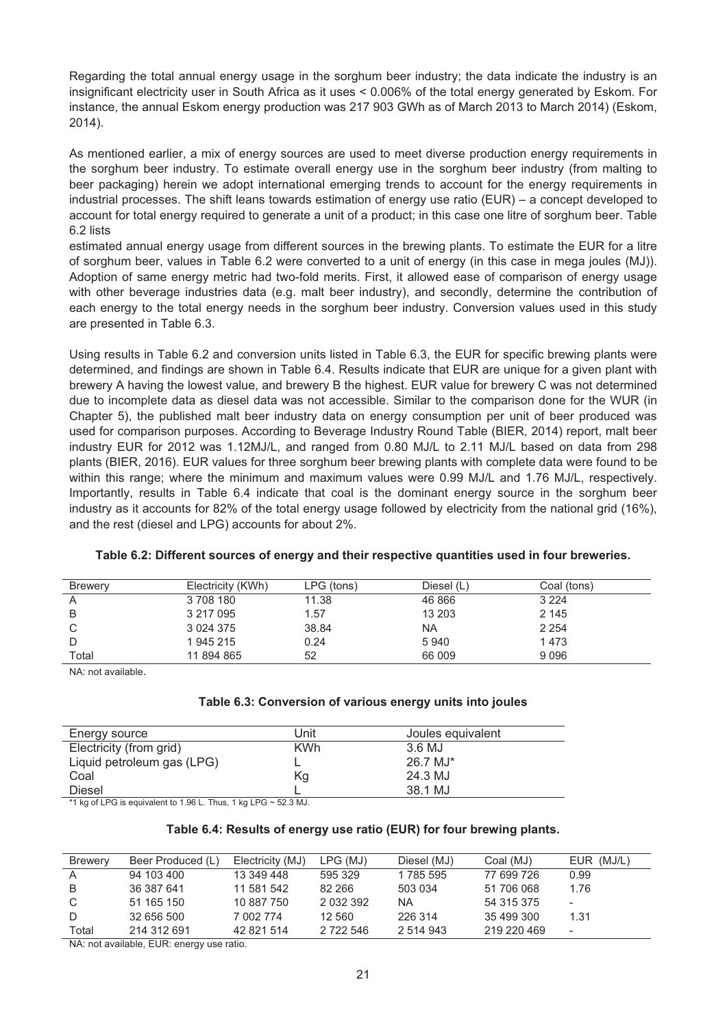Regarding the total annual energy usage in the sorghum beer industry; the data indicate the industry is an insignificant electricity user in South Africa as it uses < 0.006% of the total energy generated by Eskom. For instance, the annual Eskom energy production was 217 903 GWh as of March 2013 to March 2014) (Eskom, 2014).

As mentioned earlier, a mix of energy sources are used to meet diverse production energy requirements in the sorghum beer industry. To estimate overall energy use in the sorghum beer industry (from malting to beer packaging) herein we adopt international emerging trends to account for the energy requirements in industrial processes. The shift leans towards estimation of energy use ratio (EUR) – a concept developed to account for total energy required to generate a unit of a product; in this case one litre of sorghum beer. Table 6.2 lists

estimated annual energy usage from different sources in the brewing plants. To estimate the EUR for a litre of sorghum beer, values in Table 6.2 were converted to a unit of energy (in this case in mega joules (MJ)). Adoption of same energy metric had two-fold merits. First, it allowed ease of comparison of energy usage with other beverage industries data (e.g. malt beer industry), and secondly, determine the contribution of each energy to the total energy needs in the sorghum beer industry. Conversion values used in this study are presented in Table 6.3.

Using results in Table 6.2 and conversion units listed in Table 6.3, the EUR for specific brewing plants were determined, and findings are shown in Table 6.4. Results indicate that EUR are unique for a given plant with brewery A having the lowest value, and brewery B the highest. EUR value for brewery C was not determined due to incomplete data as diesel data was not accessible. Similar to the comparison done for the WUR (in Chapter 5), the published malt beer industry data on energy consumption per unit of beer produced was used for comparison purposes. According to Beverage Industry Round Table (BIER, 2014) report, malt beer industry EUR for 2012 was 1.12MJ/L, and ranged from 0.80 MJ/L to 2.11 MJ/L based on data from 298 plants (BIER, 2016). EUR values for three sorghum beer brewing plants with complete data were found to be within this range; where the minimum and maximum values were 0.99 MJ/L and 1.76 MJ/L, respectively. Importantly, results in Table 6.4 indicate that coal is the dominant energy source in the sorghum beer industry as it accounts for 82% of the total energy usage followed by electricity from the national grid (16%), and the rest (diesel and LPG) accounts for about 2%.

**Table 6.2: Different sources of energy and their respective quantities used in four breweries.**

| Brewery | Electricity (KWh) | LPG (tons) | Diesel (L) | Coal (tons) |
|---|---|---|---|---|
| A | 3 708 180 | 11.38 | 46 866 | 3 224 |
| B | 3 217 095 | 1.57 | 13 203 | 2 145 |
| C | 3 024 375 | 38.84 | NA | 2 254 |
| D | 1 945 215 | 0.24 | 5 940 | 1 473 |
| Total | 11 894 865 | 52 | 66 009 | 9 096 |

NA: not available.

**Table 6.3: Conversion of various energy units into joules**

| Energy source | Unit | Joules equivalent |
|---|---|---|
| Electricity (from grid) | KWh | 3.6 MJ |
| Liquid petroleum gas (LPG) | L | 26.7 MJ* |
| Coal | Kg | 24.3 MJ |
| Diesel | L | 38.1 MJ |

*1 kg of LPG is equivalent to 1.96 L. Thus, 1 kg LPG ~ 52.3 MJ.

**Table 6.4: Results of energy use ratio (EUR) for four brewing plants.**

| Brewery | Beer Produced (L) | Electricity (MJ) | LPG (MJ) | Diesel (MJ) | Coal (MJ) | EUR (MJ/L) |
|---|---|---|---|---|---|---|
| A | 94 103 400 | 13 349 448 | 595 329 | 1 785 595 | 77 699 726 | 0.99 |
| B | 36 387 641 | 11 581 542 | 82 266 | 503 034 | 51 706 068 | 1.76 |
| C | 51 165 150 | 10 887 750 | 2 032 392 | NA | 54 315 375 | - |
| D | 32 656 500 | 7 002 774 | 12 560 | 226 314 | 35 499 300 | 1.31 |
| Total | 214 312 691 | 42 821 514 | 2 722 546 | 2 514 943 | 219 220 469 | - |

NA: not available, EUR: energy use ratio.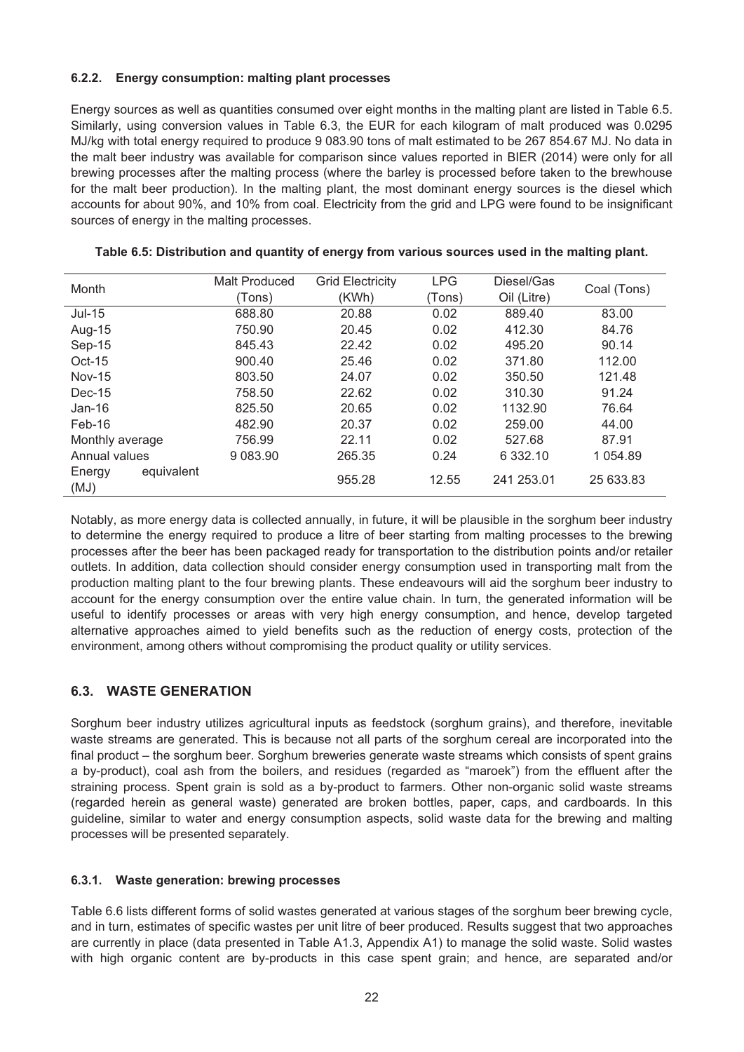#### 6.2.2. Energy consumption: malting plant processes

Energy sources as well as quantities consumed over eight months in the malting plant are listed in Table 6.5. Similarly, using conversion values in Table 6.3, the EUR for each kilogram of malt produced was 0.0295 MJ/kg with total energy required to produce 9 083.90 tons of malt estimated to be 267 854.67 MJ. No data in the malt beer industry was available for comparison since values reported in BIER (2014) were only for all brewing processes after the malting process (where the barley is processed before taken to the brewhouse for the malt beer production). In the malting plant, the most dominant energy sources is the diesel which accounts for about 90%, and 10% from coal. Electricity from the grid and LPG were found to be insignificant sources of energy in the malting processes.

**Table 6.5: Distribution and quantity of energy from various sources used in the malting plant.**

| Month | Malt Produced (Tons) | Grid Electricity (KWh) | LPG (Tons) | Diesel/Gas Oil (Litre) | Coal (Tons) |
|---|---|---|---|---|---|
| Jul-15 | 688.80 | 20.88 | 0.02 | 889.40 | 83.00 |
| Aug-15 | 750.90 | 20.45 | 0.02 | 412.30 | 84.76 |
| Sep-15 | 845.43 | 22.42 | 0.02 | 495.20 | 90.14 |
| Oct-15 | 900.40 | 25.46 | 0.02 | 371.80 | 112.00 |
| Nov-15 | 803.50 | 24.07 | 0.02 | 350.50 | 121.48 |
| Dec-15 | 758.50 | 22.62 | 0.02 | 310.30 | 91.24 |
| Jan-16 | 825.50 | 20.65 | 0.02 | 1132.90 | 76.64 |
| Feb-16 | 482.90 | 20.37 | 0.02 | 259.00 | 44.00 |
| Monthly average | 756.99 | 22.11 | 0.02 | 527.68 | 87.91 |
| Annual values | 9 083.90 | 265.35 | 0.24 | 6 332.10 | 1 054.89 |
| Energy equivalent (MJ) | | 955.28 | 12.55 | 241 253.01 | 25 633.83 |

Notably, as more energy data is collected annually, in future, it will be plausible in the sorghum beer industry to determine the energy required to produce a litre of beer starting from malting processes to the brewing processes after the beer has been packaged ready for transportation to the distribution points and/or retailer outlets. In addition, data collection should consider energy consumption used in transporting malt from the production malting plant to the four brewing plants. These endeavours will aid the sorghum beer industry to account for the energy consumption over the entire value chain. In turn, the generated information will be useful to identify processes or areas with very high energy consumption, and hence, develop targeted alternative approaches aimed to yield benefits such as the reduction of energy costs, protection of the environment, among others without compromising the product quality or utility services.

## 6.3. WASTE GENERATION

Sorghum beer industry utilizes agricultural inputs as feedstock (sorghum grains), and therefore, inevitable waste streams are generated. This is because not all parts of the sorghum cereal are incorporated into the final product – the sorghum beer. Sorghum breweries generate waste streams which consists of spent grains a by-product), coal ash from the boilers, and residues (regarded as "maroek") from the effluent after the straining process. Spent grain is sold as a by-product to farmers. Other non-organic solid waste streams (regarded herein as general waste) generated are broken bottles, paper, caps, and cardboards. In this guideline, similar to water and energy consumption aspects, solid waste data for the brewing and malting processes will be presented separately.

#### 6.3.1. Waste generation: brewing processes

Table 6.6 lists different forms of solid wastes generated at various stages of the sorghum beer brewing cycle, and in turn, estimates of specific wastes per unit litre of beer produced. Results suggest that two approaches are currently in place (data presented in Table A1.3, Appendix A1) to manage the solid waste. Solid wastes with high organic content are by-products in this case spent grain; and hence, are separated and/or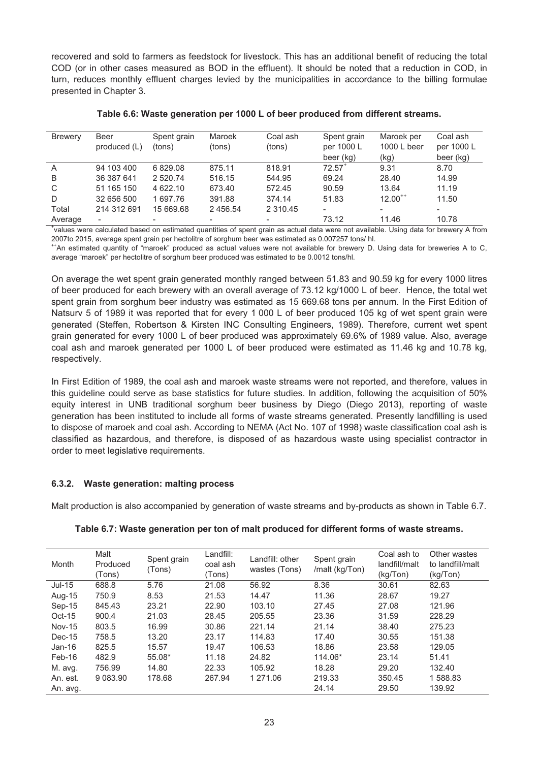recovered and sold to farmers as feedstock for livestock. This has an additional benefit of reducing the total COD (or in other cases measured as BOD in the effluent). It should be noted that a reduction in COD, in turn, reduces monthly effluent charges levied by the municipalities in accordance to the billing formulae presented in Chapter 3.

**Table 6.6: Waste generation per 1000 L of beer produced from different streams.**

| Brewery | Beer produced (L) | Spent grain (tons) | Maroek (tons) | Coal ash (tons) | Spent grain per 1000 L beer (kg) | Maroek per 1000 L beer (kg) | Coal ash per 1000 L beer (kg) |
|---|---|---|---|---|---|---|---|
| A | 94 103 400 | 6 829.08 | 875.11 | 818.91 | 72.57[+] | 9.31 | 8.70 |
| B | 36 387 641 | 2 520.74 | 516.15 | 544.95 | 69.24 | 28.40 | 14.99 |
| C | 51 165 150 | 4 622.10 | 673.40 | 572.45 | 90.59 | 13.64 | 11.19 |
| D | 32 656 500 | 1 697.76 | 391.88 | 374.14 | 51.83 | 12.00[++] | 11.50 |
| Total | 214 312 691 | 15 669.68 | 2 456.54 | 2 310.45 | - | - | - |
| Average | - | - | - | - | 73.12 | 11.46 | 10.78 |

[+]values were calculated based on estimated quantities of spent grain as actual data were not available. Using data for brewery A from 2007to 2015, average spent grain per hectolitre of sorghum beer was estimated as 0.007257 tons/ hl.

[++]An estimated quantity of "maroek" produced as actual values were not available for brewery D. Using data for breweries A to C, average "maroek" per hectolitre of sorghum beer produced was estimated to be 0.0012 tons/hl.

On average the wet spent grain generated monthly ranged between 51.83 and 90.59 kg for every 1000 litres of beer produced for each brewery with an overall average of 73.12 kg/1000 L of beer. Hence, the total wet spent grain from sorghum beer industry was estimated as 15 669.68 tons per annum. In the First Edition of Natsurv 5 of 1989 it was reported that for every 1 000 L of beer produced 105 kg of wet spent grain were generated (Steffen, Robertson & Kirsten INC Consulting Engineers, 1989). Therefore, current wet spent grain generated for every 1000 L of beer produced was approximately 69.6% of 1989 value. Also, average coal ash and maroek generated per 1000 L of beer produced were estimated as 11.46 kg and 10.78 kg, respectively.

In First Edition of 1989, the coal ash and maroek waste streams were not reported, and therefore, values in this guideline could serve as base statistics for future studies. In addition, following the acquisition of 50% equity interest in UNB traditional sorghum beer business by Diego (Diego 2013), reporting of waste generation has been instituted to include all forms of waste streams generated. Presently landfilling is used to dispose of maroek and coal ash. According to NEMA (Act No. 107 of 1998) waste classification coal ash is classified as hazardous, and therefore, is disposed of as hazardous waste using specialist contractor in order to meet legislative requirements.

### 6.3.2. Waste generation: malting process

Malt production is also accompanied by generation of waste streams and by-products as shown in Table 6.7.

**Table 6.7: Waste generation per ton of malt produced for different forms of waste streams.**

| Month | Malt Produced (Tons) | Spent grain (Tons) | Landfill: coal ash (Tons) | Landfill: other wastes (Tons) | Spent grain /malt (kg/Ton) | Coal ash to landfill/malt (kg/Ton) | Other wastes to landfill/malt (kg/Ton) |
|---|---|---|---|---|---|---|---|
| Jul-15 | 688.8 | 5.76 | 21.08 | 56.92 | 8.36 | 30.61 | 82.63 |
| Aug-15 | 750.9 | 8.53 | 21.53 | 14.47 | 11.36 | 28.67 | 19.27 |
| Sep-15 | 845.43 | 23.21 | 22.90 | 103.10 | 27.45 | 27.08 | 121.96 |
| Oct-15 | 900.4 | 21.03 | 28.45 | 205.55 | 23.36 | 31.59 | 228.29 |
| Nov-15 | 803.5 | 16.99 | 30.86 | 221.14 | 21.14 | 38.40 | 275.23 |
| Dec-15 | 758.5 | 13.20 | 23.17 | 114.83 | 17.40 | 30.55 | 151.38 |
| Jan-16 | 825.5 | 15.57 | 19.47 | 106.53 | 18.86 | 23.58 | 129.05 |
| Feb-16 | 482.9 | 55.08* | 11.18 | 24.82 | 114.06* | 23.14 | 51.41 |
| M. avg. | 756.99 | 14.80 | 22.33 | 105.92 | 18.28 | 29.20 | 132.40 |
| An. est. | 9 083.90 | 178.68 | 267.94 | 1 271.06 | 219.33 | 350.45 | 1 588.83 |
| An. avg. | | | | | 24.14 | 29.50 | 139.92 |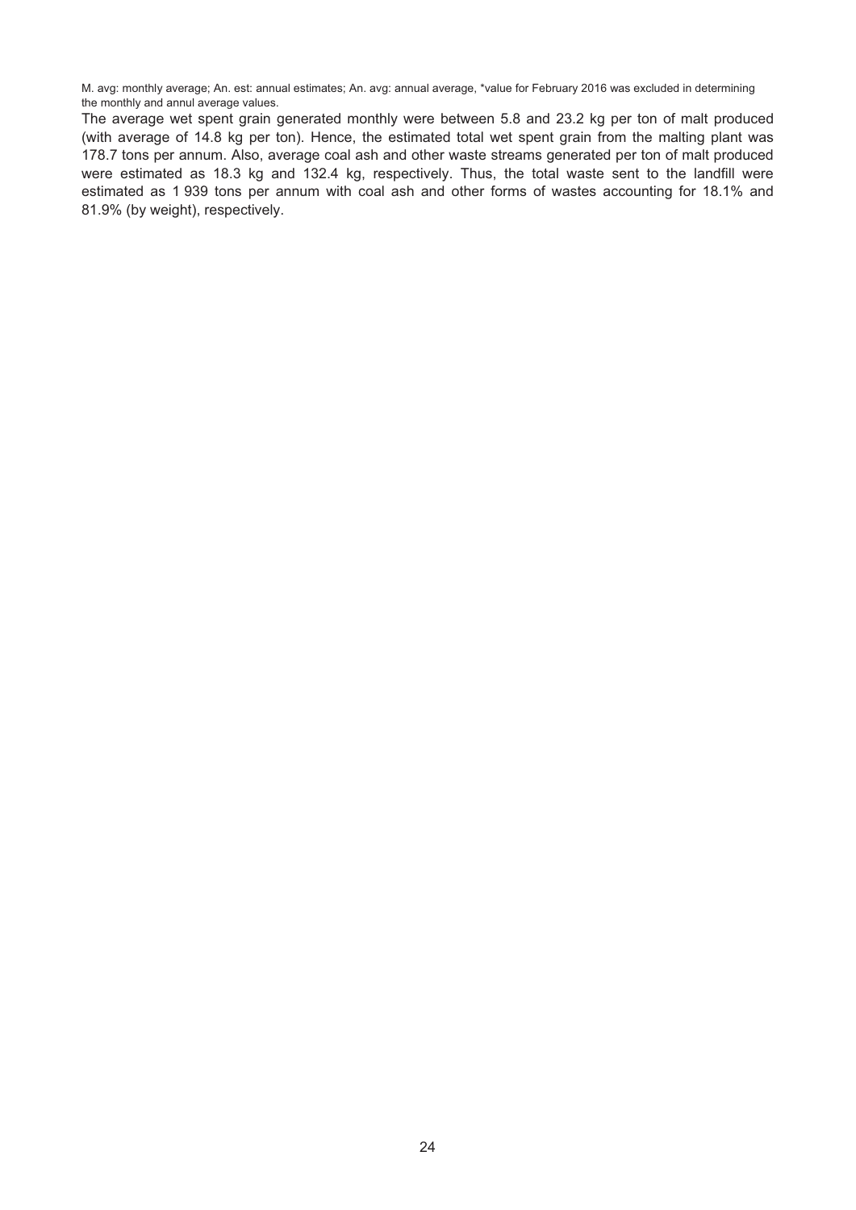M. avg: monthly average; An. est: annual estimates; An. avg: annual average, *value for February 2016 was excluded in determining the monthly and annul average values.

The average wet spent grain generated monthly were between 5.8 and 23.2 kg per ton of malt produced (with average of 14.8 kg per ton). Hence, the estimated total wet spent grain from the malting plant was 178.7 tons per annum. Also, average coal ash and other waste streams generated per ton of malt produced were estimated as 18.3 kg and 132.4 kg, respectively. Thus, the total waste sent to the landfill were estimated as 1 939 tons per annum with coal ash and other forms of wastes accounting for 18.1% and 81.9% (by weight), respectively.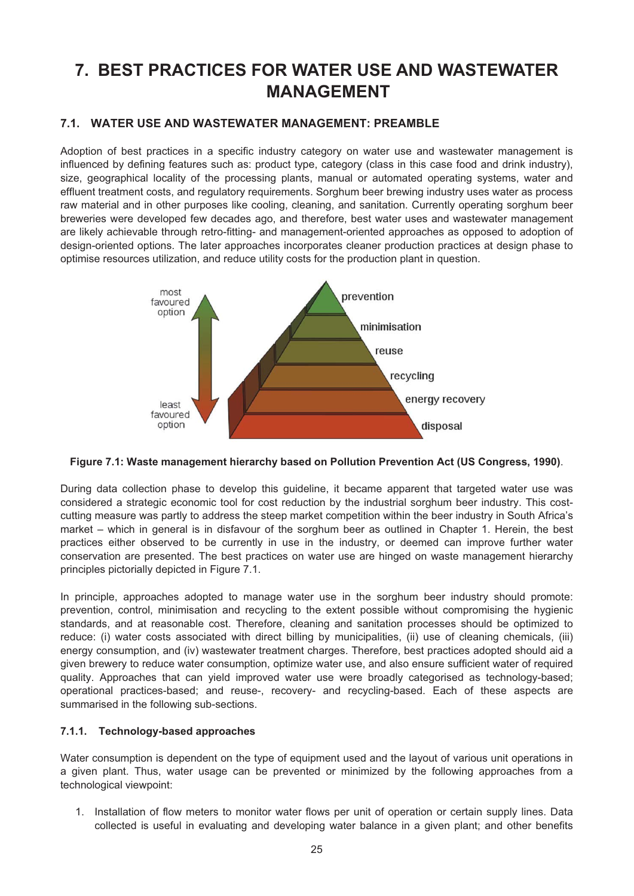# 7. BEST PRACTICES FOR WATER USE AND WASTEWATER MANAGEMENT

## 7.1. WATER USE AND WASTEWATER MANAGEMENT: PREAMBLE

Adoption of best practices in a specific industry category on water use and wastewater management is influenced by defining features such as: product type, category (class in this case food and drink industry), size, geographical locality of the processing plants, manual or automated operating systems, water and effluent treatment costs, and regulatory requirements. Sorghum beer brewing industry uses water as process raw material and in other purposes like cooling, cleaning, and sanitation. Currently operating sorghum beer breweries were developed few decades ago, and therefore, best water uses and wastewater management are likely achievable through retro-fitting- and management-oriented approaches as opposed to adoption of design-oriented options. The later approaches incorporates cleaner production practices at design phase to optimise resources utilization, and reduce utility costs for the production plant in question.

**Figure 7.1: Waste management hierarchy based on Pollution Prevention Act (US Congress, 1990)**.

During data collection phase to develop this guideline, it became apparent that targeted water use was considered a strategic economic tool for cost reduction by the industrial sorghum beer industry. This cost-cutting measure was partly to address the steep market competition within the beer industry in South Africa's market – which in general is in disfavour of the sorghum beer as outlined in Chapter 1. Herein, the best practices either observed to be currently in use in the industry, or deemed can improve further water conservation are presented. The best practices on water use are hinged on waste management hierarchy principles pictorially depicted in Figure 7.1.

In principle, approaches adopted to manage water use in the sorghum beer industry should promote: prevention, control, minimisation and recycling to the extent possible without compromising the hygienic standards, and at reasonable cost. Therefore, cleaning and sanitation processes should be optimized to reduce: (i) water costs associated with direct billing by municipalities, (ii) use of cleaning chemicals, (iii) energy consumption, and (iv) wastewater treatment charges. Therefore, best practices adopted should aid a given brewery to reduce water consumption, optimize water use, and also ensure sufficient water of required quality. Approaches that can yield improved water use were broadly categorised as technology-based; operational practices-based; and reuse-, recovery- and recycling-based. Each of these aspects are summarised in the following sub-sections.

### 7.1.1. Technology-based approaches

Water consumption is dependent on the type of equipment used and the layout of various unit operations in a given plant. Thus, water usage can be prevented or minimized by the following approaches from a technological viewpoint:

1. Installation of flow meters to monitor water flows per unit of operation or certain supply lines. Data collected is useful in evaluating and developing water balance in a given plant; and other benefits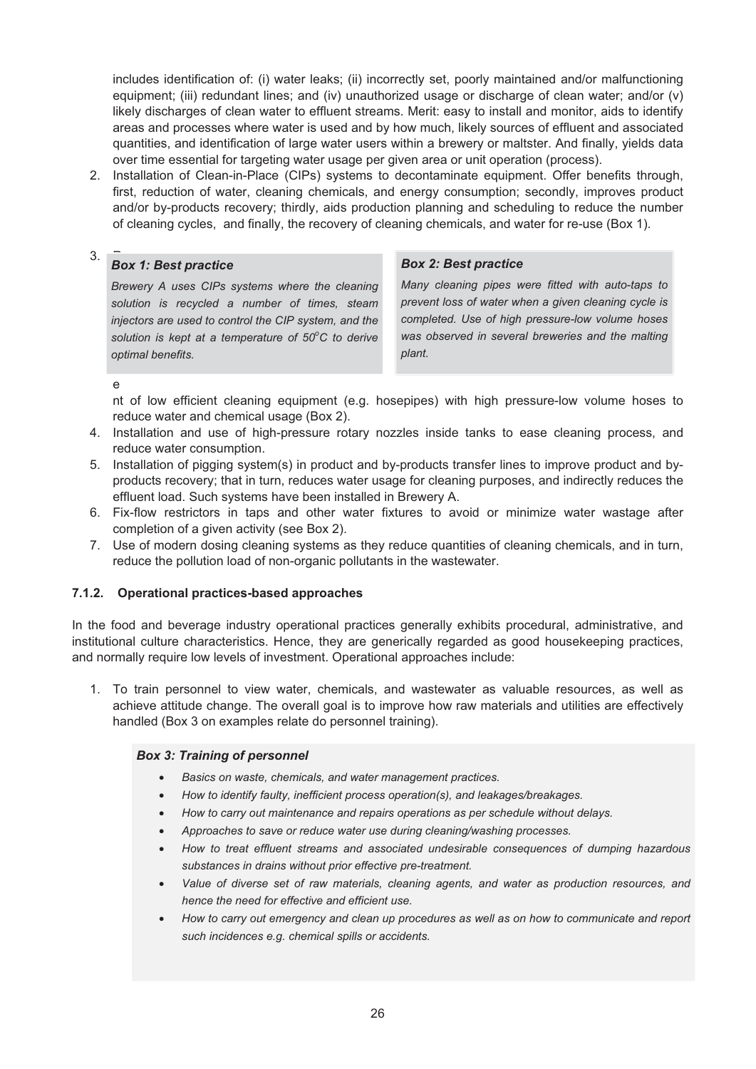includes identification of: (i) water leaks; (ii) incorrectly set, poorly maintained and/or malfunctioning equipment; (iii) redundant lines; and (iv) unauthorized usage or discharge of clean water; and/or (v) likely discharges of clean water to effluent streams. Merit: easy to install and monitor, aids to identify areas and processes where water is used and by how much, likely sources of effluent and associated quantities, and identification of large water users within a brewery or maltster. And finally, yields data over time essential for targeting water usage per given area or unit operation (process).

2. Installation of Clean-in-Place (CIPs) systems to decontaminate equipment. Offer benefits through, first, reduction of water, cleaning chemicals, and energy consumption; secondly, improves product and/or by-products recovery; thirdly, aids production planning and scheduling to reduce the number of cleaning cycles, and finally, the recovery of cleaning chemicals, and water for re-use (Box 1).

> ***Box 1: Best practice***
>
> *Brewery A uses CIPs systems where the cleaning solution is recycled a number of times, steam injectors are used to control the CIP system, and the solution is kept at a temperature of 50°C to derive optimal benefits.*

> ***Box 2: Best practice***
>
> *Many cleaning pipes were fitted with auto-taps to prevent loss of water when a given cleaning cycle is completed. Use of high pressure-low volume hoses was observed in several breweries and the malting plant.*

3. Replacement of low efficient cleaning equipment (e.g. hosepipes) with high pressure-low volume hoses to reduce water and chemical usage (Box 2).
4. Installation and use of high-pressure rotary nozzles inside tanks to ease cleaning process, and reduce water consumption.
5. Installation of pigging system(s) in product and by-products transfer lines to improve product and by-products recovery; that in turn, reduces water usage for cleaning purposes, and indirectly reduces the effluent load. Such systems have been installed in Brewery A.
6. Fix-flow restrictors in taps and other water fixtures to avoid or minimize water wastage after completion of a given activity (see Box 2).
7. Use of modern dosing cleaning systems as they reduce quantities of cleaning chemicals, and in turn, reduce the pollution load of non-organic pollutants in the wastewater.

### 7.1.2. Operational practices-based approaches

In the food and beverage industry operational practices generally exhibits procedural, administrative, and institutional culture characteristics. Hence, they are generically regarded as good housekeeping practices, and normally require low levels of investment. Operational approaches include:

1. To train personnel to view water, chemicals, and wastewater as valuable resources, as well as achieve attitude change. The overall goal is to improve how raw materials and utilities are effectively handled (Box 3 on examples relate do personnel training).

> ***Box 3: Training of personnel***
>
> - *Basics on waste, chemicals, and water management practices.*
> - *How to identify faulty, inefficient process operation(s), and leakages/breakages.*
> - *How to carry out maintenance and repairs operations as per schedule without delays.*
> - *Approaches to save or reduce water use during cleaning/washing processes.*
> - *How to treat effluent streams and associated undesirable consequences of dumping hazardous substances in drains without prior effective pre-treatment.*
> - *Value of diverse set of raw materials, cleaning agents, and water as production resources, and hence the need for effective and efficient use.*
> - *How to carry out emergency and clean up procedures as well as on how to communicate and report such incidences e.g. chemical spills or accidents.*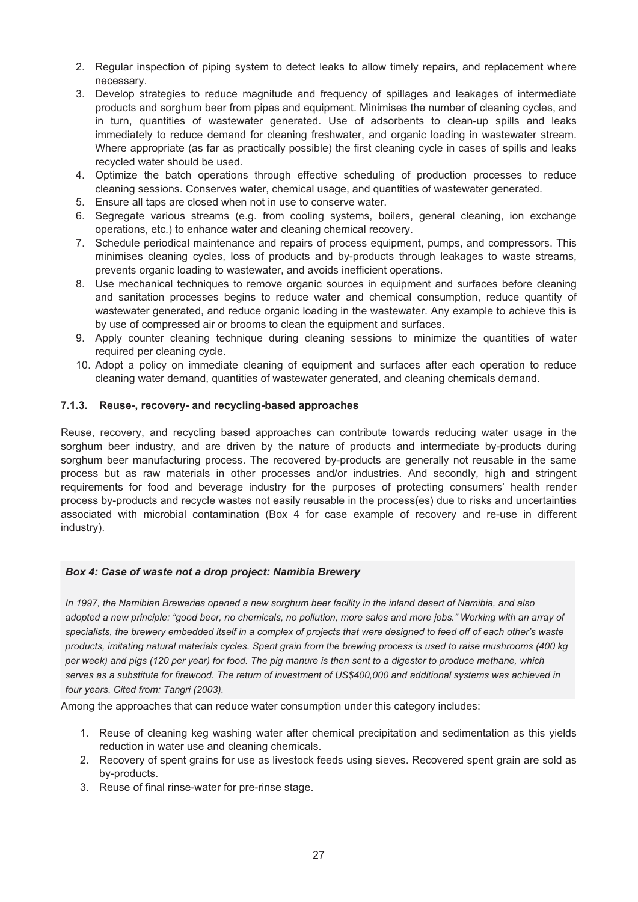2. Regular inspection of piping system to detect leaks to allow timely repairs, and replacement where necessary.
3. Develop strategies to reduce magnitude and frequency of spillages and leakages of intermediate products and sorghum beer from pipes and equipment. Minimises the number of cleaning cycles, and in turn, quantities of wastewater generated. Use of adsorbents to clean-up spills and leaks immediately to reduce demand for cleaning freshwater, and organic loading in wastewater stream. Where appropriate (as far as practically possible) the first cleaning cycle in cases of spills and leaks recycled water should be used.
4. Optimize the batch operations through effective scheduling of production processes to reduce cleaning sessions. Conserves water, chemical usage, and quantities of wastewater generated.
5. Ensure all taps are closed when not in use to conserve water.
6. Segregate various streams (e.g. from cooling systems, boilers, general cleaning, ion exchange operations, etc.) to enhance water and cleaning chemical recovery.
7. Schedule periodical maintenance and repairs of process equipment, pumps, and compressors. This minimises cleaning cycles, loss of products and by-products through leakages to waste streams, prevents organic loading to wastewater, and avoids inefficient operations.
8. Use mechanical techniques to remove organic sources in equipment and surfaces before cleaning and sanitation processes begins to reduce water and chemical consumption, reduce quantity of wastewater generated, and reduce organic loading in the wastewater. Any example to achieve this is by use of compressed air or brooms to clean the equipment and surfaces.
9. Apply counter cleaning technique during cleaning sessions to minimize the quantities of water required per cleaning cycle.
10. Adopt a policy on immediate cleaning of equipment and surfaces after each operation to reduce cleaning water demand, quantities of wastewater generated, and cleaning chemicals demand.

### 7.1.3. Reuse-, recovery- and recycling-based approaches

Reuse, recovery, and recycling based approaches can contribute towards reducing water usage in the sorghum beer industry, and are driven by the nature of products and intermediate by-products during sorghum beer manufacturing process. The recovered by-products are generally not reusable in the same process but as raw materials in other processes and/or industries. And secondly, high and stringent requirements for food and beverage industry for the purposes of protecting consumers' health render process by-products and recycle wastes not easily reusable in the process(es) due to risks and uncertainties associated with microbial contamination (Box 4 for case example of recovery and re-use in different industry).

***Box 4: Case of waste not a drop project: Namibia Brewery***

*In 1997, the Namibian Breweries opened a new sorghum beer facility in the inland desert of Namibia, and also adopted a new principle: "good beer, no chemicals, no pollution, more sales and more jobs." Working with an array of specialists, the brewery embedded itself in a complex of projects that were designed to feed off of each other's waste products, imitating natural materials cycles. Spent grain from the brewing process is used to raise mushrooms (400 kg per week) and pigs (120 per year) for food. The pig manure is then sent to a digester to produce methane, which serves as a substitute for firewood. The return of investment of US$400,000 and additional systems was achieved in four years. Cited from: Tangri (2003).*

Among the approaches that can reduce water consumption under this category includes:

1. Reuse of cleaning keg washing water after chemical precipitation and sedimentation as this yields reduction in water use and cleaning chemicals.
2. Recovery of spent grains for use as livestock feeds using sieves. Recovered spent grain are sold as by-products.
3. Reuse of final rinse-water for pre-rinse stage.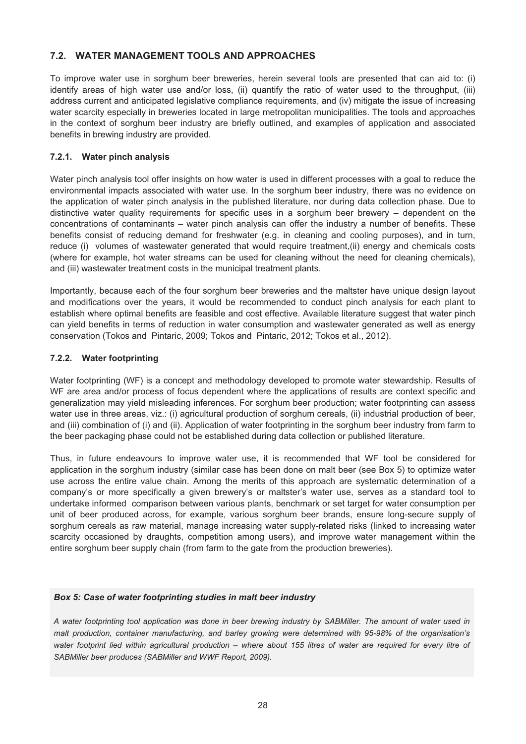## 7.2. WATER MANAGEMENT TOOLS AND APPROACHES

To improve water use in sorghum beer breweries, herein several tools are presented that can aid to: (i) identify areas of high water use and/or loss, (ii) quantify the ratio of water used to the throughput, (iii) address current and anticipated legislative compliance requirements, and (iv) mitigate the issue of increasing water scarcity especially in breweries located in large metropolitan municipalities. The tools and approaches in the context of sorghum beer industry are briefly outlined, and examples of application and associated benefits in brewing industry are provided.

### 7.2.1. Water pinch analysis

Water pinch analysis tool offer insights on how water is used in different processes with a goal to reduce the environmental impacts associated with water use. In the sorghum beer industry, there was no evidence on the application of water pinch analysis in the published literature, nor during data collection phase. Due to distinctive water quality requirements for specific uses in a sorghum beer brewery – dependent on the concentrations of contaminants – water pinch analysis can offer the industry a number of benefits. These benefits consist of reducing demand for freshwater (e.g. in cleaning and cooling purposes), and in turn, reduce (i) volumes of wastewater generated that would require treatment,(ii) energy and chemicals costs (where for example, hot water streams can be used for cleaning without the need for cleaning chemicals), and (iii) wastewater treatment costs in the municipal treatment plants.

Importantly, because each of the four sorghum beer breweries and the maltster have unique design layout and modifications over the years, it would be recommended to conduct pinch analysis for each plant to establish where optimal benefits are feasible and cost effective. Available literature suggest that water pinch can yield benefits in terms of reduction in water consumption and wastewater generated as well as energy conservation (Tokos and Pintaric, 2009; Tokos and Pintaric, 2012; Tokos et al., 2012).

### 7.2.2. Water footprinting

Water footprinting (WF) is a concept and methodology developed to promote water stewardship. Results of WF are area and/or process of focus dependent where the applications of results are context specific and generalization may yield misleading inferences. For sorghum beer production; water footprinting can assess water use in three areas, viz.: (i) agricultural production of sorghum cereals, (ii) industrial production of beer, and (iii) combination of (i) and (ii). Application of water footprinting in the sorghum beer industry from farm to the beer packaging phase could not be established during data collection or published literature.

Thus, in future endeavours to improve water use, it is recommended that WF tool be considered for application in the sorghum industry (similar case has been done on malt beer (see Box 5) to optimize water use across the entire value chain. Among the merits of this approach are systematic determination of a company's or more specifically a given brewery's or maltster's water use, serves as a standard tool to undertake informed comparison between various plants, benchmark or set target for water consumption per unit of beer produced across, for example, various sorghum beer brands, ensure long-secure supply of sorghum cereals as raw material, manage increasing water supply-related risks (linked to increasing water scarcity occasioned by draughts, competition among users), and improve water management within the entire sorghum beer supply chain (from farm to the gate from the production breweries).

> ***Box 5: Case of water footprinting studies in malt beer industry***
>
> *A water footprinting tool application was done in beer brewing industry by SABMiller. The amount of water used in malt production, container manufacturing, and barley growing were determined with 95-98% of the organisation's water footprint lied within agricultural production – where about 155 litres of water are required for every litre of SABMiller beer produces (SABMiller and WWF Report, 2009).*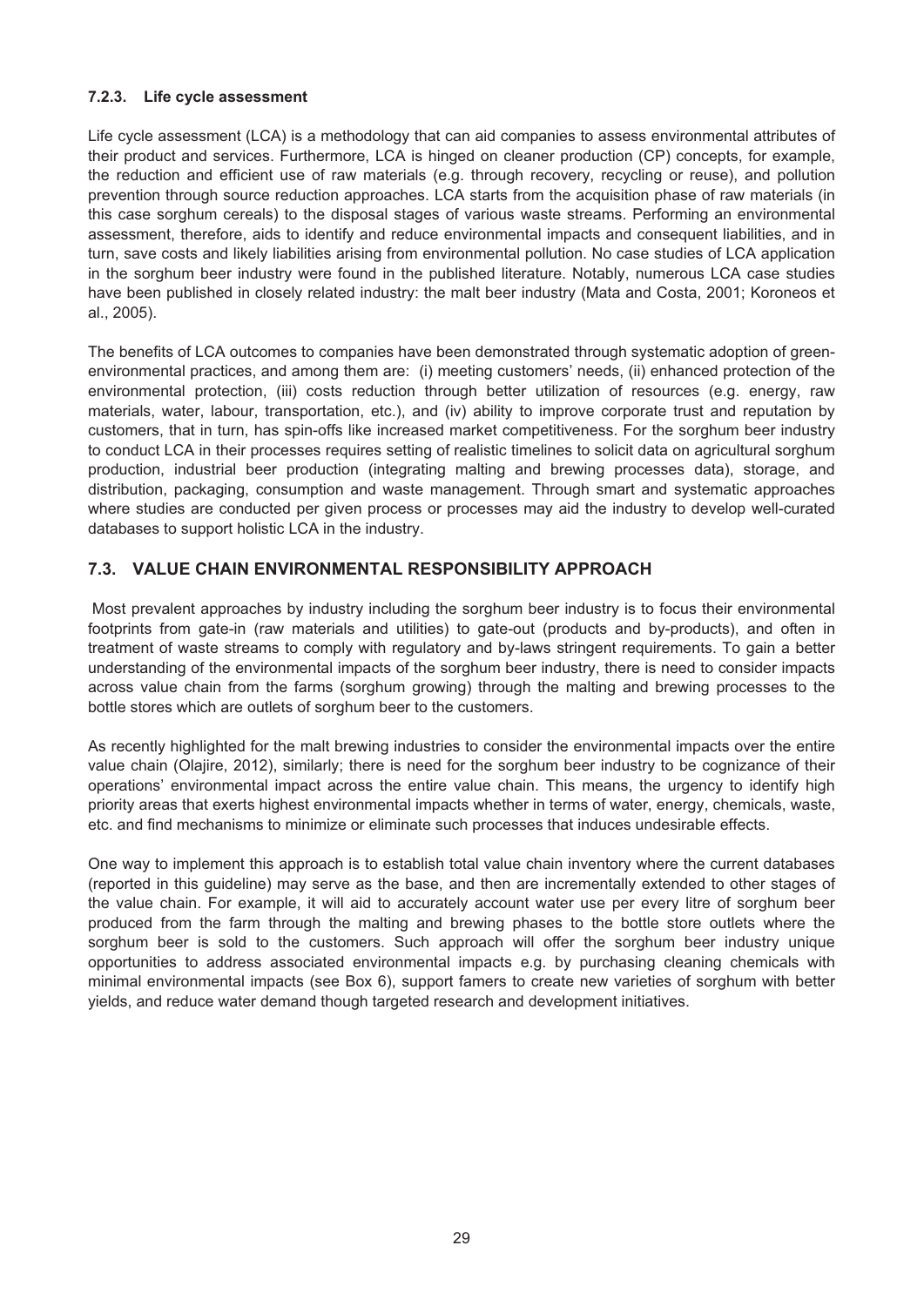### 7.2.3. Life cycle assessment

Life cycle assessment (LCA) is a methodology that can aid companies to assess environmental attributes of their product and services. Furthermore, LCA is hinged on cleaner production (CP) concepts, for example, the reduction and efficient use of raw materials (e.g. through recovery, recycling or reuse), and pollution prevention through source reduction approaches. LCA starts from the acquisition phase of raw materials (in this case sorghum cereals) to the disposal stages of various waste streams. Performing an environmental assessment, therefore, aids to identify and reduce environmental impacts and consequent liabilities, and in turn, save costs and likely liabilities arising from environmental pollution. No case studies of LCA application in the sorghum beer industry were found in the published literature. Notably, numerous LCA case studies have been published in closely related industry: the malt beer industry (Mata and Costa, 2001; Koroneos et al., 2005).

The benefits of LCA outcomes to companies have been demonstrated through systematic adoption of green-environmental practices, and among them are: (i) meeting customers' needs, (ii) enhanced protection of the environmental protection, (iii) costs reduction through better utilization of resources (e.g. energy, raw materials, water, labour, transportation, etc.), and (iv) ability to improve corporate trust and reputation by customers, that in turn, has spin-offs like increased market competitiveness. For the sorghum beer industry to conduct LCA in their processes requires setting of realistic timelines to solicit data on agricultural sorghum production, industrial beer production (integrating malting and brewing processes data), storage, and distribution, packaging, consumption and waste management. Through smart and systematic approaches where studies are conducted per given process or processes may aid the industry to develop well-curated databases to support holistic LCA in the industry.

## 7.3. VALUE CHAIN ENVIRONMENTAL RESPONSIBILITY APPROACH

Most prevalent approaches by industry including the sorghum beer industry is to focus their environmental footprints from gate-in (raw materials and utilities) to gate-out (products and by-products), and often in treatment of waste streams to comply with regulatory and by-laws stringent requirements. To gain a better understanding of the environmental impacts of the sorghum beer industry, there is need to consider impacts across value chain from the farms (sorghum growing) through the malting and brewing processes to the bottle stores which are outlets of sorghum beer to the customers.

As recently highlighted for the malt brewing industries to consider the environmental impacts over the entire value chain (Olajire, 2012), similarly; there is need for the sorghum beer industry to be cognizance of their operations' environmental impact across the entire value chain. This means, the urgency to identify high priority areas that exerts highest environmental impacts whether in terms of water, energy, chemicals, waste, etc. and find mechanisms to minimize or eliminate such processes that induces undesirable effects.

One way to implement this approach is to establish total value chain inventory where the current databases (reported in this guideline) may serve as the base, and then are incrementally extended to other stages of the value chain. For example, it will aid to accurately account water use per every litre of sorghum beer produced from the farm through the malting and brewing phases to the bottle store outlets where the sorghum beer is sold to the customers. Such approach will offer the sorghum beer industry unique opportunities to address associated environmental impacts e.g. by purchasing cleaning chemicals with minimal environmental impacts (see Box 6), support famers to create new varieties of sorghum with better yields, and reduce water demand though targeted research and development initiatives.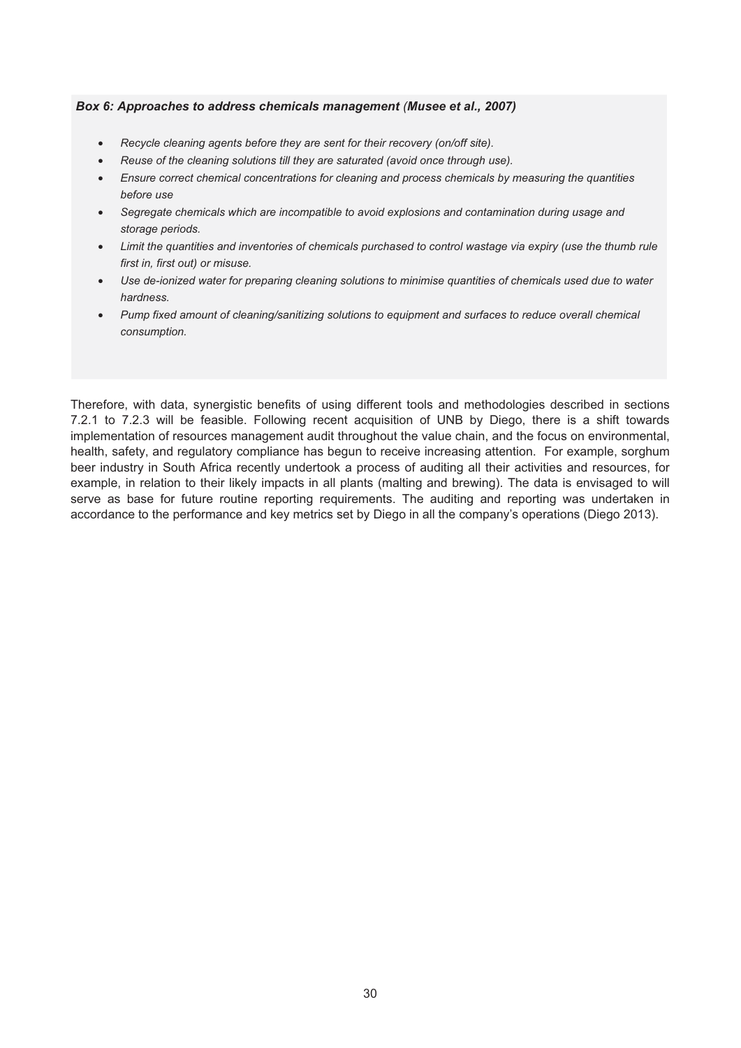***Box 6: Approaches to address chemicals management (Musee et al., 2007)***

- *Recycle cleaning agents before they are sent for their recovery (on/off site).*
- *Reuse of the cleaning solutions till they are saturated (avoid once through use).*
- *Ensure correct chemical concentrations for cleaning and process chemicals by measuring the quantities before use*
- *Segregate chemicals which are incompatible to avoid explosions and contamination during usage and storage periods.*
- *Limit the quantities and inventories of chemicals purchased to control wastage via expiry (use the thumb rule first in, first out) or misuse.*
- *Use de-ionized water for preparing cleaning solutions to minimise quantities of chemicals used due to water hardness.*
- *Pump fixed amount of cleaning/sanitizing solutions to equipment and surfaces to reduce overall chemical consumption.*

Therefore, with data, synergistic benefits of using different tools and methodologies described in sections 7.2.1 to 7.2.3 will be feasible. Following recent acquisition of UNB by Diego, there is a shift towards implementation of resources management audit throughout the value chain, and the focus on environmental, health, safety, and regulatory compliance has begun to receive increasing attention. For example, sorghum beer industry in South Africa recently undertook a process of auditing all their activities and resources, for example, in relation to their likely impacts in all plants (malting and brewing). The data is envisaged to will serve as base for future routine reporting requirements. The auditing and reporting was undertaken in accordance to the performance and key metrics set by Diego in all the company's operations (Diego 2013).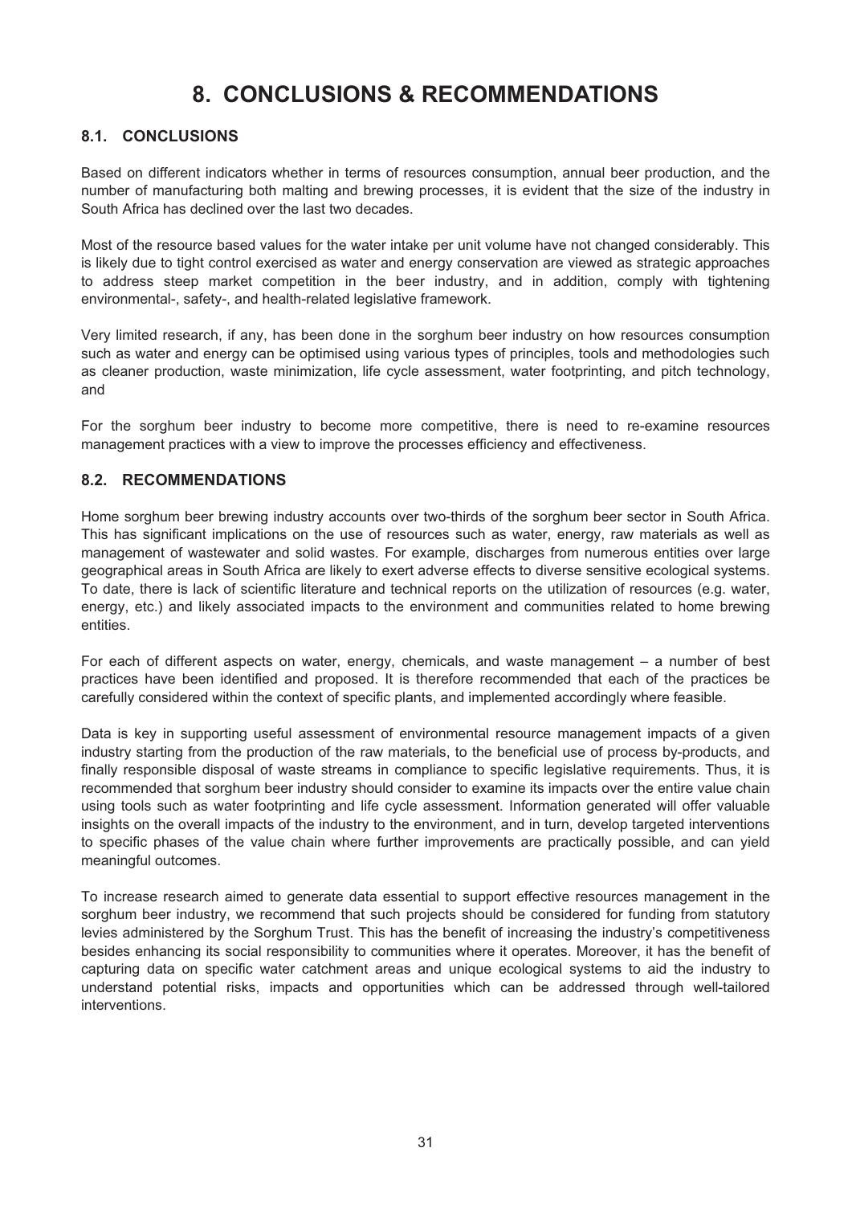# 8. CONCLUSIONS & RECOMMENDATIONS

## 8.1. CONCLUSIONS

Based on different indicators whether in terms of resources consumption, annual beer production, and the number of manufacturing both malting and brewing processes, it is evident that the size of the industry in South Africa has declined over the last two decades.

Most of the resource based values for the water intake per unit volume have not changed considerably. This is likely due to tight control exercised as water and energy conservation are viewed as strategic approaches to address steep market competition in the beer industry, and in addition, comply with tightening environmental-, safety-, and health-related legislative framework.

Very limited research, if any, has been done in the sorghum beer industry on how resources consumption such as water and energy can be optimised using various types of principles, tools and methodologies such as cleaner production, waste minimization, life cycle assessment, water footprinting, and pitch technology, and

For the sorghum beer industry to become more competitive, there is need to re-examine resources management practices with a view to improve the processes efficiency and effectiveness.

## 8.2. RECOMMENDATIONS

Home sorghum beer brewing industry accounts over two-thirds of the sorghum beer sector in South Africa. This has significant implications on the use of resources such as water, energy, raw materials as well as management of wastewater and solid wastes. For example, discharges from numerous entities over large geographical areas in South Africa are likely to exert adverse effects to diverse sensitive ecological systems. To date, there is lack of scientific literature and technical reports on the utilization of resources (e.g. water, energy, etc.) and likely associated impacts to the environment and communities related to home brewing entities.

For each of different aspects on water, energy, chemicals, and waste management – a number of best practices have been identified and proposed. It is therefore recommended that each of the practices be carefully considered within the context of specific plants, and implemented accordingly where feasible.

Data is key in supporting useful assessment of environmental resource management impacts of a given industry starting from the production of the raw materials, to the beneficial use of process by-products, and finally responsible disposal of waste streams in compliance to specific legislative requirements. Thus, it is recommended that sorghum beer industry should consider to examine its impacts over the entire value chain using tools such as water footprinting and life cycle assessment. Information generated will offer valuable insights on the overall impacts of the industry to the environment, and in turn, develop targeted interventions to specific phases of the value chain where further improvements are practically possible, and can yield meaningful outcomes.

To increase research aimed to generate data essential to support effective resources management in the sorghum beer industry, we recommend that such projects should be considered for funding from statutory levies administered by the Sorghum Trust. This has the benefit of increasing the industry's competitiveness besides enhancing its social responsibility to communities where it operates. Moreover, it has the benefit of capturing data on specific water catchment areas and unique ecological systems to aid the industry to understand potential risks, impacts and opportunities which can be addressed through well-tailored interventions.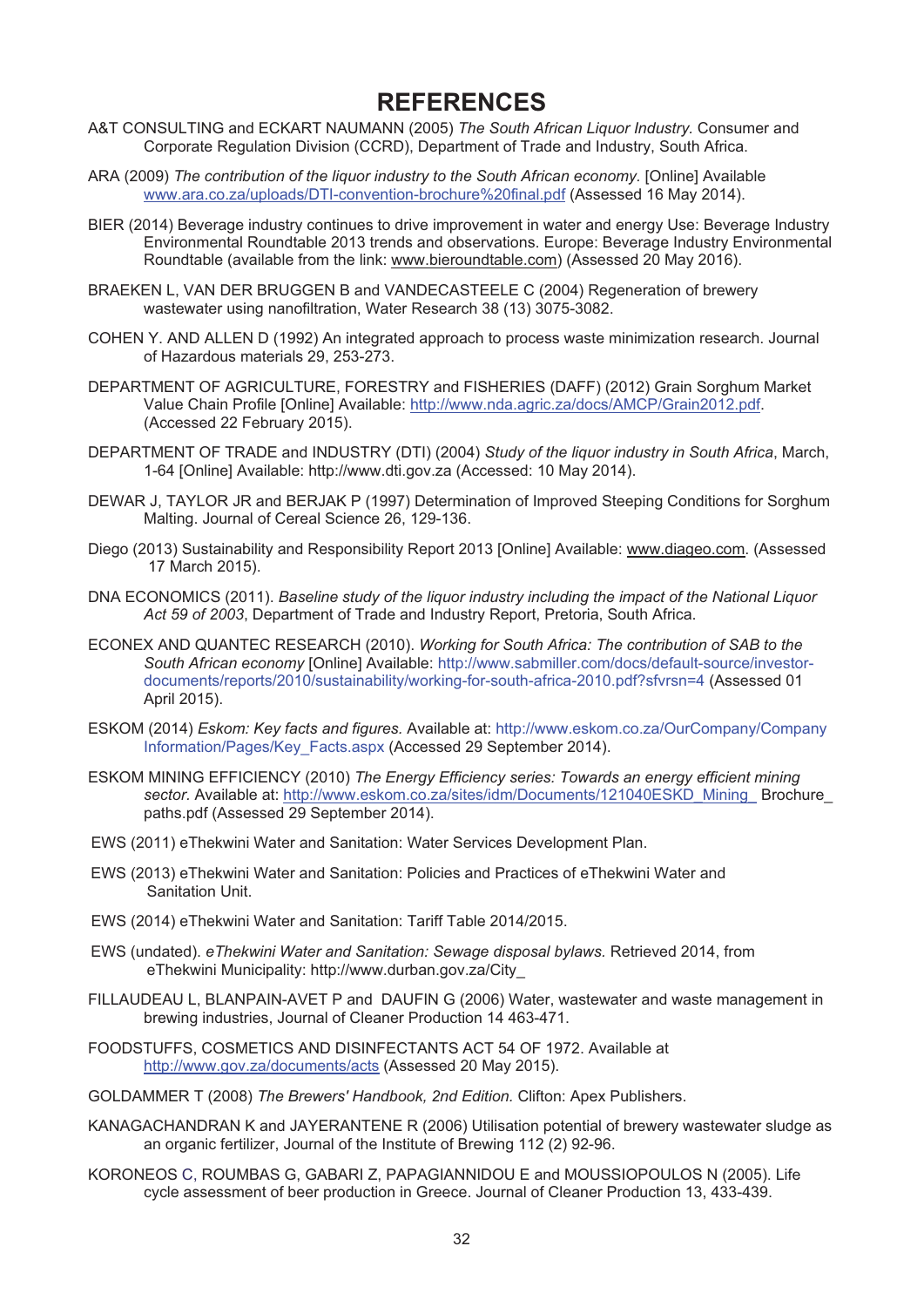# REFERENCES

A&T CONSULTING and ECKART NAUMANN (2005) *The South African Liquor Industry.* Consumer and Corporate Regulation Division (CCRD), Department of Trade and Industry, South Africa.

ARA (2009) *The contribution of the liquor industry to the South African economy.* [Online] Available www.ara.co.za/uploads/DTI-convention-brochure%20final.pdf (Assessed 16 May 2014).

BIER (2014) Beverage industry continues to drive improvement in water and energy Use: Beverage Industry Environmental Roundtable 2013 trends and observations. Europe: Beverage Industry Environmental Roundtable (available from the link: www.bieroundtable.com) (Assessed 20 May 2016).

BRAEKEN L, VAN DER BRUGGEN B and VANDECASTEELE C (2004) Regeneration of brewery wastewater using nanofiltration, Water Research 38 (13) 3075-3082.

COHEN Y. AND ALLEN D (1992) An integrated approach to process waste minimization research. Journal of Hazardous materials 29, 253-273.

DEPARTMENT OF AGRICULTURE, FORESTRY and FISHERIES (DAFF) (2012) Grain Sorghum Market Value Chain Profile [Online] Available: http://www.nda.agric.za/docs/AMCP/Grain2012.pdf. (Accessed 22 February 2015).

DEPARTMENT OF TRADE and INDUSTRY (DTI) (2004) *Study of the liquor industry in South Africa*, March, 1-64 [Online] Available: http://www.dti.gov.za (Accessed: 10 May 2014).

DEWAR J, TAYLOR JR and BERJAK P (1997) Determination of Improved Steeping Conditions for Sorghum Malting. Journal of Cereal Science 26, 129-136.

Diego (2013) Sustainability and Responsibility Report 2013 [Online] Available: www.diageo.com. (Assessed 17 March 2015).

DNA ECONOMICS (2011). *Baseline study of the liquor industry including the impact of the National Liquor Act 59 of 2003*, Department of Trade and Industry Report, Pretoria, South Africa.

ECONEX AND QUANTEC RESEARCH (2010). *Working for South Africa: The contribution of SAB to the South African economy* [Online] Available: http://www.sabmiller.com/docs/default-source/investor-documents/reports/2010/sustainability/working-for-south-africa-2010.pdf?sfvrsn=4 (Assessed 01 April 2015).

ESKOM (2014) *Eskom: Key facts and figures.* Available at: http://www.eskom.co.za/OurCompany/CompanyInformation/Pages/Key_Facts.aspx (Accessed 29 September 2014).

ESKOM MINING EFFICIENCY (2010) *The Energy Efficiency series: Towards an energy efficient mining sector.* Available at: http://www.eskom.co.za/sites/idm/Documents/121040ESKD_Mining_ Brochure_ paths.pdf (Assessed 29 September 2014).

EWS (2011) eThekwini Water and Sanitation: Water Services Development Plan.

EWS (2013) eThekwini Water and Sanitation: Policies and Practices of eThekwini Water and Sanitation Unit.

EWS (2014) eThekwini Water and Sanitation: Tariff Table 2014/2015.

EWS (undated). *eThekwini Water and Sanitation: Sewage disposal bylaws.* Retrieved 2014, from eThekwini Municipality: http://www.durban.gov.za/City_

FILLAUDEAU L, BLANPAIN-AVET P and DAUFIN G (2006) Water, wastewater and waste management in brewing industries, Journal of Cleaner Production 14 463-471.

FOODSTUFFS, COSMETICS AND DISINFECTANTS ACT 54 OF 1972. Available at http://www.gov.za/documents/acts (Assessed 20 May 2015).

GOLDAMMER T (2008) *The Brewers' Handbook, 2nd Edition.* Clifton: Apex Publishers.

KANAGACHANDRAN K and JAYERANTENE R (2006) Utilisation potential of brewery wastewater sludge as an organic fertilizer, Journal of the Institute of Brewing 112 (2) 92-96.

KORONEOS C, ROUMBAS G, GABARI Z, PAPAGIANNIDOU E and MOUSSIOPOULOS N (2005). Life cycle assessment of beer production in Greece. Journal of Cleaner Production 13, 433-439.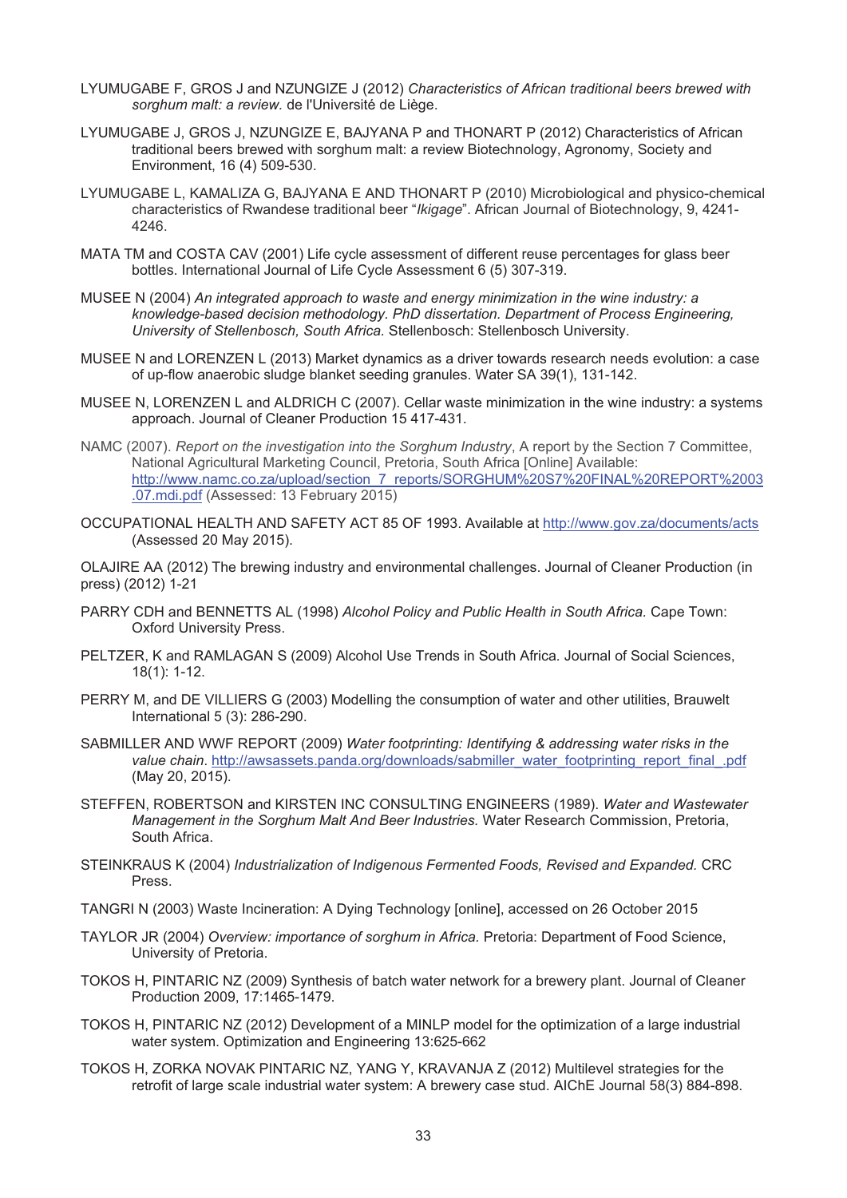LYUMUGABE F, GROS J and NZUNGIZE J (2012) *Characteristics of African traditional beers brewed with sorghum malt: a review.* de l'Université de Liège.

LYUMUGABE J, GROS J, NZUNGIZE E, BAJYANA P and THONART P (2012) Characteristics of African traditional beers brewed with sorghum malt: a review Biotechnology, Agronomy, Society and Environment, 16 (4) 509-530.

LYUMUGABE L, KAMALIZA G, BAJYANA E AND THONART P (2010) Microbiological and physico-chemical characteristics of Rwandese traditional beer "*Ikigage*". African Journal of Biotechnology, 9, 4241-4246.

MATA TM and COSTA CAV (2001) Life cycle assessment of different reuse percentages for glass beer bottles. International Journal of Life Cycle Assessment 6 (5) 307-319.

MUSEE N (2004) *An integrated approach to waste and energy minimization in the wine industry: a knowledge-based decision methodology. PhD dissertation. Department of Process Engineering, University of Stellenbosch, South Africa.* Stellenbosch: Stellenbosch University.

MUSEE N and LORENZEN L (2013) Market dynamics as a driver towards research needs evolution: a case of up-flow anaerobic sludge blanket seeding granules. Water SA 39(1), 131-142.

MUSEE N, LORENZEN L and ALDRICH C (2007). Cellar waste minimization in the wine industry: a systems approach. Journal of Cleaner Production 15 417-431.

NAMC (2007). *Report on the investigation into the Sorghum Industry*, A report by the Section 7 Committee, National Agricultural Marketing Council, Pretoria, South Africa [Online] Available: http://www.namc.co.za/upload/section_7_reports/SORGHUM%20S7%20FINAL%20REPORT%2003.07.mdi.pdf (Assessed: 13 February 2015)

OCCUPATIONAL HEALTH AND SAFETY ACT 85 OF 1993. Available at http://www.gov.za/documents/acts (Assessed 20 May 2015).

OLAJIRE AA (2012) The brewing industry and environmental challenges. Journal of Cleaner Production (in press) (2012) 1-21

PARRY CDH and BENNETTS AL (1998) *Alcohol Policy and Public Health in South Africa.* Cape Town: Oxford University Press.

PELTZER, K and RAMLAGAN S (2009) Alcohol Use Trends in South Africa. Journal of Social Sciences, 18(1): 1-12.

PERRY M, and DE VILLIERS G (2003) Modelling the consumption of water and other utilities, Brauwelt International 5 (3): 286-290.

SABMILLER AND WWF REPORT (2009) *Water footprinting: Identifying & addressing water risks in the value chain*. http://awsassets.panda.org/downloads/sabmiller_water_footprinting_report_final_.pdf (May 20, 2015).

STEFFEN, ROBERTSON and KIRSTEN INC CONSULTING ENGINEERS (1989). *Water and Wastewater Management in the Sorghum Malt And Beer Industries.* Water Research Commission, Pretoria, South Africa.

STEINKRAUS K (2004) *Industrialization of Indigenous Fermented Foods, Revised and Expanded.* CRC Press.

TANGRI N (2003) Waste Incineration: A Dying Technology [online], accessed on 26 October 2015

TAYLOR JR (2004) *Overview: importance of sorghum in Africa.* Pretoria: Department of Food Science, University of Pretoria.

TOKOS H, PINTARIC NZ (2009) Synthesis of batch water network for a brewery plant. Journal of Cleaner Production 2009, 17:1465-1479.

TOKOS H, PINTARIC NZ (2012) Development of a MINLP model for the optimization of a large industrial water system. Optimization and Engineering 13:625-662

TOKOS H, ZORKA NOVAK PINTARIC NZ, YANG Y, KRAVANJA Z (2012) Multilevel strategies for the retrofit of large scale industrial water system: A brewery case stud. AIChE Journal 58(3) 884-898.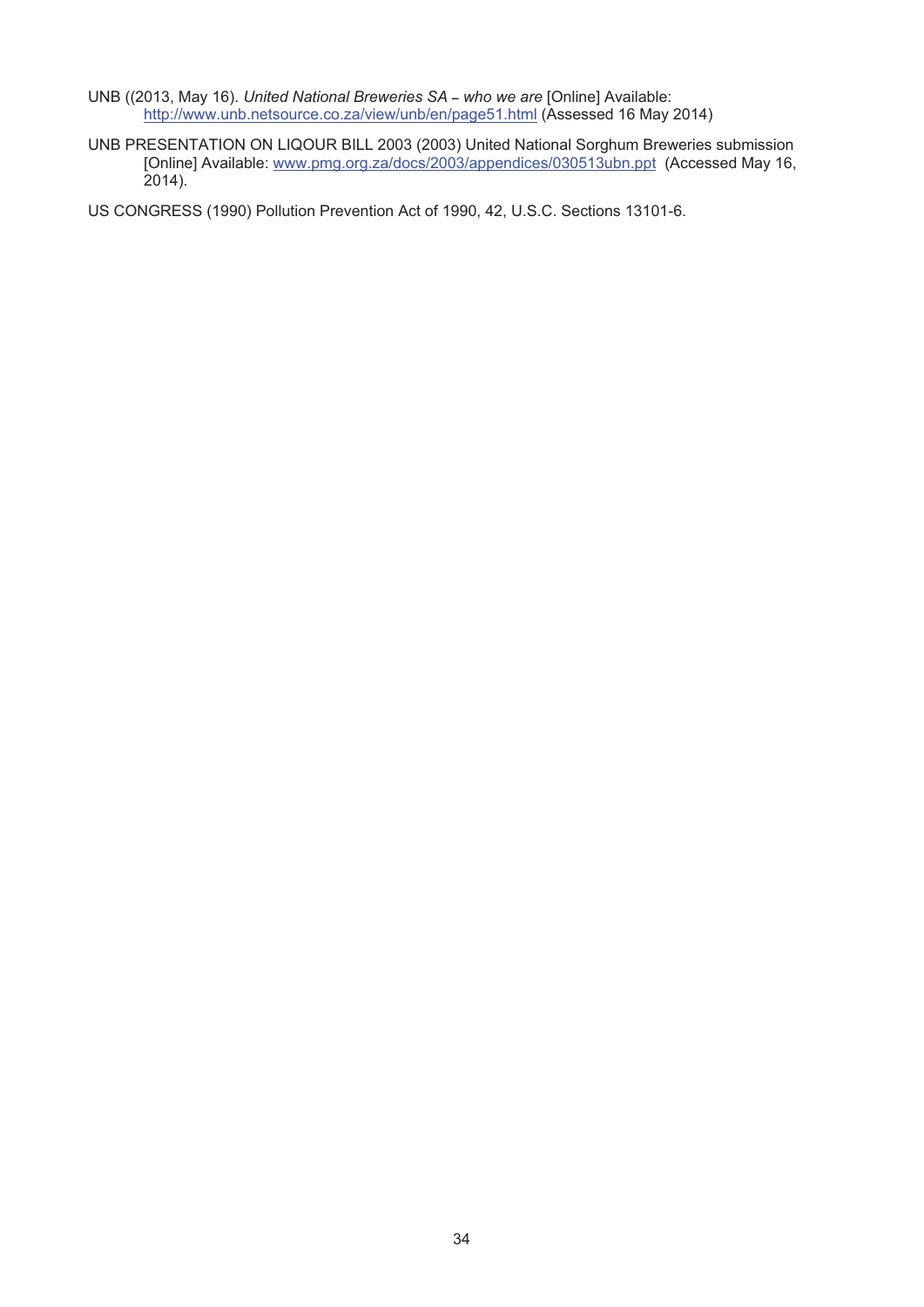UNB ((2013, May 16). *United National Breweries SA – who we are* [Online] Available: http://www.unb.netsource.co.za/view/unb/en/page51.html (Assessed 16 May 2014)

UNB PRESENTATION ON LIQOUR BILL 2003 (2003) United National Sorghum Breweries submission [Online] Available: www.pmg.org.za/docs/2003/appendices/030513ubn.ppt (Accessed May 16, 2014).

US CONGRESS (1990) Pollution Prevention Act of 1990, 42, U.S.C. Sections 13101-6.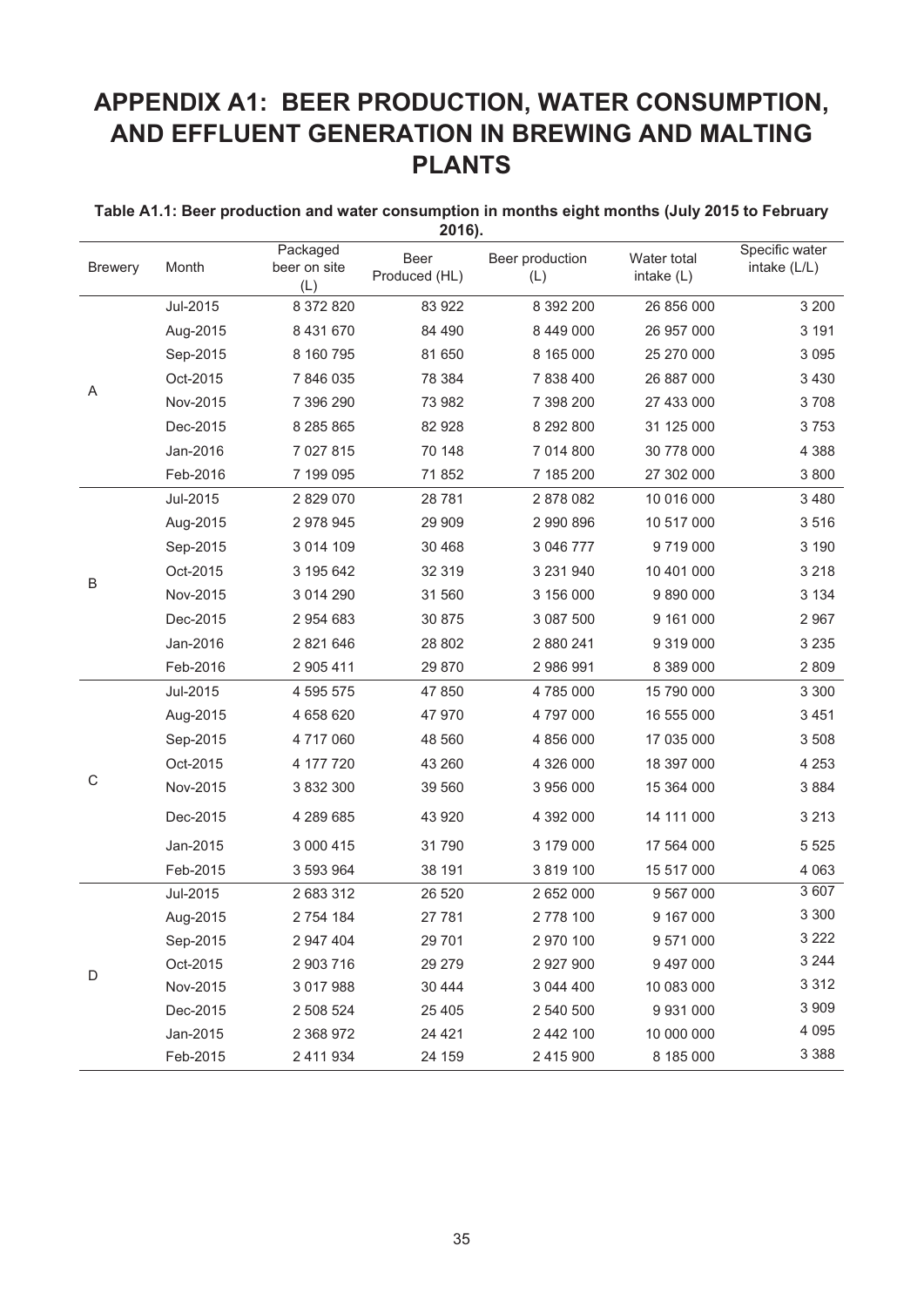# APPENDIX A1: BEER PRODUCTION, WATER CONSUMPTION, AND EFFLUENT GENERATION IN BREWING AND MALTING PLANTS

**Table A1.1: Beer production and water consumption in months eight months (July 2015 to February 2016).**

| Brewery | Month | Packaged beer on site (L) | Beer Produced (HL) | Beer production (L) | Water total intake (L) | Specific water intake (L/L) |
|---|---|---|---|---|---|---|
| A | Jul-2015 | 8 372 820 | 83 922 | 8 392 200 | 26 856 000 | 3 200 |
| | Aug-2015 | 8 431 670 | 84 490 | 8 449 000 | 26 957 000 | 3 191 |
| | Sep-2015 | 8 160 795 | 81 650 | 8 165 000 | 25 270 000 | 3 095 |
| | Oct-2015 | 7 846 035 | 78 384 | 7 838 400 | 26 887 000 | 3 430 |
| | Nov-2015 | 7 396 290 | 73 982 | 7 398 200 | 27 433 000 | 3 708 |
| | Dec-2015 | 8 285 865 | 82 928 | 8 292 800 | 31 125 000 | 3 753 |
| | Jan-2016 | 7 027 815 | 70 148 | 7 014 800 | 30 778 000 | 4 388 |
| | Feb-2016 | 7 199 095 | 71 852 | 7 185 200 | 27 302 000 | 3 800 |
| B | Jul-2015 | 2 829 070 | 28 781 | 2 878 082 | 10 016 000 | 3 480 |
| | Aug-2015 | 2 978 945 | 29 909 | 2 990 896 | 10 517 000 | 3 516 |
| | Sep-2015 | 3 014 109 | 30 468 | 3 046 777 | 9 719 000 | 3 190 |
| | Oct-2015 | 3 195 642 | 32 319 | 3 231 940 | 10 401 000 | 3 218 |
| | Nov-2015 | 3 014 290 | 31 560 | 3 156 000 | 9 890 000 | 3 134 |
| | Dec-2015 | 2 954 683 | 30 875 | 3 087 500 | 9 161 000 | 2 967 |
| | Jan-2016 | 2 821 646 | 28 802 | 2 880 241 | 9 319 000 | 3 235 |
| | Feb-2016 | 2 905 411 | 29 870 | 2 986 991 | 8 389 000 | 2 809 |
| C | Jul-2015 | 4 595 575 | 47 850 | 4 785 000 | 15 790 000 | 3 300 |
| | Aug-2015 | 4 658 620 | 47 970 | 4 797 000 | 16 555 000 | 3 451 |
| | Sep-2015 | 4 717 060 | 48 560 | 4 856 000 | 17 035 000 | 3 508 |
| | Oct-2015 | 4 177 720 | 43 260 | 4 326 000 | 18 397 000 | 4 253 |
| | Nov-2015 | 3 832 300 | 39 560 | 3 956 000 | 15 364 000 | 3 884 |
| | Dec-2015 | 4 289 685 | 43 920 | 4 392 000 | 14 111 000 | 3 213 |
| | Jan-2015 | 3 000 415 | 31 790 | 3 179 000 | 17 564 000 | 5 525 |
| | Feb-2015 | 3 593 964 | 38 191 | 3 819 100 | 15 517 000 | 4 063 |
| D | Jul-2015 | 2 683 312 | 26 520 | 2 652 000 | 9 567 000 | 3 607 |
| | Aug-2015 | 2 754 184 | 27 781 | 2 778 100 | 9 167 000 | 3 300 |
| | Sep-2015 | 2 947 404 | 29 701 | 2 970 100 | 9 571 000 | 3 222 |
| | Oct-2015 | 2 903 716 | 29 279 | 2 927 900 | 9 497 000 | 3 244 |
| | Nov-2015 | 3 017 988 | 30 444 | 3 044 400 | 10 083 000 | 3 312 |
| | Dec-2015 | 2 508 524 | 25 405 | 2 540 500 | 9 931 000 | 3 909 |
| | Jan-2015 | 2 368 972 | 24 421 | 2 442 100 | 10 000 000 | 4 095 |
| | Feb-2015 | 2 411 934 | 24 159 | 2 415 900 | 8 185 000 | 3 388 |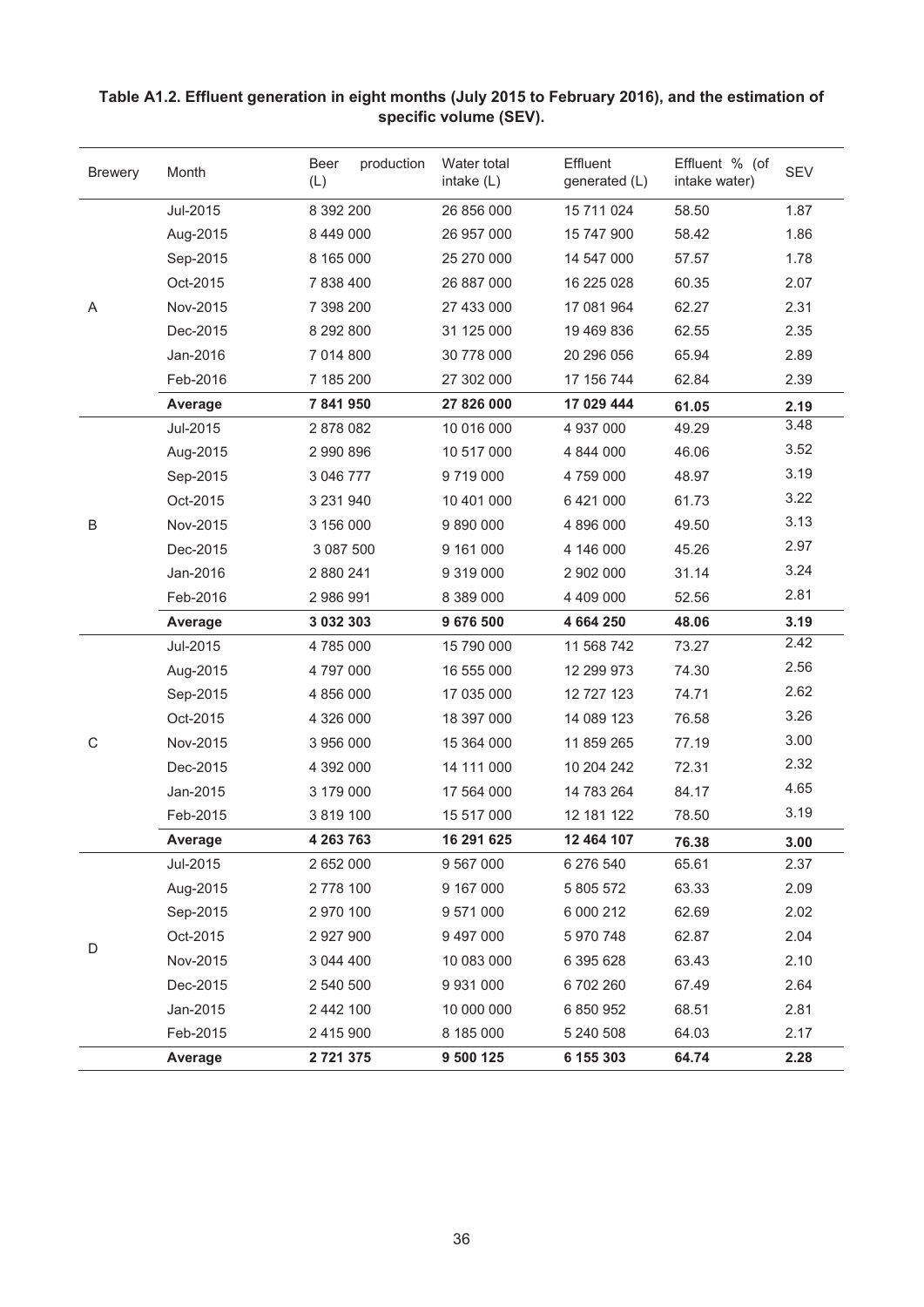**Table A1.2. Effluent generation in eight months (July 2015 to February 2016), and the estimation of specific volume (SEV).**

| Brewery | Month | Beer production (L) | Water total intake (L) | Effluent generated (L) | Effluent % (of intake water) | SEV |
|---|---|---|---|---|---|---|
| A | Jul-2015 | 8 392 200 | 26 856 000 | 15 711 024 | 58.50 | 1.87 |
| | Aug-2015 | 8 449 000 | 26 957 000 | 15 747 900 | 58.42 | 1.86 |
| | Sep-2015 | 8 165 000 | 25 270 000 | 14 547 000 | 57.57 | 1.78 |
| | Oct-2015 | 7 838 400 | 26 887 000 | 16 225 028 | 60.35 | 2.07 |
| | Nov-2015 | 7 398 200 | 27 433 000 | 17 081 964 | 62.27 | 2.31 |
| | Dec-2015 | 8 292 800 | 31 125 000 | 19 469 836 | 62.55 | 2.35 |
| | Jan-2016 | 7 014 800 | 30 778 000 | 20 296 056 | 65.94 | 2.89 |
| | Feb-2016 | 7 185 200 | 27 302 000 | 17 156 744 | 62.84 | 2.39 |
| | **Average** | **7 841 950** | **27 826 000** | **17 029 444** | **61.05** | **2.19** |
| B | Jul-2015 | 2 878 082 | 10 016 000 | 4 937 000 | 49.29 | 3.48 |
| | Aug-2015 | 2 990 896 | 10 517 000 | 4 844 000 | 46.06 | 3.52 |
| | Sep-2015 | 3 046 777 | 9 719 000 | 4 759 000 | 48.97 | 3.19 |
| | Oct-2015 | 3 231 940 | 10 401 000 | 6 421 000 | 61.73 | 3.22 |
| | Nov-2015 | 3 156 000 | 9 890 000 | 4 896 000 | 49.50 | 3.13 |
| | Dec-2015 | 3 087 500 | 9 161 000 | 4 146 000 | 45.26 | 2.97 |
| | Jan-2016 | 2 880 241 | 9 319 000 | 2 902 000 | 31.14 | 3.24 |
| | Feb-2016 | 2 986 991 | 8 389 000 | 4 409 000 | 52.56 | 2.81 |
| | **Average** | **3 032 303** | **9 676 500** | **4 664 250** | **48.06** | **3.19** |
| C | Jul-2015 | 4 785 000 | 15 790 000 | 11 568 742 | 73.27 | 2.42 |
| | Aug-2015 | 4 797 000 | 16 555 000 | 12 299 973 | 74.30 | 2.56 |
| | Sep-2015 | 4 856 000 | 17 035 000 | 12 727 123 | 74.71 | 2.62 |
| | Oct-2015 | 4 326 000 | 18 397 000 | 14 089 123 | 76.58 | 3.26 |
| | Nov-2015 | 3 956 000 | 15 364 000 | 11 859 265 | 77.19 | 3.00 |
| | Dec-2015 | 4 392 000 | 14 111 000 | 10 204 242 | 72.31 | 2.32 |
| | Jan-2015 | 3 179 000 | 17 564 000 | 14 783 264 | 84.17 | 4.65 |
| | Feb-2015 | 3 819 100 | 15 517 000 | 12 181 122 | 78.50 | 3.19 |
| | **Average** | **4 263 763** | **16 291 625** | **12 464 107** | **76.38** | **3.00** |
| D | Jul-2015 | 2 652 000 | 9 567 000 | 6 276 540 | 65.61 | 2.37 |
| | Aug-2015 | 2 778 100 | 9 167 000 | 5 805 572 | 63.33 | 2.09 |
| | Sep-2015 | 2 970 100 | 9 571 000 | 6 000 212 | 62.69 | 2.02 |
| | Oct-2015 | 2 927 900 | 9 497 000 | 5 970 748 | 62.87 | 2.04 |
| | Nov-2015 | 3 044 400 | 10 083 000 | 6 395 628 | 63.43 | 2.10 |
| | Dec-2015 | 2 540 500 | 9 931 000 | 6 702 260 | 67.49 | 2.64 |
| | Jan-2015 | 2 442 100 | 10 000 000 | 6 850 952 | 68.51 | 2.81 |
| | Feb-2015 | 2 415 900 | 8 185 000 | 5 240 508 | 64.03 | 2.17 |
| | **Average** | **2 721 375** | **9 500 125** | **6 155 303** | **64.74** | **2.28** |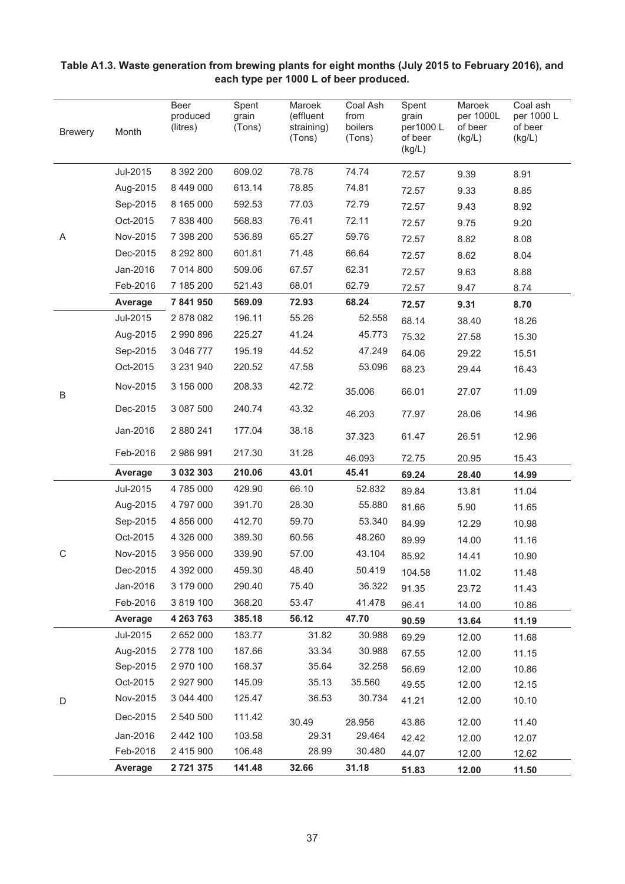**Table A1.3. Waste generation from brewing plants for eight months (July 2015 to February 2016), and each type per 1000 L of beer produced.**

| Brewery | Month | Beer produced (litres) | Spent grain (Tons) | Maroek (effluent straining) (Tons) | Coal Ash from boilers (Tons) | Spent grain per1000 L of beer (kg/L) | Maroek per 1000L of beer (kg/L) | Coal ash per 1000 L of beer (kg/L) |
|---|---|---|---|---|---|---|---|---|
| A | Jul-2015 | 8 392 200 | 609.02 | 78.78 | 74.74 | 72.57 | 9.39 | 8.91 |
| | Aug-2015 | 8 449 000 | 613.14 | 78.85 | 74.81 | 72.57 | 9.33 | 8.85 |
| | Sep-2015 | 8 165 000 | 592.53 | 77.03 | 72.79 | 72.57 | 9.43 | 8.92 |
| | Oct-2015 | 7 838 400 | 568.83 | 76.41 | 72.11 | 72.57 | 9.75 | 9.20 |
| | Nov-2015 | 7 398 200 | 536.89 | 65.27 | 59.76 | 72.57 | 8.82 | 8.08 |
| | Dec-2015 | 8 292 800 | 601.81 | 71.48 | 66.64 | 72.57 | 8.62 | 8.04 |
| | Jan-2016 | 7 014 800 | 509.06 | 67.57 | 62.31 | 72.57 | 9.63 | 8.88 |
| | Feb-2016 | 7 185 200 | 521.43 | 68.01 | 62.79 | 72.57 | 9.47 | 8.74 |
| | **Average** | **7 841 950** | **569.09** | **72.93** | **68.24** | **72.57** | **9.31** | **8.70** |
| B | Jul-2015 | 2 878 082 | 196.11 | 55.26 | 52.558 | 68.14 | 38.40 | 18.26 |
| | Aug-2015 | 2 990 896 | 225.27 | 41.24 | 45.773 | 75.32 | 27.58 | 15.30 |
| | Sep-2015 | 3 046 777 | 195.19 | 44.52 | 47.249 | 64.06 | 29.22 | 15.51 |
| | Oct-2015 | 3 231 940 | 220.52 | 47.58 | 53.096 | 68.23 | 29.44 | 16.43 |
| | Nov-2015 | 3 156 000 | 208.33 | 42.72 | 35.006 | 66.01 | 27.07 | 11.09 |
| | Dec-2015 | 3 087 500 | 240.74 | 43.32 | 46.203 | 77.97 | 28.06 | 14.96 |
| | Jan-2016 | 2 880 241 | 177.04 | 38.18 | 37.323 | 61.47 | 26.51 | 12.96 |
| | Feb-2016 | 2 986 991 | 217.30 | 31.28 | 46.093 | 72.75 | 20.95 | 15.43 |
| | **Average** | **3 032 303** | **210.06** | **43.01** | **45.41** | **69.24** | **28.40** | **14.99** |
| C | Jul-2015 | 4 785 000 | 429.90 | 66.10 | 52.832 | 89.84 | 13.81 | 11.04 |
| | Aug-2015 | 4 797 000 | 391.70 | 28.30 | 55.880 | 81.66 | 5.90 | 11.65 |
| | Sep-2015 | 4 856 000 | 412.70 | 59.70 | 53.340 | 84.99 | 12.29 | 10.98 |
| | Oct-2015 | 4 326 000 | 389.30 | 60.56 | 48.260 | 89.99 | 14.00 | 11.16 |
| | Nov-2015 | 3 956 000 | 339.90 | 57.00 | 43.104 | 85.92 | 14.41 | 10.90 |
| | Dec-2015 | 4 392 000 | 459.30 | 48.40 | 50.419 | 104.58 | 11.02 | 11.48 |
| | Jan-2016 | 3 179 000 | 290.40 | 75.40 | 36.322 | 91.35 | 23.72 | 11.43 |
| | Feb-2016 | 3 819 100 | 368.20 | 53.47 | 41.478 | 96.41 | 14.00 | 10.86 |
| | **Average** | **4 263 763** | **385.18** | **56.12** | **47.70** | **90.59** | **13.64** | **11.19** |
| D | Jul-2015 | 2 652 000 | 183.77 | 31.82 | 30.988 | 69.29 | 12.00 | 11.68 |
| | Aug-2015 | 2 778 100 | 187.66 | 33.34 | 30.988 | 67.55 | 12.00 | 11.15 |
| | Sep-2015 | 2 970 100 | 168.37 | 35.64 | 32.258 | 56.69 | 12.00 | 10.86 |
| | Oct-2015 | 2 927 900 | 145.09 | 35.13 | 35.560 | 49.55 | 12.00 | 12.15 |
| | Nov-2015 | 3 044 400 | 125.47 | 36.53 | 30.734 | 41.21 | 12.00 | 10.10 |
| | Dec-2015 | 2 540 500 | 111.42 | 30.49 | 28.956 | 43.86 | 12.00 | 11.40 |
| | Jan-2016 | 2 442 100 | 103.58 | 29.31 | 29.464 | 42.42 | 12.00 | 12.07 |
| | Feb-2016 | 2 415 900 | 106.48 | 28.99 | 30.480 | 44.07 | 12.00 | 12.62 |
| | **Average** | **2 721 375** | **141.48** | **32.66** | **31.18** | **51.83** | **12.00** | **11.50** |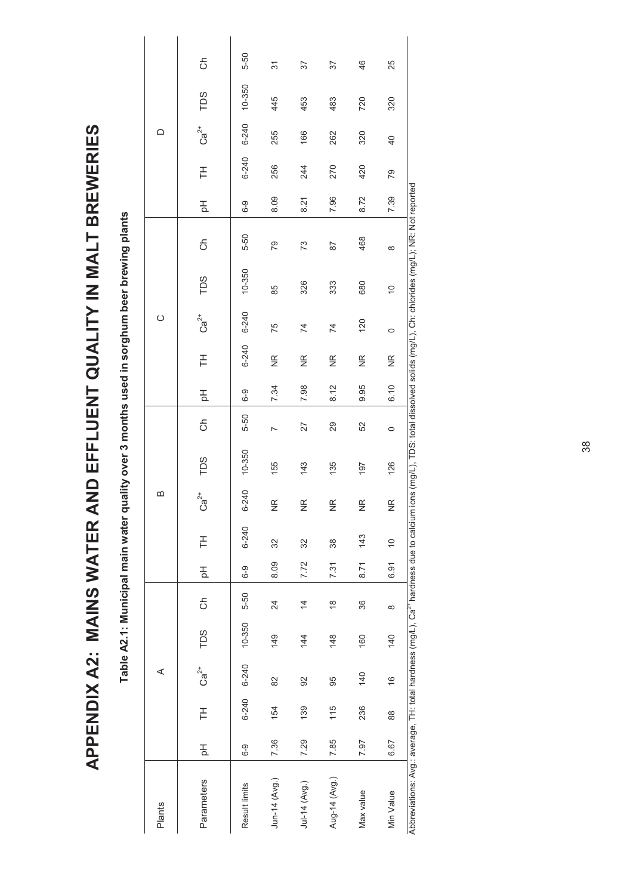# APPENDIX A2: MAINS WATER AND EFFLUENT QUALITY IN MALT BREWERIES

**Table A2.1**: Municipal main water quality over 3 months used in sorghum beer brewing plants

| Plants | A | | | | | B | | | | | C | | | | | D | | | | |
|---|---|---|---|---|---|---|---|---|---|---|---|---|---|---|---|---|---|---|---|---|
| Parameters | pH | TH | $Ca^{2+}$ | TDS | Ch | pH | TH | $Ca^{2+}$ | TDS | Ch | pH | TH | $Ca^{2+}$ | TDS | Ch | pH | TH | $Ca^{2+}$ | TDS | Ch |
| Result limits | 6-9 | 6-240 | 6-240 | 10-350 | 5-50 | 6-9 | 6-240 | 6-240 | 10-350 | 5-50 | 6-9 | 6-240 | 6-240 | 10-350 | 5-50 | 6-9 | 6-240 | 6-240 | 10-350 | 5-50 |
| Jun-14 (Avg.) | 7.36 | 154 | 82 | 149 | 24 | 8.09 | 32 | NR | 155 | 7 | 7.34 | NR | 75 | 85 | 79 | 8.09 | 256 | 255 | 445 | 31 |
| Jul-14 (Avg.) | 7.29 | 139 | 92 | 144 | 14 | 7.72 | 32 | NR | 143 | 27 | 7.98 | NR | 74 | 326 | 73 | 8.21 | 244 | 166 | 453 | 37 |
| Aug-14 (Avg.) | 7.85 | 115 | 95 | 148 | 18 | 7.31 | 38 | NR | 135 | 29 | 8.12 | NR | 74 | 333 | 87 | 7.96 | 270 | 262 | 483 | 37 |
| Max value | 7.97 | 236 | 140 | 160 | 36 | 8.71 | 143 | NR | 197 | 52 | 9.95 | NR | 120 | 680 | 468 | 8.72 | 420 | 320 | 720 | 46 |
| Min Value | 6.67 | 88 | 16 | 140 | 8 | 6.91 | 10 | NR | 126 | 0 | 6.10 | NR | 0 | 10 | 8 | 7.39 | 79 | 40 | 320 | 25 |

Abbreviations: Avg.: average, TH: total hardness (mg/L), $Ca^{2+}$ hardness due to calcium ions (mg/L), TDS: total dissolved solids (mg/L), Ch: chlorides (mg/L); NR: Not reported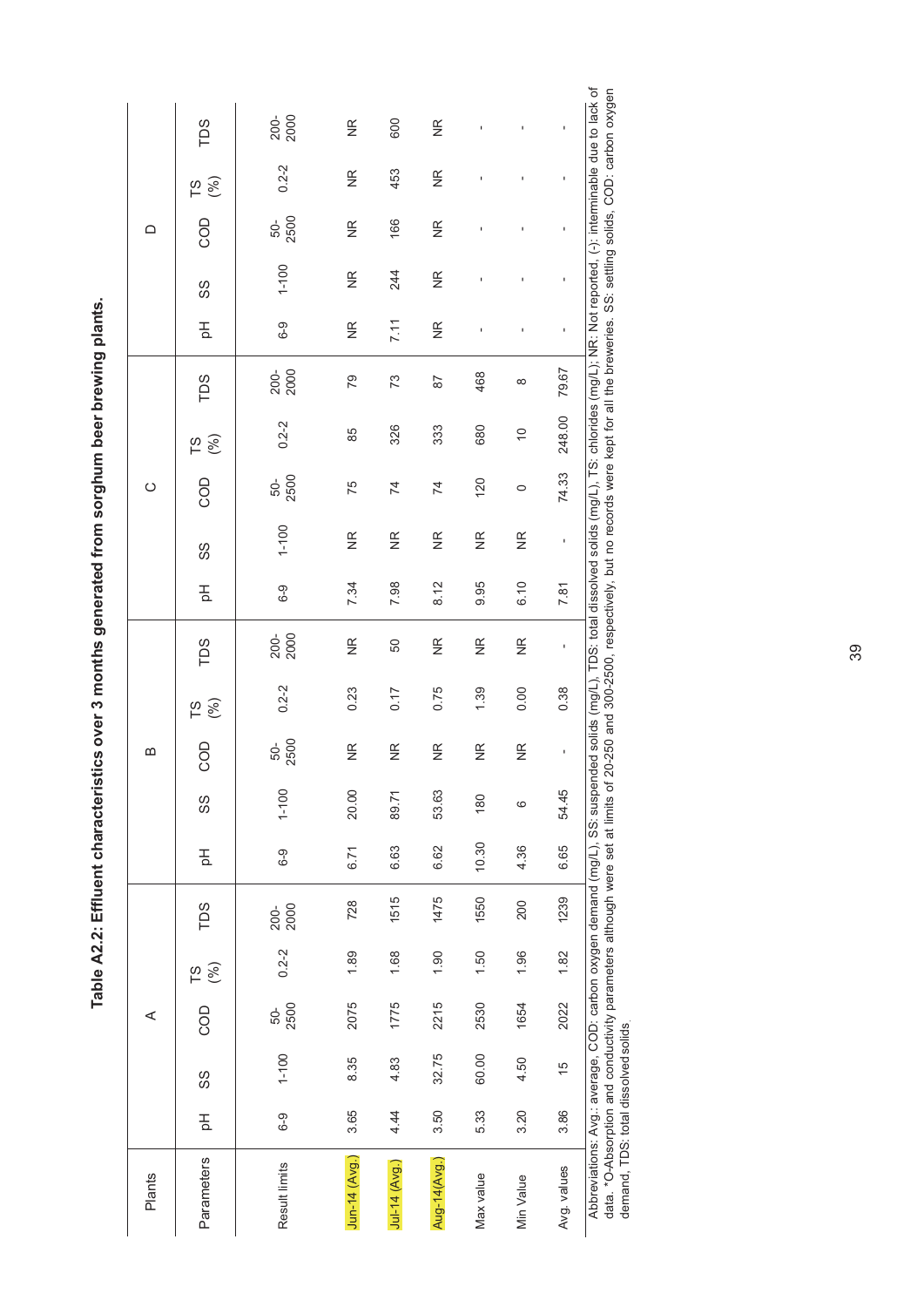**Table A2.2: Effluent characteristics over 3 months generated from sorghum beer brewing plants.**

| Plants | A | | | | | B | | | | | C | | | | | D | | | | |
|---|---|---|---|---|---|---|---|---|---|---|---|---|---|---|---|---|---|---|---|---|
| Parameters | pH | SS | COD | TS (%) | TDS | pH | SS | COD | TS (%) | TDS | pH | SS | COD | TS (%) | TDS | pH | SS | COD | TS (%) | TDS |
| Result limits | 6-9 | 1-100 | 50-2500 | 0.2-2 | 200-2000 | 6-9 | 1-100 | 50-2500 | 0.2-2 | 200-2000 | 6-9 | 1-100 | 50-2500 | 0.2-2 | 200-2000 | 6-9 | 1-100 | 50-2500 | 0.2-2 | 200-2000 |
| Jun-14 (Avg.) | 3.65 | 8.35 | 2075 | 1.89 | 728 | 6.71 | 20.00 | NR | 0.23 | NR | 7.34 | NR | 75 | 85 | 79 | NR | NR | NR | NR | NR |
| Jul-14 (Avg.) | 4.44 | 4.83 | 1775 | 1.68 | 1515 | 6.63 | 89.71 | NR | 0.17 | 50 | 7.98 | NR | 74 | 326 | 73 | 7.11 | 244 | 166 | 453 | 600 |
| Aug-14(Avg.) | 3.50 | 32.75 | 2215 | 1.90 | 1475 | 6.62 | 53.63 | NR | 0.75 | NR | 8.12 | NR | 74 | 333 | 87 | NR | NR | NR | NR | NR |
| Max value | 5.33 | 60.00 | 2530 | 1.50 | 1550 | 10.30 | 180 | NR | 1.39 | NR | 9.95 | NR | 120 | 680 | 468 | - | - | - | - | - |
| Min Value | 3.20 | 4.50 | 1654 | 1.96 | 200 | 4.36 | 6 | NR | 0.00 | NR | 6.10 | NR | 0 | 10 | 8 | - | - | - | - | - |
| Avg. values | 3.86 | 15 | 2022 | 1.82 | 1239 | 6.65 | 54.45 | - | 0.38 | - | 7.81 | - | 74.33 | 248.00 | 79.67 | - | - | - | - | - |

Abbreviations: Avg.: average, COD: carbon oxygen demand (mg/L), SS: suspended solids (mg/L), TDS: total dissolved solids (mg/L), TS: chlorides (mg/L); NR: Not reported, (-): interminable due to lack of data. *O-Absorption and conductivity parameters although were set at limits of 20-250 and 300-2500, respectively, but no records were kept for all the breweries. SS: settling solids, COD: carbon oxygen demand, TDS: total dissolved solids.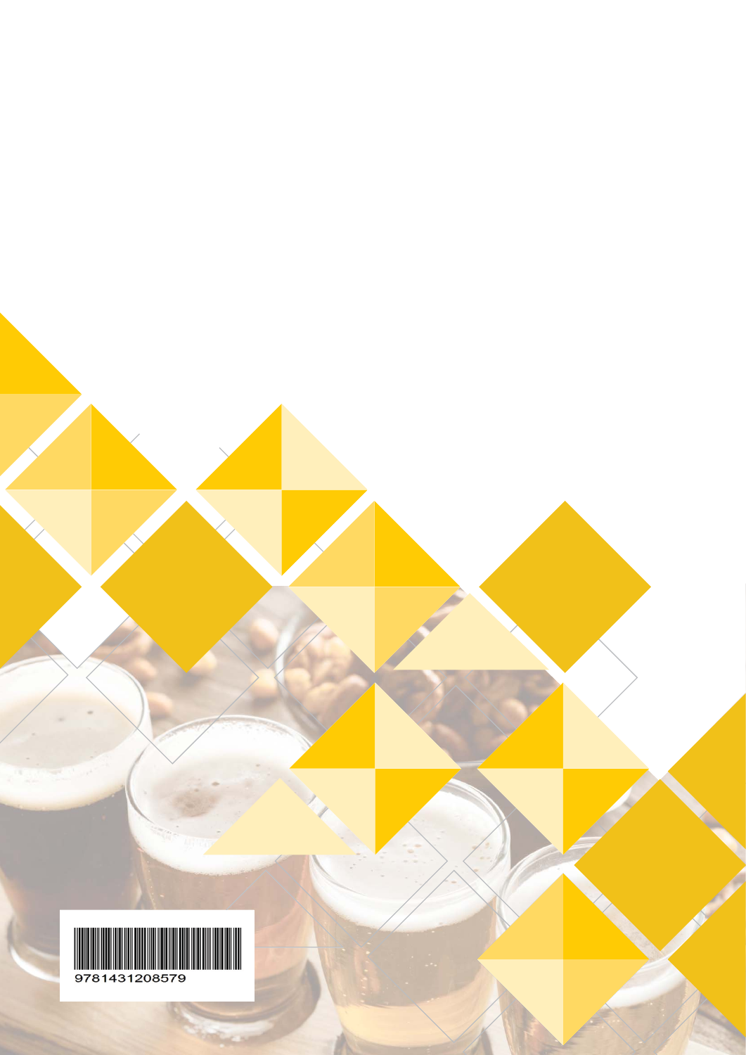9781431208579